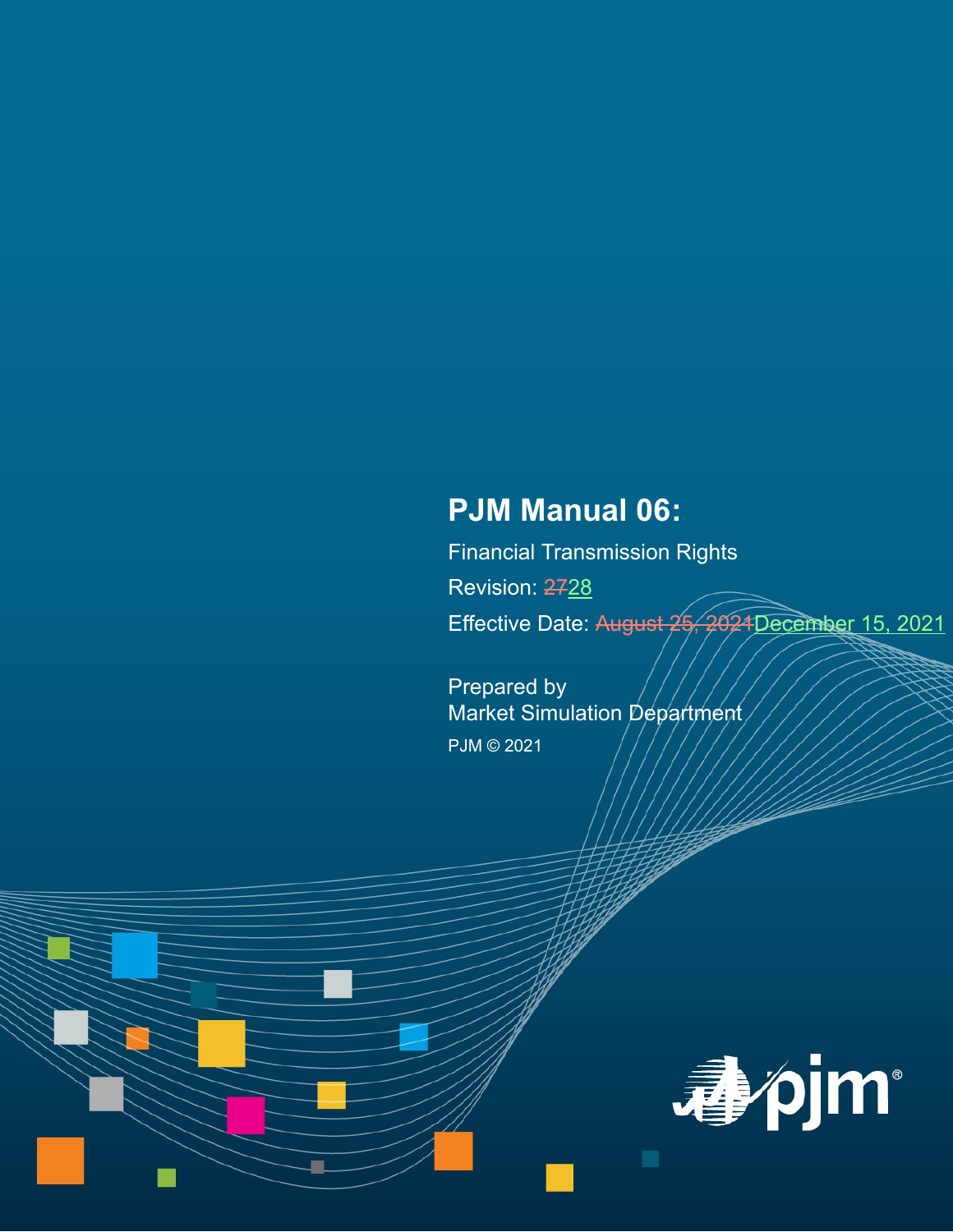# PJM Manual 06:

Financial Transmission Rights

Revision: ~~27~~28

Effective Date: ~~August 25, 2021~~December 15, 2021

Prepared by
Market Simulation Department

PJM © 2021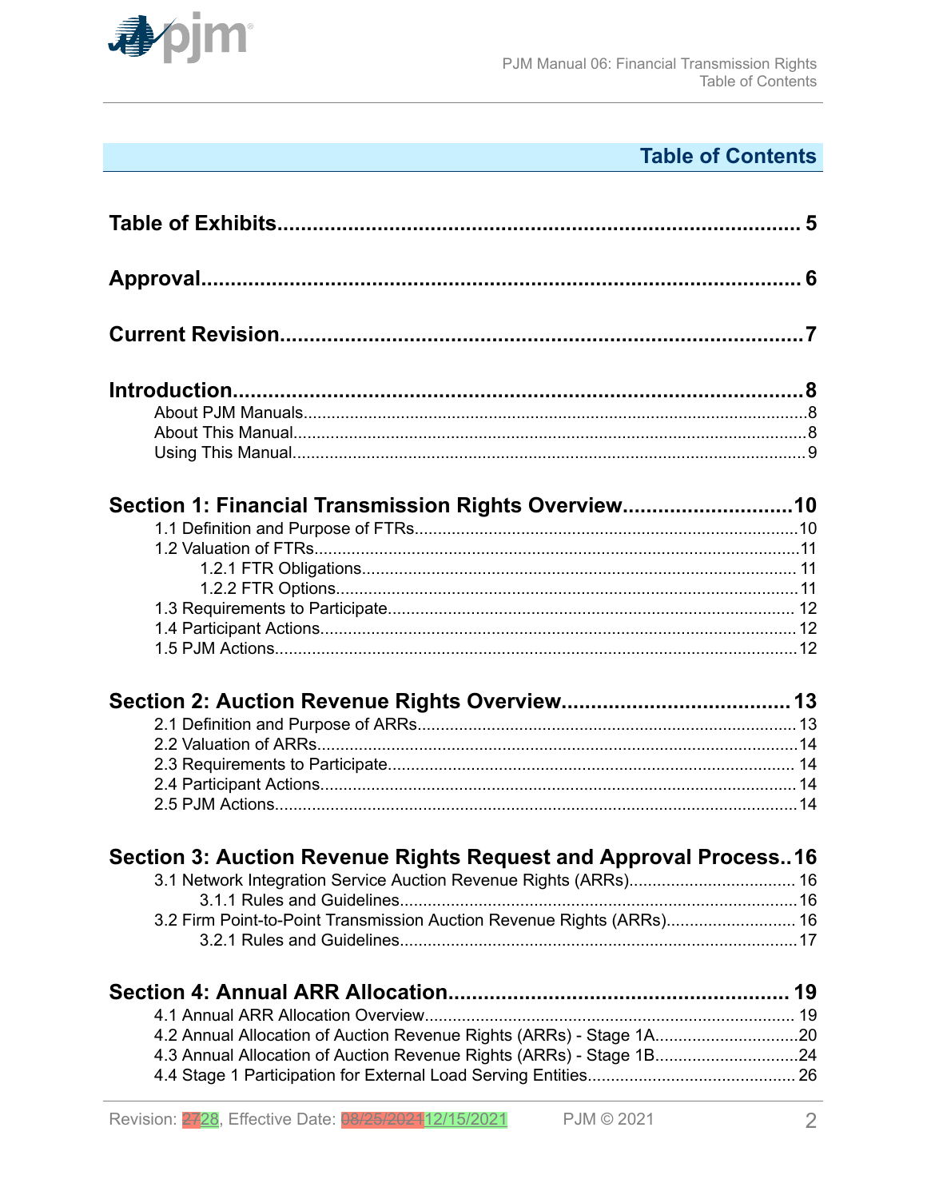## Table of Contents

**Table of Exhibits....................................................................................... 5**

**Approval..................................................................................................... 6**

**Current Revision.........................................................................................7**

**Introduction.................................................................................................8**
- About PJM Manuals.......................................................................................8
- About This Manual........................................................................................8
- Using This Manual.........................................................................................9

**Section 1: Financial Transmission Rights Overview............................10**
- 1.1 Definition and Purpose of FTRs.............................................................10
- 1.2 Valuation of FTRs...................................................................................11
  - 1.2.1 FTR Obligations.............................................................................. 11
  - 1.2.2 FTR Options....................................................................................11
- 1.3 Requirements to Participate.................................................................... 12
- 1.4 Participant Actions.................................................................................. 12
- 1.5 PJM Actions.............................................................................................12

**Section 2: Auction Revenue Rights Overview...................................... 13**
- 2.1 Definition and Purpose of ARRs............................................................ 13
- 2.2 Valuation of ARRs...................................................................................14
- 2.3 Requirements to Participate.................................................................... 14
- 2.4 Participant Actions.................................................................................. 14
- 2.5 PJM Actions.............................................................................................14

**Section 3: Auction Revenue Rights Request and Approval Process..16**
- 3.1 Network Integration Service Auction Revenue Rights (ARRs).................................... 16
  - 3.1.1 Rules and Guidelines.....................................................................16
- 3.2 Firm Point-to-Point Transmission Auction Revenue Rights (ARRs)............................ 16
  - 3.2.1 Rules and Guidelines.....................................................................17

**Section 4: Annual ARR Allocation......................................................... 19**
- 4.1 Annual ARR Allocation Overview............................................................ 19
- 4.2 Annual Allocation of Auction Revenue Rights (ARRs) - Stage 1A...............................20
- 4.3 Annual Allocation of Auction Revenue Rights (ARRs) - Stage 1B...............................24
- 4.4 Stage 1 Participation for External Load Serving Entities............................................ 26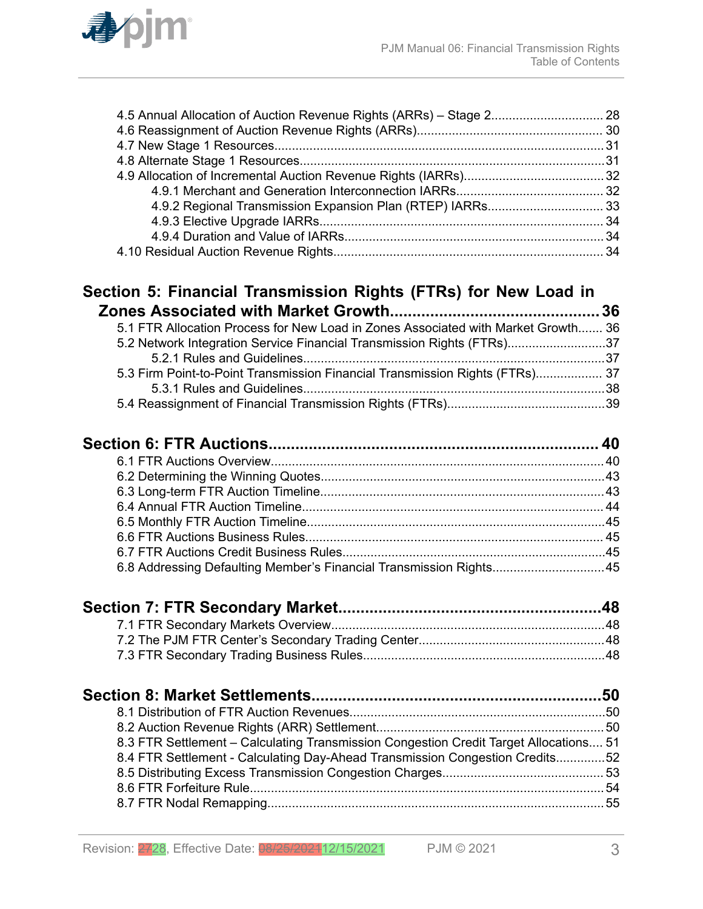4.5 Annual Allocation of Auction Revenue Rights (ARRs) – Stage 2................................ 28
4.6 Reassignment of Auction Revenue Rights (ARRs)..................................................... 30
4.7 New Stage 1 Resources.............................................................................................31
4.8 Alternate Stage 1 Resources......................................................................................31
4.9 Allocation of Incremental Auction Revenue Rights (IARRs)........................................32
- 4.9.1 Merchant and Generation Interconnection IARRs.......................................... 32
- 4.9.2 Regional Transmission Expansion Plan (RTEP) IARRs.................................. 33
- 4.9.3 Elective Upgrade IARRs.................................................................................. 34
- 4.9.4 Duration and Value of IARRs.......................................................................... 34

4.10 Residual Auction Revenue Rights............................................................................ 34

## Section 5: Financial Transmission Rights (FTRs) for New Load in Zones Associated with Market Growth.............................................36

5.1 FTR Allocation Process for New Load in Zones Associated with Market Growth....... 36
5.2 Network Integration Service Financial Transmission Rights (FTRs)............................37
- 5.2.1 Rules and Guidelines......................................................................................37

5.3 Firm Point-to-Point Transmission Financial Transmission Rights (FTRs).................. 37
- 5.3.1 Rules and Guidelines......................................................................................38

5.4 Reassignment of Financial Transmission Rights (FTRs).............................................39

## Section 6: FTR Auctions........................................................................ 40

6.1 FTR Auctions Overview.............................................................................................. 40
6.2 Determining the Winning Quotes.................................................................................43
6.3 Long-term FTR Auction Timeline.................................................................................43
6.4 Annual FTR Auction Timeline..................................................................................... 44
6.5 Monthly FTR Auction Timeline....................................................................................45
6.6 FTR Auctions Business Rules.................................................................................... 45
6.7 FTR Auctions Credit Business Rules..........................................................................45
6.8 Addressing Defaulting Member's Financial Transmission Rights................................45

## Section 7: FTR Secondary Market..........................................................48

7.1 FTR Secondary Markets Overview.............................................................................48
7.2 The PJM FTR Center's Secondary Trading Center.....................................................48
7.3 FTR Secondary Trading Business Rules....................................................................48

## Section 8: Market Settlements.................................................................50

8.1 Distribution of FTR Auction Revenues.........................................................................50
8.2 Auction Revenue Rights (ARR) Settlement................................................................. 50
8.3 FTR Settlement – Calculating Transmission Congestion Credit Target Allocations.... 51
8.4 FTR Settlement - Calculating Day-Ahead Transmission Congestion Credits..............52
8.5 Distributing Excess Transmission Congestion Charges.............................................. 53
8.6 FTR Forfeiture Rule.................................................................................................... 54
8.7 FTR Nodal Remapping............................................................................................... 55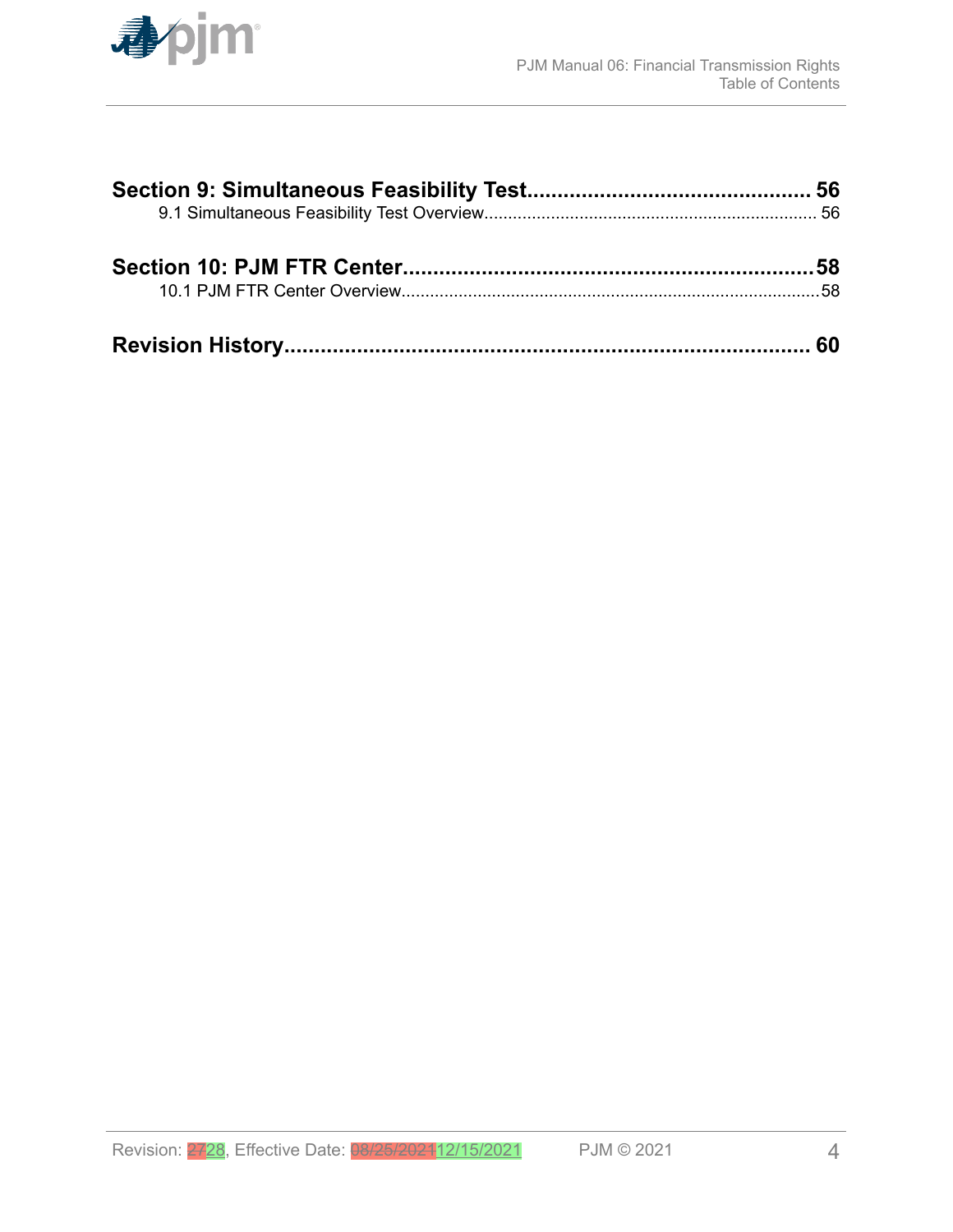**Section 9: Simultaneous Feasibility Test.............................................. 56**

9.1 Simultaneous Feasibility Test Overview..................................................................... 56

**Section 10: PJM FTR Center..................................................................58**

10.1 PJM FTR Center Overview........................................................................................58

**Revision History........................................................................................ 60**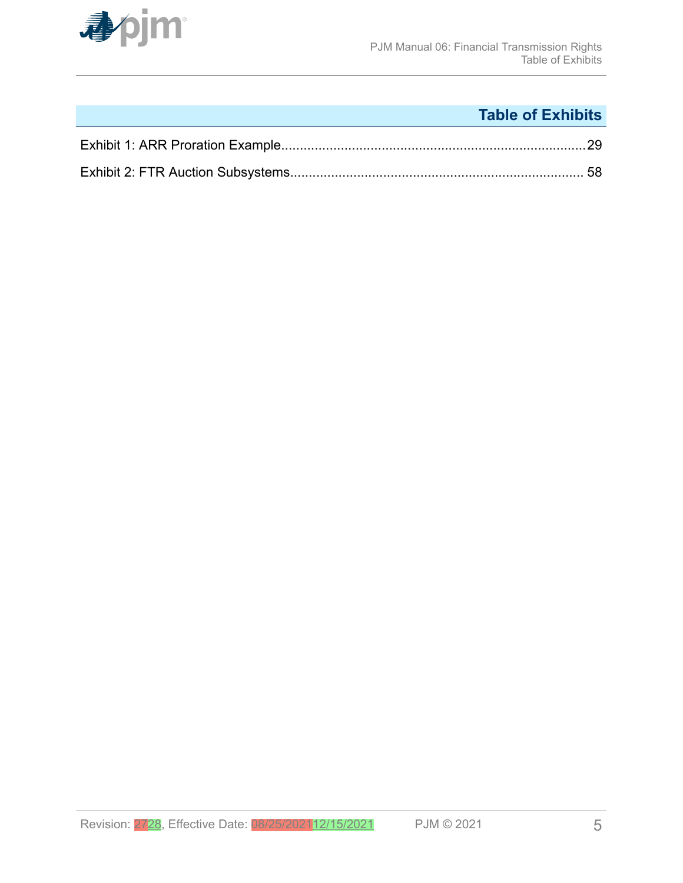# Table of Exhibits

Exhibit 1: ARR Proration Example.................................................................................29

Exhibit 2: FTR Auction Subsystems............................................................................... 58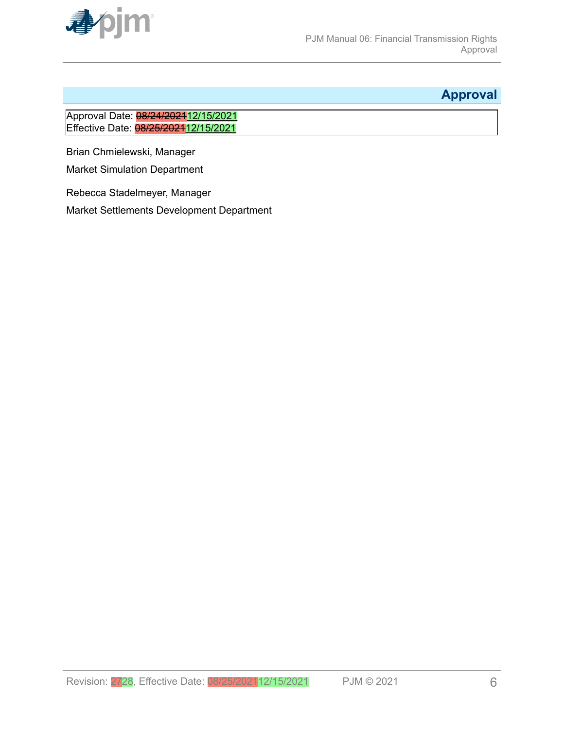# Approval

Approval Date: ~~08/24/2021~~12/15/2021
Effective Date: ~~08/25/2021~~12/15/2021

Brian Chmielewski, Manager

Market Simulation Department

Rebecca Stadelmeyer, Manager

Market Settlements Development Department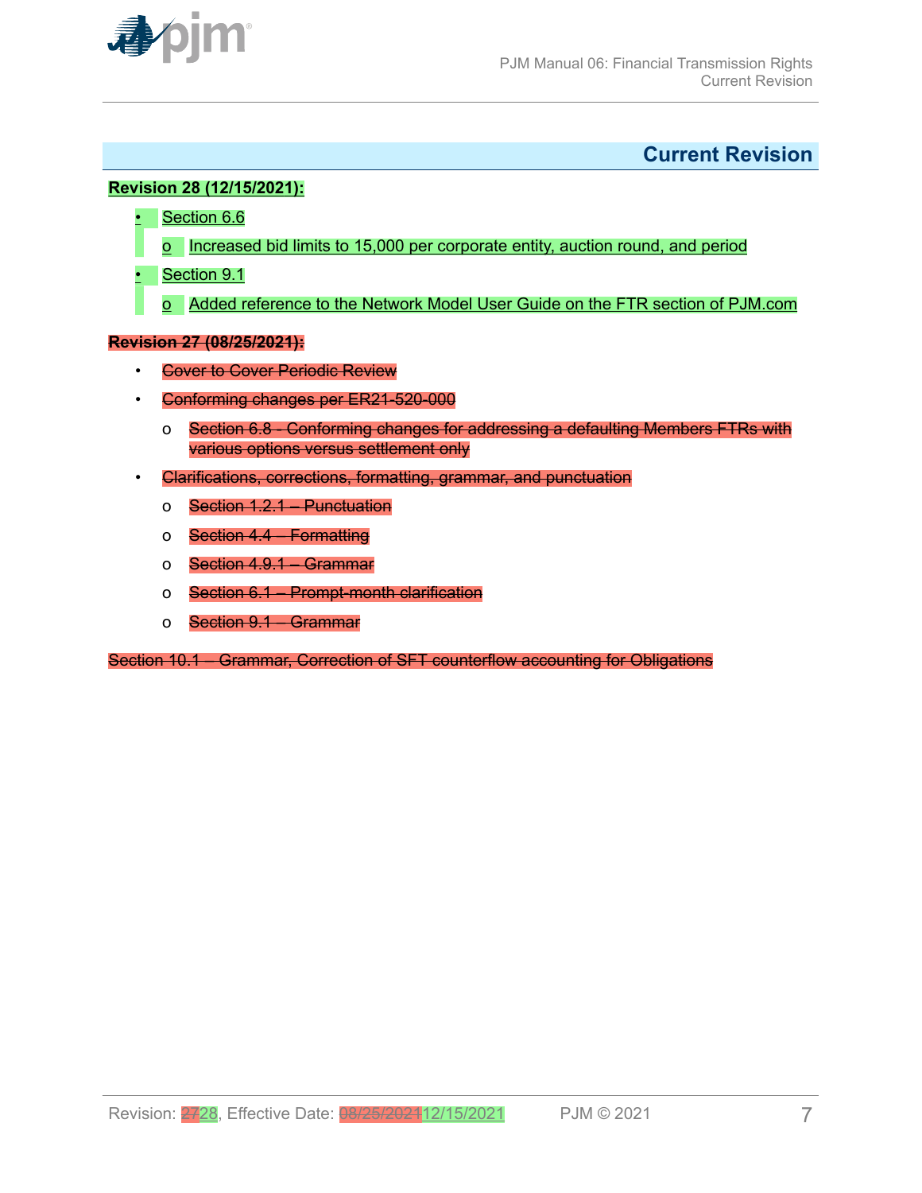## Current Revision

**Revision 28 (12/15/2021):**

- Section 6.6
  - o Increased bid limits to 15,000 per corporate entity, auction round, and period
- Section 9.1
  - o Added reference to the Network Model User Guide on the FTR section of PJM.com

~~**Revision 27 (08/25/2021):**~~

- ~~Cover to Cover Periodic Review~~
- ~~Conforming changes per ER21-520-000~~
  - o ~~Section 6.8 - Conforming changes for addressing a defaulting Members FTRs with various options versus settlement only~~
- ~~Clarifications, corrections, formatting, grammar, and punctuation~~
  - o ~~Section 1.2.1 – Punctuation~~
  - o ~~Section 4.4 – Formatting~~
  - o ~~Section 4.9.1 – Grammar~~
  - o ~~Section 6.1 – Prompt-month clarification~~
  - o ~~Section 9.1 – Grammar~~

~~Section 10.1 – Grammar, Correction of SFT counterflow accounting for Obligations~~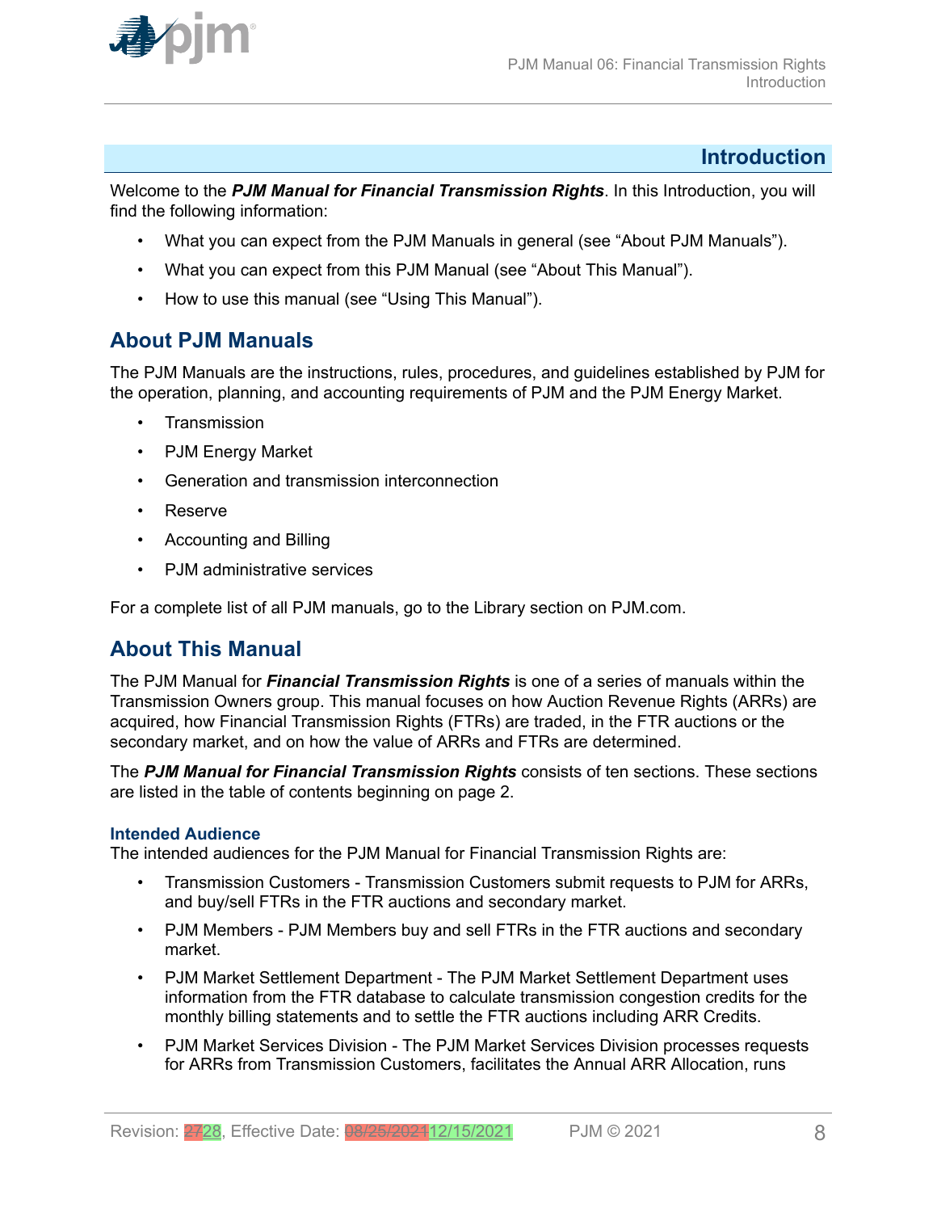# Introduction

Welcome to the ***PJM Manual for Financial Transmission Rights***. In this Introduction, you will find the following information:

- What you can expect from the PJM Manuals in general (see "About PJM Manuals").
- What you can expect from this PJM Manual (see "About This Manual").
- How to use this manual (see "Using This Manual").

## About PJM Manuals

The PJM Manuals are the instructions, rules, procedures, and guidelines established by PJM for the operation, planning, and accounting requirements of PJM and the PJM Energy Market.

- Transmission
- PJM Energy Market
- Generation and transmission interconnection
- Reserve
- Accounting and Billing
- PJM administrative services

For a complete list of all PJM manuals, go to the Library section on PJM.com.

## About This Manual

The PJM Manual for ***Financial Transmission Rights*** is one of a series of manuals within the Transmission Owners group. This manual focuses on how Auction Revenue Rights (ARRs) are acquired, how Financial Transmission Rights (FTRs) are traded, in the FTR auctions or the secondary market, and on how the value of ARRs and FTRs are determined.

The ***PJM Manual for Financial Transmission Rights*** consists of ten sections. These sections are listed in the table of contents beginning on page 2.

### Intended Audience

The intended audiences for the PJM Manual for Financial Transmission Rights are:

- Transmission Customers - Transmission Customers submit requests to PJM for ARRs, and buy/sell FTRs in the FTR auctions and secondary market.
- PJM Members - PJM Members buy and sell FTRs in the FTR auctions and secondary market.
- PJM Market Settlement Department - The PJM Market Settlement Department uses information from the FTR database to calculate transmission congestion credits for the monthly billing statements and to settle the FTR auctions including ARR Credits.
- PJM Market Services Division - The PJM Market Services Division processes requests for ARRs from Transmission Customers, facilitates the Annual ARR Allocation, runs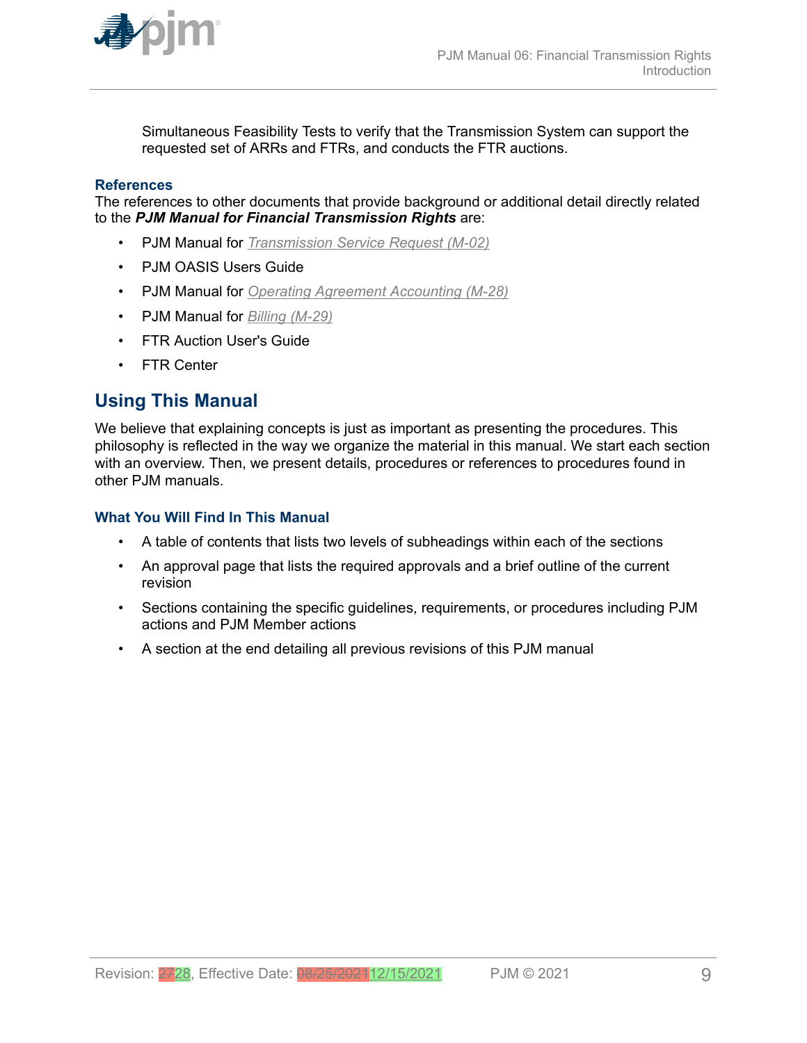Simultaneous Feasibility Tests to verify that the Transmission System can support the requested set of ARRs and FTRs, and conducts the FTR auctions.

### References

The references to other documents that provide background or additional detail directly related to the ***PJM Manual for Financial Transmission Rights*** are:

- PJM Manual for *Transmission Service Request (M-02)*
- PJM OASIS Users Guide
- PJM Manual for *Operating Agreement Accounting (M-28)*
- PJM Manual for *Billing (M-29)*
- FTR Auction User's Guide
- FTR Center

## Using This Manual

We believe that explaining concepts is just as important as presenting the procedures. This philosophy is reflected in the way we organize the material in this manual. We start each section with an overview. Then, we present details, procedures or references to procedures found in other PJM manuals.

### What You Will Find In This Manual

- A table of contents that lists two levels of subheadings within each of the sections
- An approval page that lists the required approvals and a brief outline of the current revision
- Sections containing the specific guidelines, requirements, or procedures including PJM actions and PJM Member actions
- A section at the end detailing all previous revisions of this PJM manual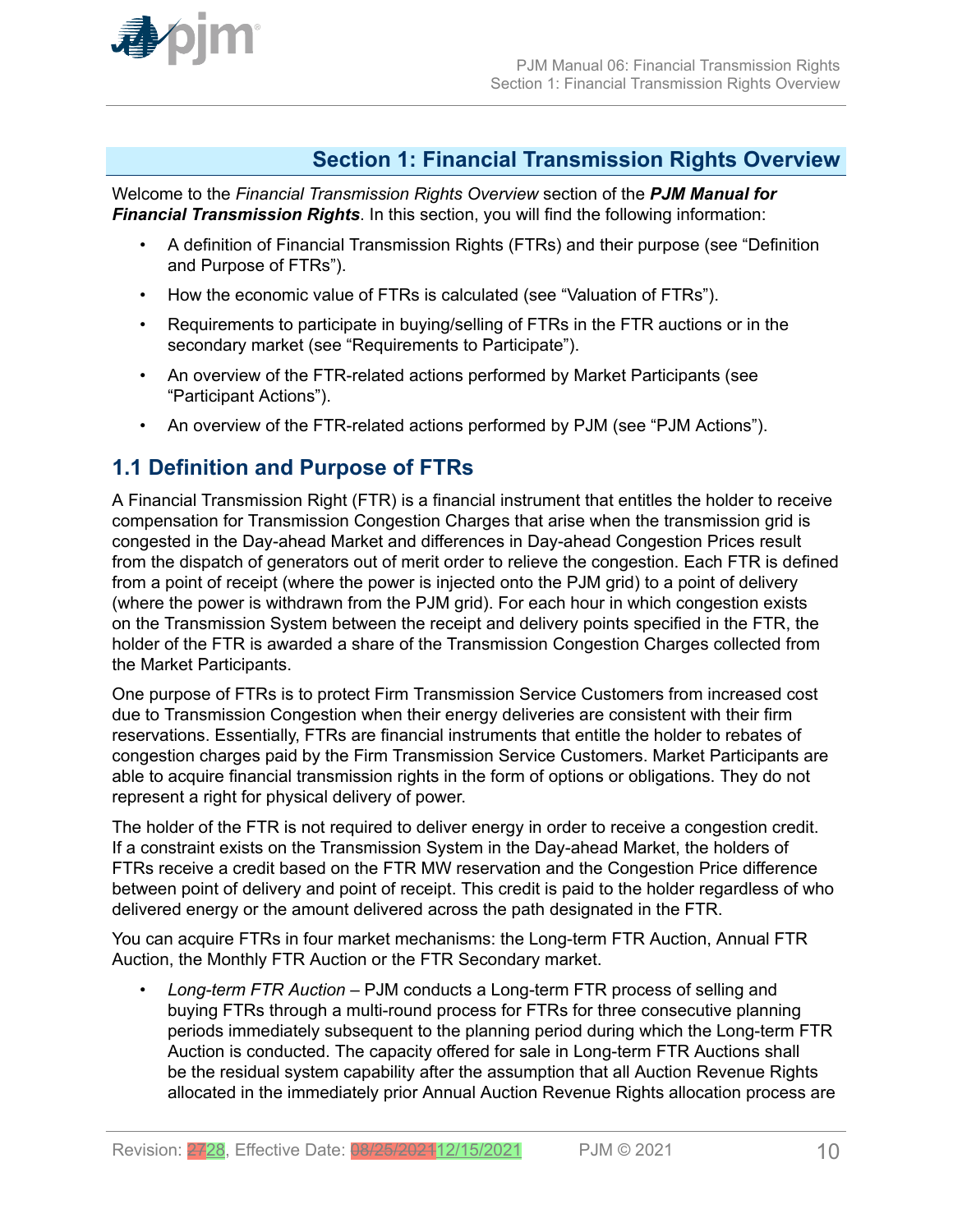# Section 1: Financial Transmission Rights Overview

Welcome to the *Financial Transmission Rights Overview* section of the ***PJM Manual for Financial Transmission Rights***. In this section, you will find the following information:

- A definition of Financial Transmission Rights (FTRs) and their purpose (see "Definition and Purpose of FTRs").
- How the economic value of FTRs is calculated (see "Valuation of FTRs").
- Requirements to participate in buying/selling of FTRs in the FTR auctions or in the secondary market (see "Requirements to Participate").
- An overview of the FTR-related actions performed by Market Participants (see "Participant Actions").
- An overview of the FTR-related actions performed by PJM (see "PJM Actions").

## 1.1 Definition and Purpose of FTRs

A Financial Transmission Right (FTR) is a financial instrument that entitles the holder to receive compensation for Transmission Congestion Charges that arise when the transmission grid is congested in the Day-ahead Market and differences in Day-ahead Congestion Prices result from the dispatch of generators out of merit order to relieve the congestion. Each FTR is defined from a point of receipt (where the power is injected onto the PJM grid) to a point of delivery (where the power is withdrawn from the PJM grid). For each hour in which congestion exists on the Transmission System between the receipt and delivery points specified in the FTR, the holder of the FTR is awarded a share of the Transmission Congestion Charges collected from the Market Participants.

One purpose of FTRs is to protect Firm Transmission Service Customers from increased cost due to Transmission Congestion when their energy deliveries are consistent with their firm reservations. Essentially, FTRs are financial instruments that entitle the holder to rebates of congestion charges paid by the Firm Transmission Service Customers. Market Participants are able to acquire financial transmission rights in the form of options or obligations. They do not represent a right for physical delivery of power.

The holder of the FTR is not required to deliver energy in order to receive a congestion credit. If a constraint exists on the Transmission System in the Day-ahead Market, the holders of FTRs receive a credit based on the FTR MW reservation and the Congestion Price difference between point of delivery and point of receipt. This credit is paid to the holder regardless of who delivered energy or the amount delivered across the path designated in the FTR.

You can acquire FTRs in four market mechanisms: the Long-term FTR Auction, Annual FTR Auction, the Monthly FTR Auction or the FTR Secondary market.

- *Long-term FTR Auction* – PJM conducts a Long-term FTR process of selling and buying FTRs through a multi-round process for FTRs for three consecutive planning periods immediately subsequent to the planning period during which the Long-term FTR Auction is conducted. The capacity offered for sale in Long-term FTR Auctions shall be the residual system capability after the assumption that all Auction Revenue Rights allocated in the immediately prior Annual Auction Revenue Rights allocation process are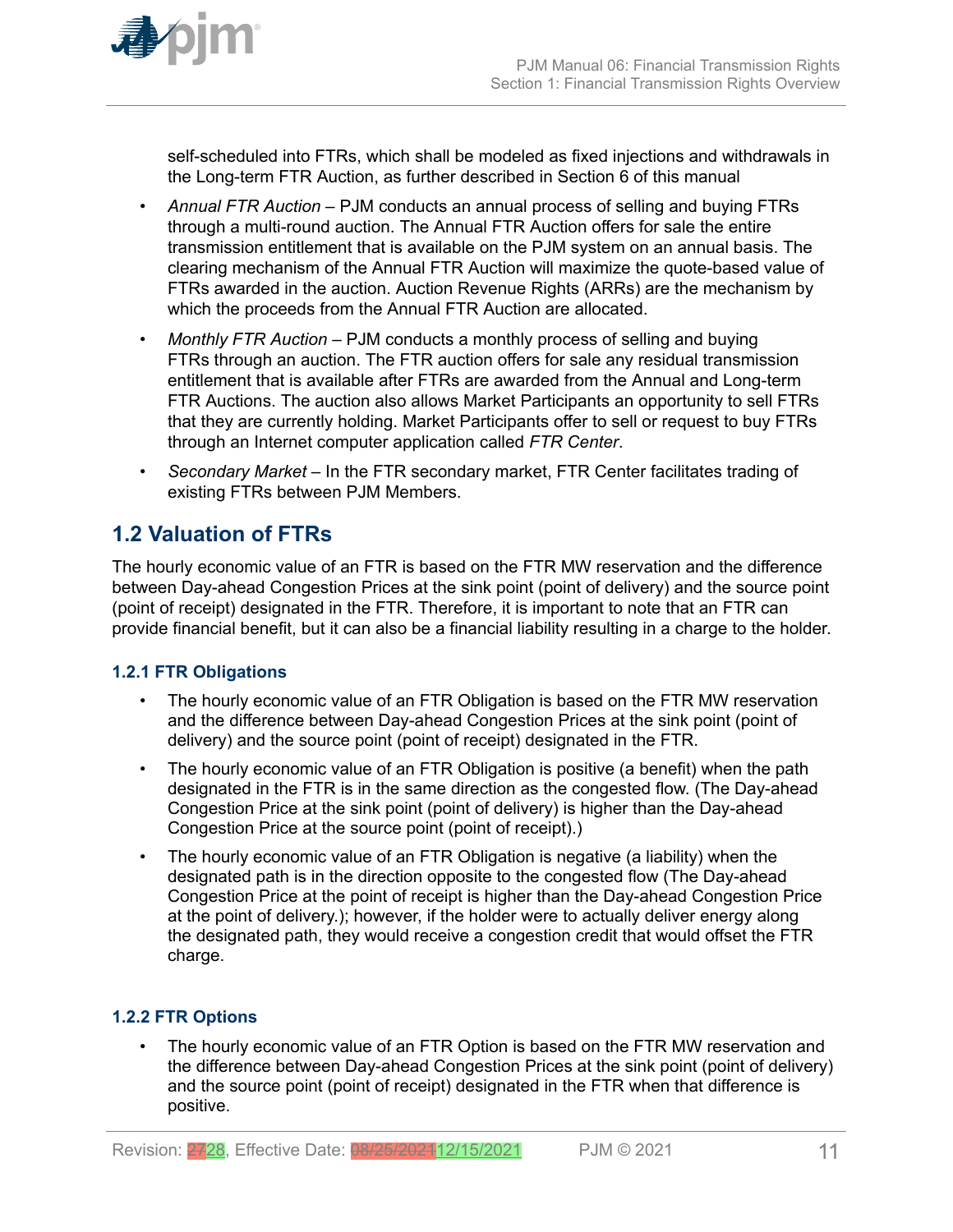self-scheduled into FTRs, which shall be modeled as fixed injections and withdrawals in the Long-term FTR Auction, as further described in Section 6 of this manual

- *Annual FTR Auction* – PJM conducts an annual process of selling and buying FTRs through a multi-round auction. The Annual FTR Auction offers for sale the entire transmission entitlement that is available on the PJM system on an annual basis. The clearing mechanism of the Annual FTR Auction will maximize the quote-based value of FTRs awarded in the auction. Auction Revenue Rights (ARRs) are the mechanism by which the proceeds from the Annual FTR Auction are allocated.
- *Monthly FTR Auction* – PJM conducts a monthly process of selling and buying FTRs through an auction. The FTR auction offers for sale any residual transmission entitlement that is available after FTRs are awarded from the Annual and Long-term FTR Auctions. The auction also allows Market Participants an opportunity to sell FTRs that they are currently holding. Market Participants offer to sell or request to buy FTRs through an Internet computer application called *FTR Center*.
- *Secondary Market* – In the FTR secondary market, FTR Center facilitates trading of existing FTRs between PJM Members.

## 1.2 Valuation of FTRs

The hourly economic value of an FTR is based on the FTR MW reservation and the difference between Day-ahead Congestion Prices at the sink point (point of delivery) and the source point (point of receipt) designated in the FTR. Therefore, it is important to note that an FTR can provide financial benefit, but it can also be a financial liability resulting in a charge to the holder.

### 1.2.1 FTR Obligations

- The hourly economic value of an FTR Obligation is based on the FTR MW reservation and the difference between Day-ahead Congestion Prices at the sink point (point of delivery) and the source point (point of receipt) designated in the FTR.
- The hourly economic value of an FTR Obligation is positive (a benefit) when the path designated in the FTR is in the same direction as the congested flow. (The Day-ahead Congestion Price at the sink point (point of delivery) is higher than the Day-ahead Congestion Price at the source point (point of receipt).)
- The hourly economic value of an FTR Obligation is negative (a liability) when the designated path is in the direction opposite to the congested flow (The Day-ahead Congestion Price at the point of receipt is higher than the Day-ahead Congestion Price at the point of delivery.); however, if the holder were to actually deliver energy along the designated path, they would receive a congestion credit that would offset the FTR charge.

### 1.2.2 FTR Options

- The hourly economic value of an FTR Option is based on the FTR MW reservation and the difference between Day-ahead Congestion Prices at the sink point (point of delivery) and the source point (point of receipt) designated in the FTR when that difference is positive.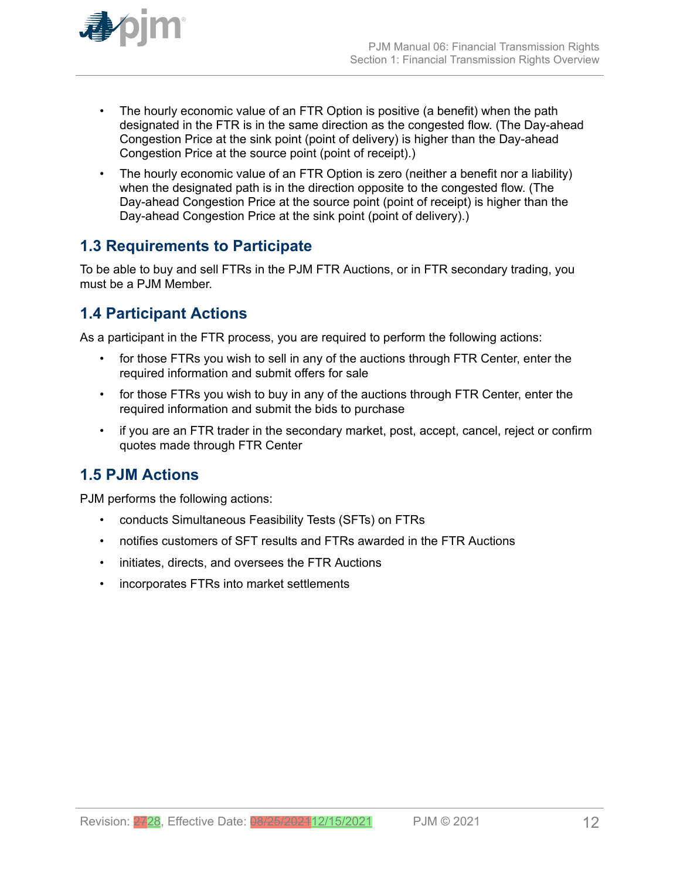- The hourly economic value of an FTR Option is positive (a benefit) when the path designated in the FTR is in the same direction as the congested flow. (The Day-ahead Congestion Price at the sink point (point of delivery) is higher than the Day-ahead Congestion Price at the source point (point of receipt).)
- The hourly economic value of an FTR Option is zero (neither a benefit nor a liability) when the designated path is in the direction opposite to the congested flow. (The Day-ahead Congestion Price at the source point (point of receipt) is higher than the Day-ahead Congestion Price at the sink point (point of delivery).)

## 1.3 Requirements to Participate

To be able to buy and sell FTRs in the PJM FTR Auctions, or in FTR secondary trading, you must be a PJM Member.

## 1.4 Participant Actions

As a participant in the FTR process, you are required to perform the following actions:

- for those FTRs you wish to sell in any of the auctions through FTR Center, enter the required information and submit offers for sale
- for those FTRs you wish to buy in any of the auctions through FTR Center, enter the required information and submit the bids to purchase
- if you are an FTR trader in the secondary market, post, accept, cancel, reject or confirm quotes made through FTR Center

## 1.5 PJM Actions

PJM performs the following actions:

- conducts Simultaneous Feasibility Tests (SFTs) on FTRs
- notifies customers of SFT results and FTRs awarded in the FTR Auctions
- initiates, directs, and oversees the FTR Auctions
- incorporates FTRs into market settlements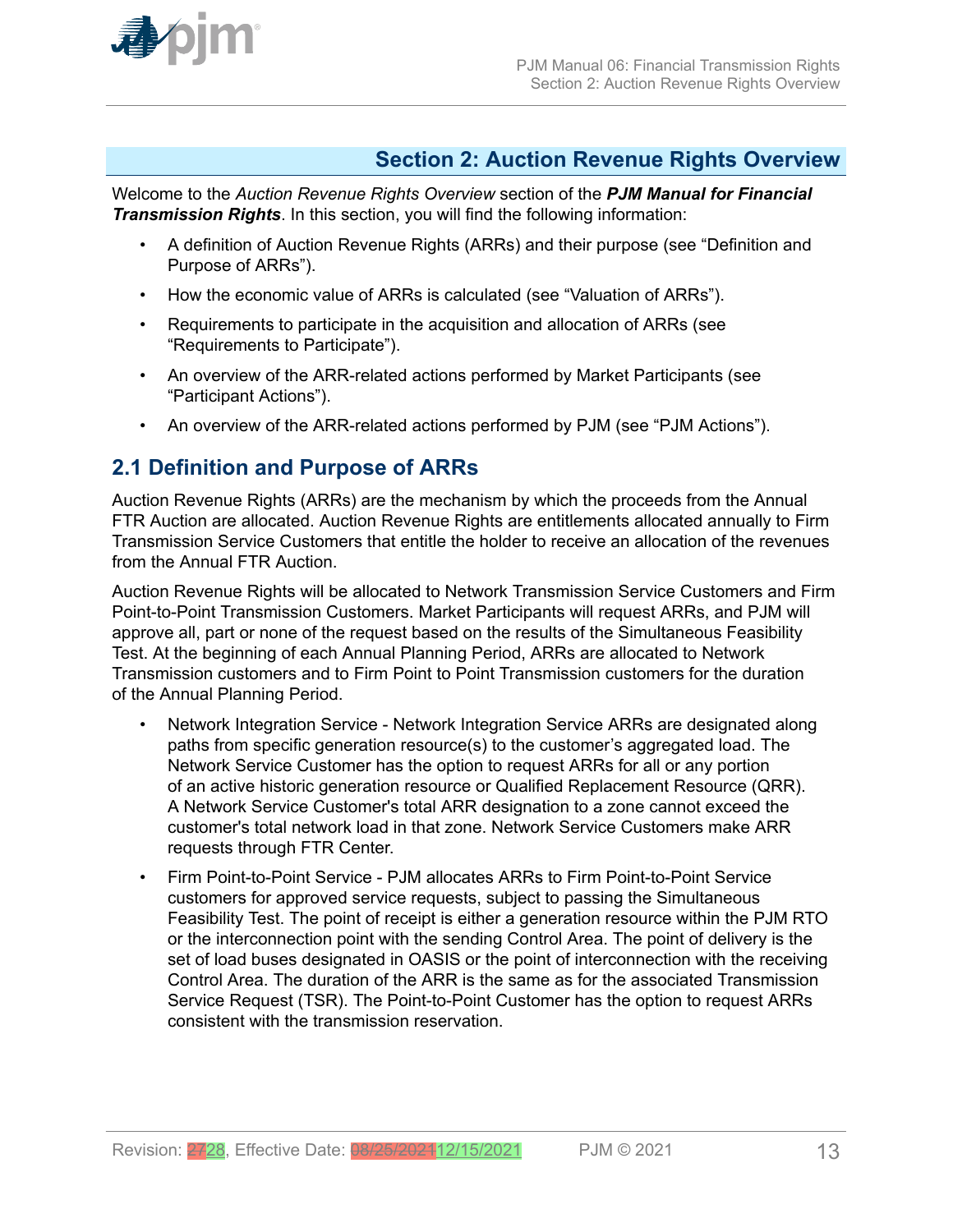## Section 2: Auction Revenue Rights Overview

Welcome to the *Auction Revenue Rights Overview* section of the ***PJM Manual for Financial Transmission Rights***. In this section, you will find the following information:

- A definition of Auction Revenue Rights (ARRs) and their purpose (see "Definition and Purpose of ARRs").
- How the economic value of ARRs is calculated (see "Valuation of ARRs").
- Requirements to participate in the acquisition and allocation of ARRs (see "Requirements to Participate").
- An overview of the ARR-related actions performed by Market Participants (see "Participant Actions").
- An overview of the ARR-related actions performed by PJM (see "PJM Actions").

## 2.1 Definition and Purpose of ARRs

Auction Revenue Rights (ARRs) are the mechanism by which the proceeds from the Annual FTR Auction are allocated. Auction Revenue Rights are entitlements allocated annually to Firm Transmission Service Customers that entitle the holder to receive an allocation of the revenues from the Annual FTR Auction.

Auction Revenue Rights will be allocated to Network Transmission Service Customers and Firm Point-to-Point Transmission Customers. Market Participants will request ARRs, and PJM will approve all, part or none of the request based on the results of the Simultaneous Feasibility Test. At the beginning of each Annual Planning Period, ARRs are allocated to Network Transmission customers and to Firm Point to Point Transmission customers for the duration of the Annual Planning Period.

- Network Integration Service - Network Integration Service ARRs are designated along paths from specific generation resource(s) to the customer's aggregated load. The Network Service Customer has the option to request ARRs for all or any portion of an active historic generation resource or Qualified Replacement Resource (QRR). A Network Service Customer's total ARR designation to a zone cannot exceed the customer's total network load in that zone. Network Service Customers make ARR requests through FTR Center.
- Firm Point-to-Point Service - PJM allocates ARRs to Firm Point-to-Point Service customers for approved service requests, subject to passing the Simultaneous Feasibility Test. The point of receipt is either a generation resource within the PJM RTO or the interconnection point with the sending Control Area. The point of delivery is the set of load buses designated in OASIS or the point of interconnection with the receiving Control Area. The duration of the ARR is the same as for the associated Transmission Service Request (TSR). The Point-to-Point Customer has the option to request ARRs consistent with the transmission reservation.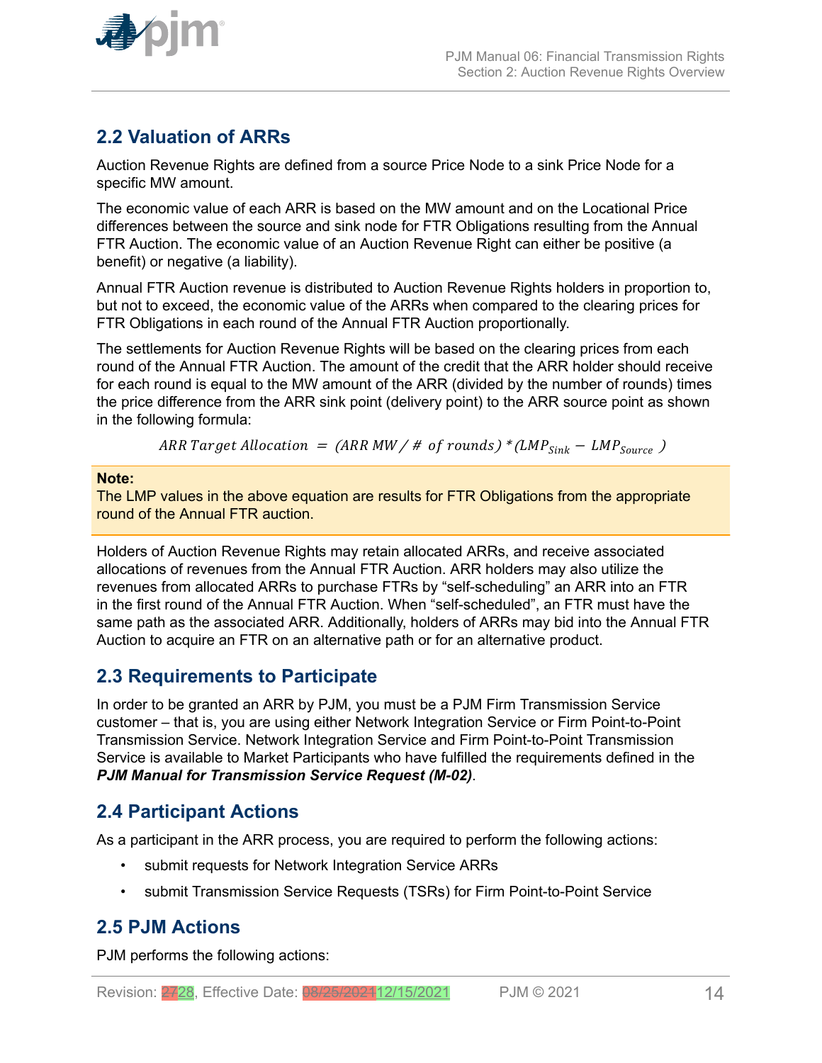## 2.2 Valuation of ARRs

Auction Revenue Rights are defined from a source Price Node to a sink Price Node for a specific MW amount.

The economic value of each ARR is based on the MW amount and on the Locational Price differences between the source and sink node for FTR Obligations resulting from the Annual FTR Auction. The economic value of an Auction Revenue Right can either be positive (a benefit) or negative (a liability).

Annual FTR Auction revenue is distributed to Auction Revenue Rights holders in proportion to, but not to exceed, the economic value of the ARRs when compared to the clearing prices for FTR Obligations in each round of the Annual FTR Auction proportionally.

The settlements for Auction Revenue Rights will be based on the clearing prices from each round of the Annual FTR Auction. The amount of the credit that the ARR holder should receive for each round is equal to the MW amount of the ARR (divided by the number of rounds) times the price difference from the ARR sink point (delivery point) to the ARR source point as shown in the following formula:

$$ARR\ Target\ Allocation\ =\ (ARR\ MW\ /\ \#\ of\ rounds)\ *\ (LMP_{Sink}\ -\ LMP_{Source}\ )$$

**Note:**
The LMP values in the above equation are results for FTR Obligations from the appropriate round of the Annual FTR auction.

Holders of Auction Revenue Rights may retain allocated ARRs, and receive associated allocations of revenues from the Annual FTR Auction. ARR holders may also utilize the revenues from allocated ARRs to purchase FTRs by “self-scheduling” an ARR into an FTR in the first round of the Annual FTR Auction. When “self-scheduled”, an FTR must have the same path as the associated ARR. Additionally, holders of ARRs may bid into the Annual FTR Auction to acquire an FTR on an alternative path or for an alternative product.

## 2.3 Requirements to Participate

In order to be granted an ARR by PJM, you must be a PJM Firm Transmission Service customer – that is, you are using either Network Integration Service or Firm Point-to-Point Transmission Service. Network Integration Service and Firm Point-to-Point Transmission Service is available to Market Participants who have fulfilled the requirements defined in the ***PJM Manual for Transmission Service Request (M-02)***.

## 2.4 Participant Actions

As a participant in the ARR process, you are required to perform the following actions:

- submit requests for Network Integration Service ARRs
- submit Transmission Service Requests (TSRs) for Firm Point-to-Point Service

## 2.5 PJM Actions

PJM performs the following actions: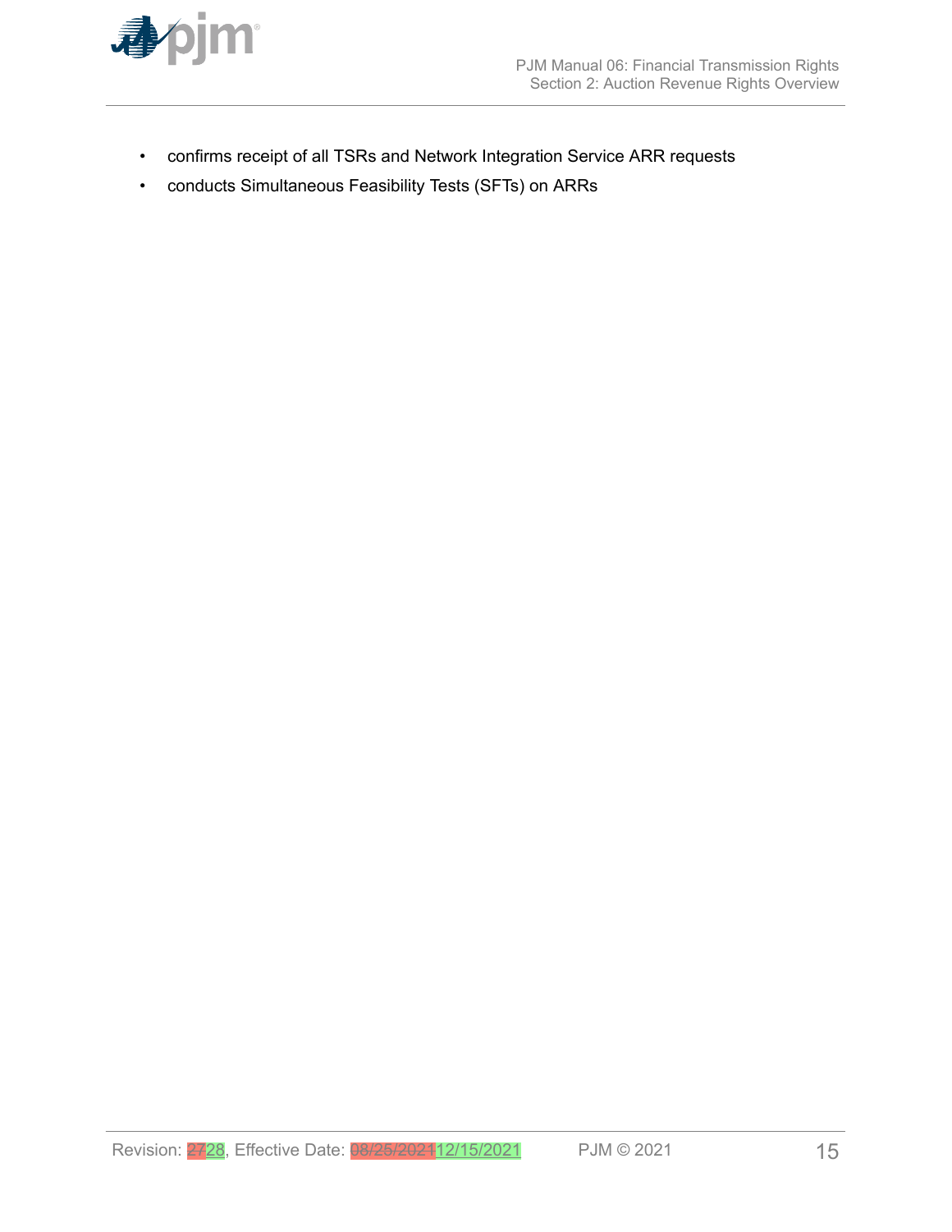- confirms receipt of all TSRs and Network Integration Service ARR requests
- conducts Simultaneous Feasibility Tests (SFTs) on ARRs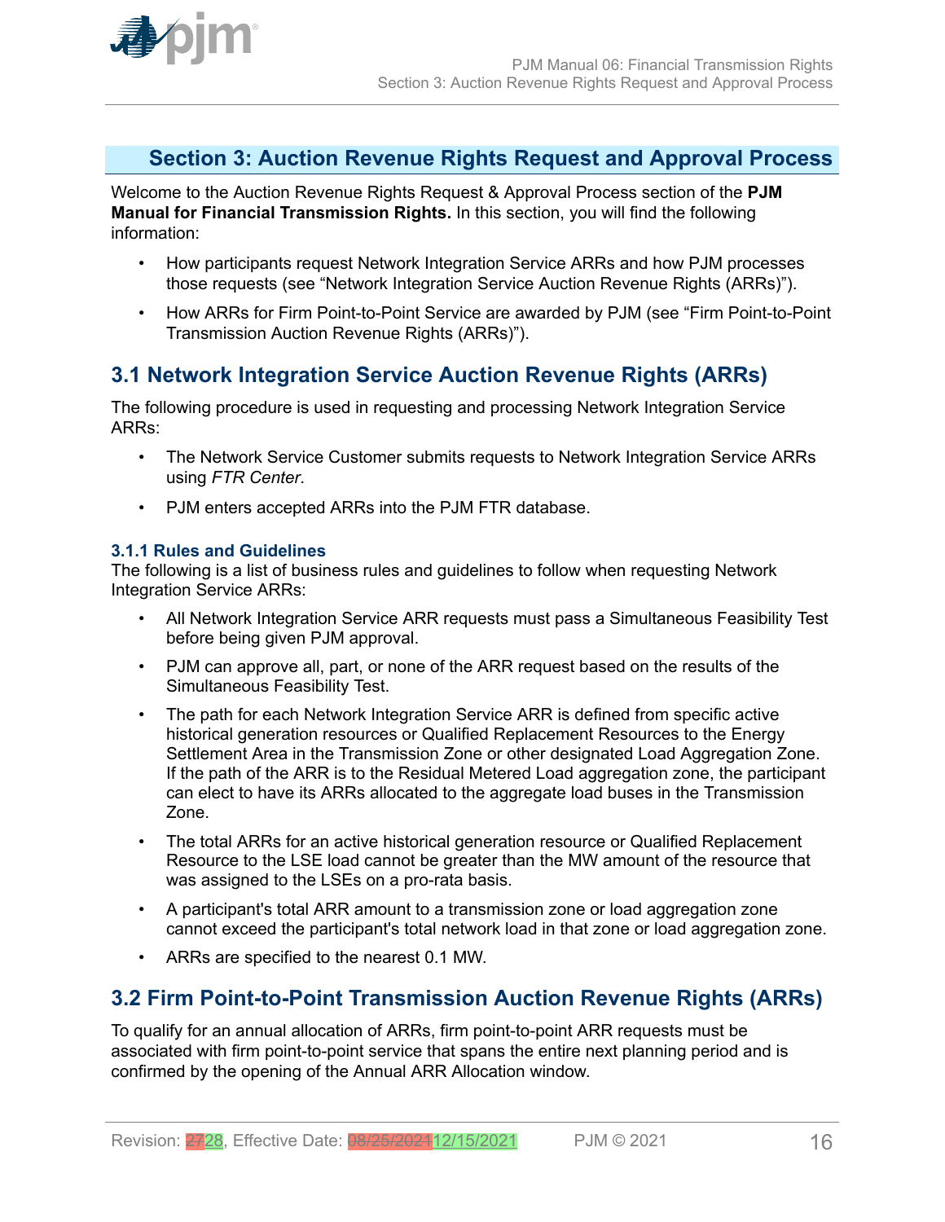# Section 3: Auction Revenue Rights Request and Approval Process

Welcome to the Auction Revenue Rights Request & Approval Process section of the **PJM Manual for Financial Transmission Rights.** In this section, you will find the following information:

- How participants request Network Integration Service ARRs and how PJM processes those requests (see "Network Integration Service Auction Revenue Rights (ARRs)").
- How ARRs for Firm Point-to-Point Service are awarded by PJM (see "Firm Point-to-Point Transmission Auction Revenue Rights (ARRs)").

## 3.1 Network Integration Service Auction Revenue Rights (ARRs)

The following procedure is used in requesting and processing Network Integration Service ARRs:

- The Network Service Customer submits requests to Network Integration Service ARRs using *FTR Center*.
- PJM enters accepted ARRs into the PJM FTR database.

### 3.1.1 Rules and Guidelines

The following is a list of business rules and guidelines to follow when requesting Network Integration Service ARRs:

- All Network Integration Service ARR requests must pass a Simultaneous Feasibility Test before being given PJM approval.
- PJM can approve all, part, or none of the ARR request based on the results of the Simultaneous Feasibility Test.
- The path for each Network Integration Service ARR is defined from specific active historical generation resources or Qualified Replacement Resources to the Energy Settlement Area in the Transmission Zone or other designated Load Aggregation Zone. If the path of the ARR is to the Residual Metered Load aggregation zone, the participant can elect to have its ARRs allocated to the aggregate load buses in the Transmission Zone.
- The total ARRs for an active historical generation resource or Qualified Replacement Resource to the LSE load cannot be greater than the MW amount of the resource that was assigned to the LSEs on a pro-rata basis.
- A participant's total ARR amount to a transmission zone or load aggregation zone cannot exceed the participant's total network load in that zone or load aggregation zone.
- ARRs are specified to the nearest 0.1 MW.

## 3.2 Firm Point-to-Point Transmission Auction Revenue Rights (ARRs)

To qualify for an annual allocation of ARRs, firm point-to-point ARR requests must be associated with firm point-to-point service that spans the entire next planning period and is confirmed by the opening of the Annual ARR Allocation window.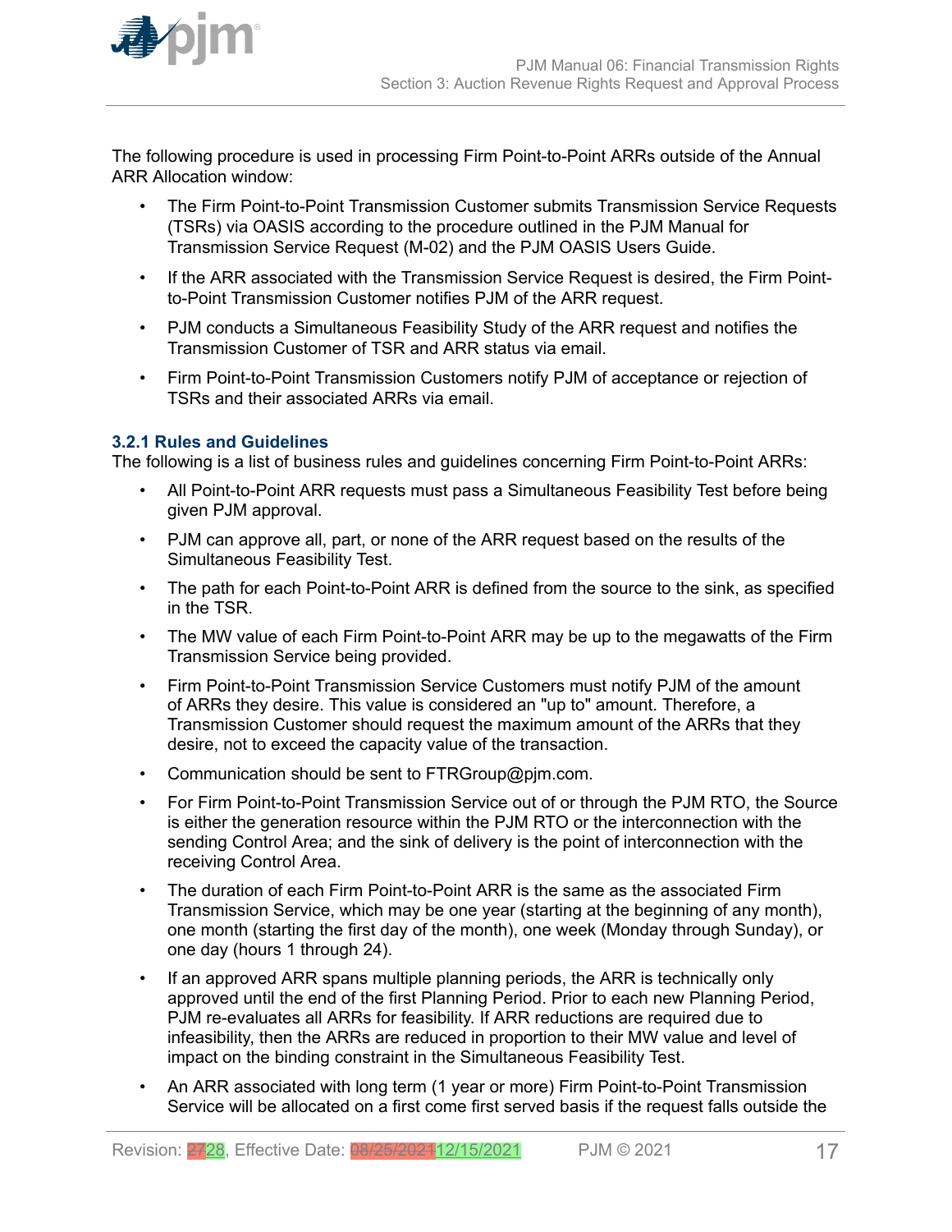The following procedure is used in processing Firm Point-to-Point ARRs outside of the Annual ARR Allocation window:

- The Firm Point-to-Point Transmission Customer submits Transmission Service Requests (TSRs) via OASIS according to the procedure outlined in the PJM Manual for Transmission Service Request (M-02) and the PJM OASIS Users Guide.
- If the ARR associated with the Transmission Service Request is desired, the Firm Point-to-Point Transmission Customer notifies PJM of the ARR request.
- PJM conducts a Simultaneous Feasibility Study of the ARR request and notifies the Transmission Customer of TSR and ARR status via email.
- Firm Point-to-Point Transmission Customers notify PJM of acceptance or rejection of TSRs and their associated ARRs via email.

### 3.2.1 Rules and Guidelines

The following is a list of business rules and guidelines concerning Firm Point-to-Point ARRs:

- All Point-to-Point ARR requests must pass a Simultaneous Feasibility Test before being given PJM approval.
- PJM can approve all, part, or none of the ARR request based on the results of the Simultaneous Feasibility Test.
- The path for each Point-to-Point ARR is defined from the source to the sink, as specified in the TSR.
- The MW value of each Firm Point-to-Point ARR may be up to the megawatts of the Firm Transmission Service being provided.
- Firm Point-to-Point Transmission Service Customers must notify PJM of the amount of ARRs they desire. This value is considered an "up to" amount. Therefore, a Transmission Customer should request the maximum amount of the ARRs that they desire, not to exceed the capacity value of the transaction.
- Communication should be sent to FTRGroup@pjm.com.
- For Firm Point-to-Point Transmission Service out of or through the PJM RTO, the Source is either the generation resource within the PJM RTO or the interconnection with the sending Control Area; and the sink of delivery is the point of interconnection with the receiving Control Area.
- The duration of each Firm Point-to-Point ARR is the same as the associated Firm Transmission Service, which may be one year (starting at the beginning of any month), one month (starting the first day of the month), one week (Monday through Sunday), or one day (hours 1 through 24).
- If an approved ARR spans multiple planning periods, the ARR is technically only approved until the end of the first Planning Period. Prior to each new Planning Period, PJM re-evaluates all ARRs for feasibility. If ARR reductions are required due to infeasibility, then the ARRs are reduced in proportion to their MW value and level of impact on the binding constraint in the Simultaneous Feasibility Test.
- An ARR associated with long term (1 year or more) Firm Point-to-Point Transmission Service will be allocated on a first come first served basis if the request falls outside the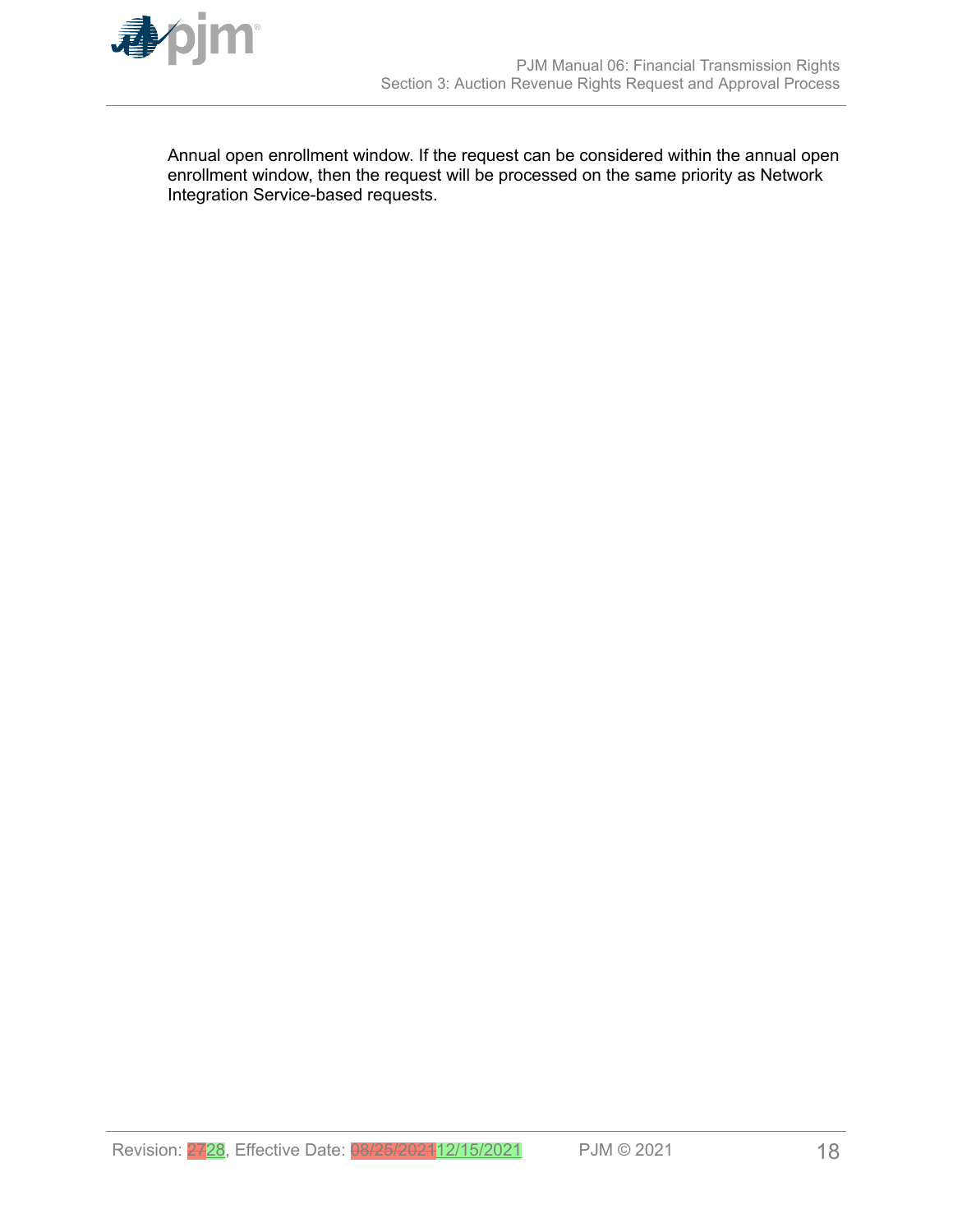Annual open enrollment window. If the request can be considered within the annual open enrollment window, then the request will be processed on the same priority as Network Integration Service-based requests.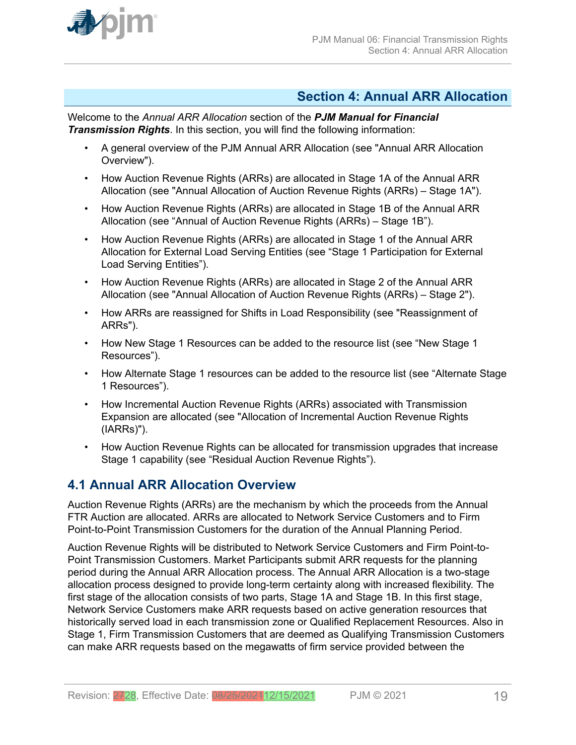## Section 4: Annual ARR Allocation

Welcome to the *Annual ARR Allocation* section of the ***PJM Manual for Financial Transmission Rights***. In this section, you will find the following information:

- A general overview of the PJM Annual ARR Allocation (see "Annual ARR Allocation Overview").
- How Auction Revenue Rights (ARRs) are allocated in Stage 1A of the Annual ARR Allocation (see "Annual Allocation of Auction Revenue Rights (ARRs) – Stage 1A").
- How Auction Revenue Rights (ARRs) are allocated in Stage 1B of the Annual ARR Allocation (see "Annual of Auction Revenue Rights (ARRs) – Stage 1B").
- How Auction Revenue Rights (ARRs) are allocated in Stage 1 of the Annual ARR Allocation for External Load Serving Entities (see "Stage 1 Participation for External Load Serving Entities").
- How Auction Revenue Rights (ARRs) are allocated in Stage 2 of the Annual ARR Allocation (see "Annual Allocation of Auction Revenue Rights (ARRs) – Stage 2").
- How ARRs are reassigned for Shifts in Load Responsibility (see "Reassignment of ARRs").
- How New Stage 1 Resources can be added to the resource list (see "New Stage 1 Resources").
- How Alternate Stage 1 resources can be added to the resource list (see "Alternate Stage 1 Resources").
- How Incremental Auction Revenue Rights (ARRs) associated with Transmission Expansion are allocated (see "Allocation of Incremental Auction Revenue Rights (IARRs)").
- How Auction Revenue Rights can be allocated for transmission upgrades that increase Stage 1 capability (see "Residual Auction Revenue Rights").

### 4.1 Annual ARR Allocation Overview

Auction Revenue Rights (ARRs) are the mechanism by which the proceeds from the Annual FTR Auction are allocated. ARRs are allocated to Network Service Customers and to Firm Point-to-Point Transmission Customers for the duration of the Annual Planning Period.

Auction Revenue Rights will be distributed to Network Service Customers and Firm Point-to-Point Transmission Customers. Market Participants submit ARR requests for the planning period during the Annual ARR Allocation process. The Annual ARR Allocation is a two-stage allocation process designed to provide long-term certainty along with increased flexibility. The first stage of the allocation consists of two parts, Stage 1A and Stage 1B. In this first stage, Network Service Customers make ARR requests based on active generation resources that historically served load in each transmission zone or Qualified Replacement Resources. Also in Stage 1, Firm Transmission Customers that are deemed as Qualifying Transmission Customers can make ARR requests based on the megawatts of firm service provided between the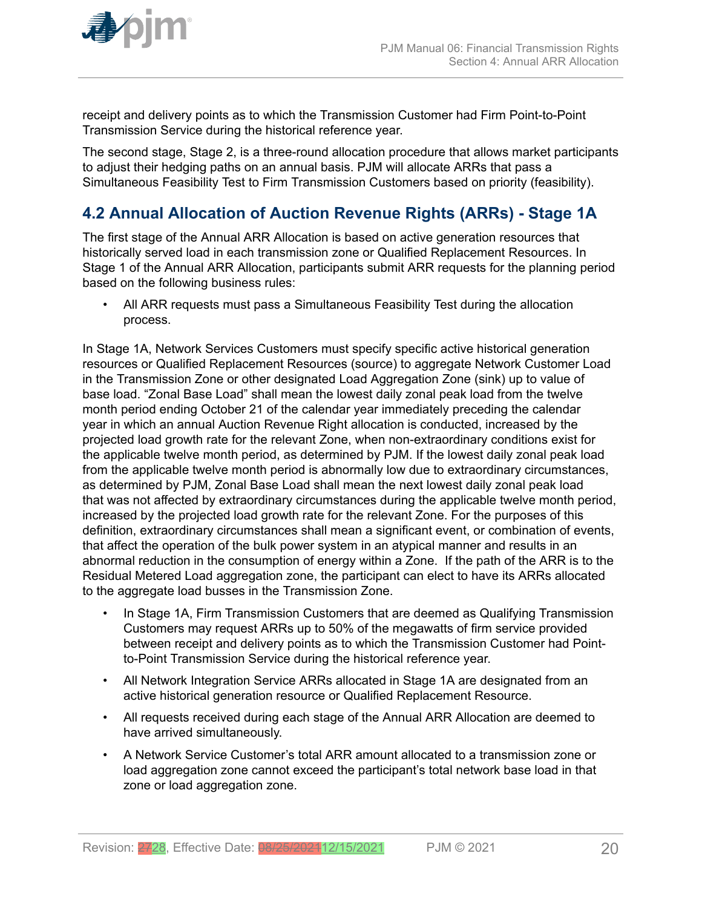receipt and delivery points as to which the Transmission Customer had Firm Point-to-Point Transmission Service during the historical reference year.

The second stage, Stage 2, is a three-round allocation procedure that allows market participants to adjust their hedging paths on an annual basis. PJM will allocate ARRs that pass a Simultaneous Feasibility Test to Firm Transmission Customers based on priority (feasibility).

## 4.2 Annual Allocation of Auction Revenue Rights (ARRs) - Stage 1A

The first stage of the Annual ARR Allocation is based on active generation resources that historically served load in each transmission zone or Qualified Replacement Resources. In Stage 1 of the Annual ARR Allocation, participants submit ARR requests for the planning period based on the following business rules:

- All ARR requests must pass a Simultaneous Feasibility Test during the allocation process.

In Stage 1A, Network Services Customers must specify specific active historical generation resources or Qualified Replacement Resources (source) to aggregate Network Customer Load in the Transmission Zone or other designated Load Aggregation Zone (sink) up to value of base load. "Zonal Base Load" shall mean the lowest daily zonal peak load from the twelve month period ending October 21 of the calendar year immediately preceding the calendar year in which an annual Auction Revenue Right allocation is conducted, increased by the projected load growth rate for the relevant Zone, when non-extraordinary conditions exist for the applicable twelve month period, as determined by PJM. If the lowest daily zonal peak load from the applicable twelve month period is abnormally low due to extraordinary circumstances, as determined by PJM, Zonal Base Load shall mean the next lowest daily zonal peak load that was not affected by extraordinary circumstances during the applicable twelve month period, increased by the projected load growth rate for the relevant Zone. For the purposes of this definition, extraordinary circumstances shall mean a significant event, or combination of events, that affect the operation of the bulk power system in an atypical manner and results in an abnormal reduction in the consumption of energy within a Zone. If the path of the ARR is to the Residual Metered Load aggregation zone, the participant can elect to have its ARRs allocated to the aggregate load busses in the Transmission Zone.

- In Stage 1A, Firm Transmission Customers that are deemed as Qualifying Transmission Customers may request ARRs up to 50% of the megawatts of firm service provided between receipt and delivery points as to which the Transmission Customer had Point-to-Point Transmission Service during the historical reference year.
- All Network Integration Service ARRs allocated in Stage 1A are designated from an active historical generation resource or Qualified Replacement Resource.
- All requests received during each stage of the Annual ARR Allocation are deemed to have arrived simultaneously.
- A Network Service Customer's total ARR amount allocated to a transmission zone or load aggregation zone cannot exceed the participant's total network base load in that zone or load aggregation zone.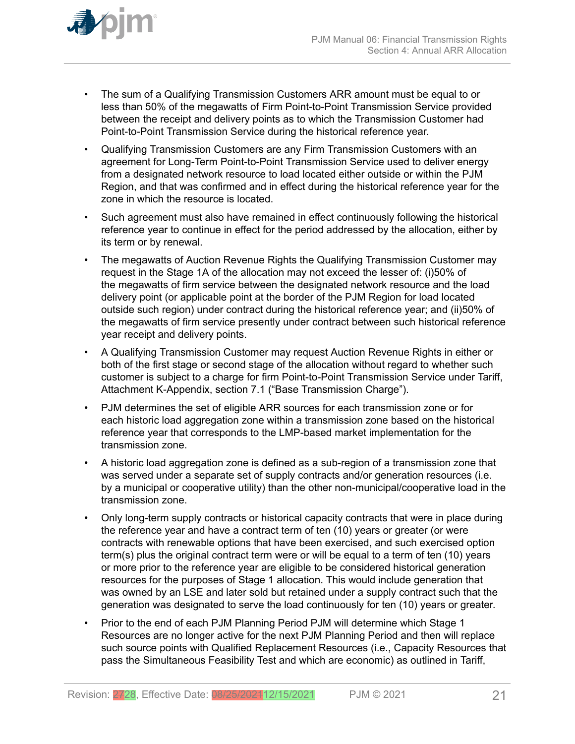- The sum of a Qualifying Transmission Customers ARR amount must be equal to or less than 50% of the megawatts of Firm Point-to-Point Transmission Service provided between the receipt and delivery points as to which the Transmission Customer had Point-to-Point Transmission Service during the historical reference year.
- Qualifying Transmission Customers are any Firm Transmission Customers with an agreement for Long-Term Point-to-Point Transmission Service used to deliver energy from a designated network resource to load located either outside or within the PJM Region, and that was confirmed and in effect during the historical reference year for the zone in which the resource is located.
- Such agreement must also have remained in effect continuously following the historical reference year to continue in effect for the period addressed by the allocation, either by its term or by renewal.
- The megawatts of Auction Revenue Rights the Qualifying Transmission Customer may request in the Stage 1A of the allocation may not exceed the lesser of: (i)50% of the megawatts of firm service between the designated network resource and the load delivery point (or applicable point at the border of the PJM Region for load located outside such region) under contract during the historical reference year; and (ii)50% of the megawatts of firm service presently under contract between such historical reference year receipt and delivery points.
- A Qualifying Transmission Customer may request Auction Revenue Rights in either or both of the first stage or second stage of the allocation without regard to whether such customer is subject to a charge for firm Point-to-Point Transmission Service under Tariff, Attachment K-Appendix, section 7.1 ("Base Transmission Charge").
- PJM determines the set of eligible ARR sources for each transmission zone or for each historic load aggregation zone within a transmission zone based on the historical reference year that corresponds to the LMP-based market implementation for the transmission zone.
- A historic load aggregation zone is defined as a sub-region of a transmission zone that was served under a separate set of supply contracts and/or generation resources (i.e. by a municipal or cooperative utility) than the other non-municipal/cooperative load in the transmission zone.
- Only long-term supply contracts or historical capacity contracts that were in place during the reference year and have a contract term of ten (10) years or greater (or were contracts with renewable options that have been exercised, and such exercised option term(s) plus the original contract term were or will be equal to a term of ten (10) years or more prior to the reference year are eligible to be considered historical generation resources for the purposes of Stage 1 allocation. This would include generation that was owned by an LSE and later sold but retained under a supply contract such that the generation was designated to serve the load continuously for ten (10) years or greater.
- Prior to the end of each PJM Planning Period PJM will determine which Stage 1 Resources are no longer active for the next PJM Planning Period and then will replace such source points with Qualified Replacement Resources (i.e., Capacity Resources that pass the Simultaneous Feasibility Test and which are economic) as outlined in Tariff,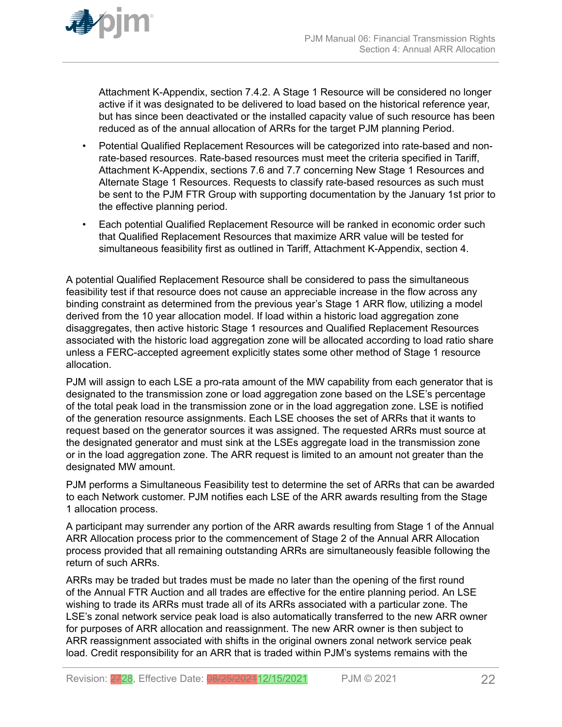Attachment K-Appendix, section 7.4.2. A Stage 1 Resource will be considered no longer active if it was designated to be delivered to load based on the historical reference year, but has since been deactivated or the installed capacity value of such resource has been reduced as of the annual allocation of ARRs for the target PJM planning Period.

- Potential Qualified Replacement Resources will be categorized into rate-based and non-rate-based resources. Rate-based resources must meet the criteria specified in Tariff, Attachment K-Appendix, sections 7.6 and 7.7 concerning New Stage 1 Resources and Alternate Stage 1 Resources. Requests to classify rate-based resources as such must be sent to the PJM FTR Group with supporting documentation by the January 1st prior to the effective planning period.
- Each potential Qualified Replacement Resource will be ranked in economic order such that Qualified Replacement Resources that maximize ARR value will be tested for simultaneous feasibility first as outlined in Tariff, Attachment K-Appendix, section 4.

A potential Qualified Replacement Resource shall be considered to pass the simultaneous feasibility test if that resource does not cause an appreciable increase in the flow across any binding constraint as determined from the previous year's Stage 1 ARR flow, utilizing a model derived from the 10 year allocation model. If load within a historic load aggregation zone disaggregates, then active historic Stage 1 resources and Qualified Replacement Resources associated with the historic load aggregation zone will be allocated according to load ratio share unless a FERC-accepted agreement explicitly states some other method of Stage 1 resource allocation.

PJM will assign to each LSE a pro-rata amount of the MW capability from each generator that is designated to the transmission zone or load aggregation zone based on the LSE's percentage of the total peak load in the transmission zone or in the load aggregation zone. LSE is notified of the generation resource assignments. Each LSE chooses the set of ARRs that it wants to request based on the generator sources it was assigned. The requested ARRs must source at the designated generator and must sink at the LSEs aggregate load in the transmission zone or in the load aggregation zone. The ARR request is limited to an amount not greater than the designated MW amount.

PJM performs a Simultaneous Feasibility test to determine the set of ARRs that can be awarded to each Network customer. PJM notifies each LSE of the ARR awards resulting from the Stage 1 allocation process.

A participant may surrender any portion of the ARR awards resulting from Stage 1 of the Annual ARR Allocation process prior to the commencement of Stage 2 of the Annual ARR Allocation process provided that all remaining outstanding ARRs are simultaneously feasible following the return of such ARRs.

ARRs may be traded but trades must be made no later than the opening of the first round of the Annual FTR Auction and all trades are effective for the entire planning period. An LSE wishing to trade its ARRs must trade all of its ARRs associated with a particular zone. The LSE's zonal network service peak load is also automatically transferred to the new ARR owner for purposes of ARR allocation and reassignment. The new ARR owner is then subject to ARR reassignment associated with shifts in the original owners zonal network service peak load. Credit responsibility for an ARR that is traded within PJM's systems remains with the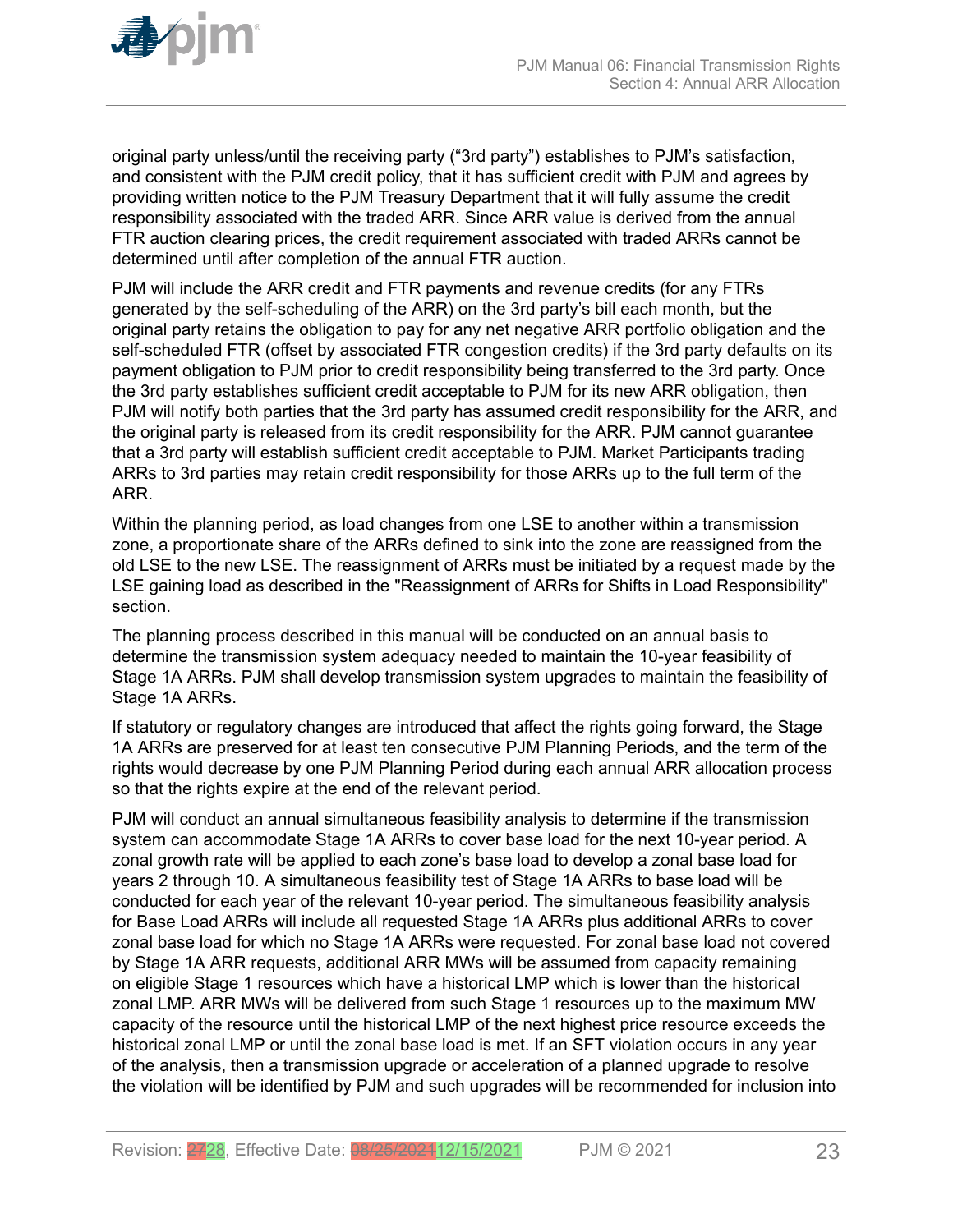original party unless/until the receiving party ("3rd party") establishes to PJM's satisfaction, and consistent with the PJM credit policy, that it has sufficient credit with PJM and agrees by providing written notice to the PJM Treasury Department that it will fully assume the credit responsibility associated with the traded ARR. Since ARR value is derived from the annual FTR auction clearing prices, the credit requirement associated with traded ARRs cannot be determined until after completion of the annual FTR auction.

PJM will include the ARR credit and FTR payments and revenue credits (for any FTRs generated by the self-scheduling of the ARR) on the 3rd party's bill each month, but the original party retains the obligation to pay for any net negative ARR portfolio obligation and the self-scheduled FTR (offset by associated FTR congestion credits) if the 3rd party defaults on its payment obligation to PJM prior to credit responsibility being transferred to the 3rd party. Once the 3rd party establishes sufficient credit acceptable to PJM for its new ARR obligation, then PJM will notify both parties that the 3rd party has assumed credit responsibility for the ARR, and the original party is released from its credit responsibility for the ARR. PJM cannot guarantee that a 3rd party will establish sufficient credit acceptable to PJM. Market Participants trading ARRs to 3rd parties may retain credit responsibility for those ARRs up to the full term of the ARR.

Within the planning period, as load changes from one LSE to another within a transmission zone, a proportionate share of the ARRs defined to sink into the zone are reassigned from the old LSE to the new LSE. The reassignment of ARRs must be initiated by a request made by the LSE gaining load as described in the "Reassignment of ARRs for Shifts in Load Responsibility" section.

The planning process described in this manual will be conducted on an annual basis to determine the transmission system adequacy needed to maintain the 10-year feasibility of Stage 1A ARRs. PJM shall develop transmission system upgrades to maintain the feasibility of Stage 1A ARRs.

If statutory or regulatory changes are introduced that affect the rights going forward, the Stage 1A ARRs are preserved for at least ten consecutive PJM Planning Periods, and the term of the rights would decrease by one PJM Planning Period during each annual ARR allocation process so that the rights expire at the end of the relevant period.

PJM will conduct an annual simultaneous feasibility analysis to determine if the transmission system can accommodate Stage 1A ARRs to cover base load for the next 10-year period. A zonal growth rate will be applied to each zone's base load to develop a zonal base load for years 2 through 10. A simultaneous feasibility test of Stage 1A ARRs to base load will be conducted for each year of the relevant 10-year period. The simultaneous feasibility analysis for Base Load ARRs will include all requested Stage 1A ARRs plus additional ARRs to cover zonal base load for which no Stage 1A ARRs were requested. For zonal base load not covered by Stage 1A ARR requests, additional ARR MWs will be assumed from capacity remaining on eligible Stage 1 resources which have a historical LMP which is lower than the historical zonal LMP. ARR MWs will be delivered from such Stage 1 resources up to the maximum MW capacity of the resource until the historical LMP of the next highest price resource exceeds the historical zonal LMP or until the zonal base load is met. If an SFT violation occurs in any year of the analysis, then a transmission upgrade or acceleration of a planned upgrade to resolve the violation will be identified by PJM and such upgrades will be recommended for inclusion into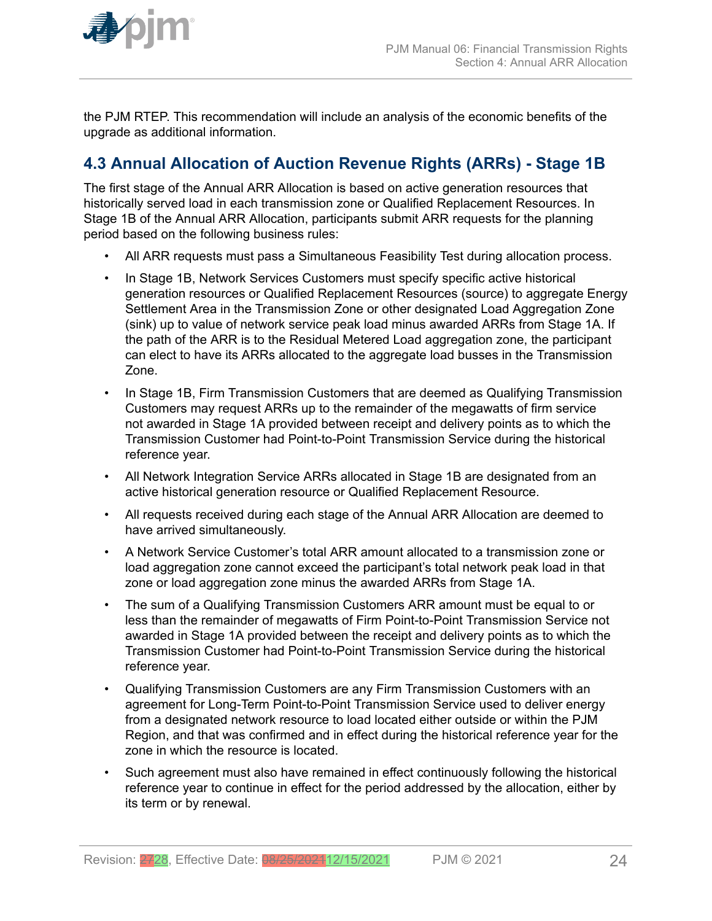the PJM RTEP. This recommendation will include an analysis of the economic benefits of the upgrade as additional information.

## 4.3 Annual Allocation of Auction Revenue Rights (ARRs) - Stage 1B

The first stage of the Annual ARR Allocation is based on active generation resources that historically served load in each transmission zone or Qualified Replacement Resources. In Stage 1B of the Annual ARR Allocation, participants submit ARR requests for the planning period based on the following business rules:

- All ARR requests must pass a Simultaneous Feasibility Test during allocation process.
- In Stage 1B, Network Services Customers must specify specific active historical generation resources or Qualified Replacement Resources (source) to aggregate Energy Settlement Area in the Transmission Zone or other designated Load Aggregation Zone (sink) up to value of network service peak load minus awarded ARRs from Stage 1A. If the path of the ARR is to the Residual Metered Load aggregation zone, the participant can elect to have its ARRs allocated to the aggregate load busses in the Transmission Zone.
- In Stage 1B, Firm Transmission Customers that are deemed as Qualifying Transmission Customers may request ARRs up to the remainder of the megawatts of firm service not awarded in Stage 1A provided between receipt and delivery points as to which the Transmission Customer had Point-to-Point Transmission Service during the historical reference year.
- All Network Integration Service ARRs allocated in Stage 1B are designated from an active historical generation resource or Qualified Replacement Resource.
- All requests received during each stage of the Annual ARR Allocation are deemed to have arrived simultaneously.
- A Network Service Customer's total ARR amount allocated to a transmission zone or load aggregation zone cannot exceed the participant's total network peak load in that zone or load aggregation zone minus the awarded ARRs from Stage 1A.
- The sum of a Qualifying Transmission Customers ARR amount must be equal to or less than the remainder of megawatts of Firm Point-to-Point Transmission Service not awarded in Stage 1A provided between the receipt and delivery points as to which the Transmission Customer had Point-to-Point Transmission Service during the historical reference year.
- Qualifying Transmission Customers are any Firm Transmission Customers with an agreement for Long-Term Point-to-Point Transmission Service used to deliver energy from a designated network resource to load located either outside or within the PJM Region, and that was confirmed and in effect during the historical reference year for the zone in which the resource is located.
- Such agreement must also have remained in effect continuously following the historical reference year to continue in effect for the period addressed by the allocation, either by its term or by renewal.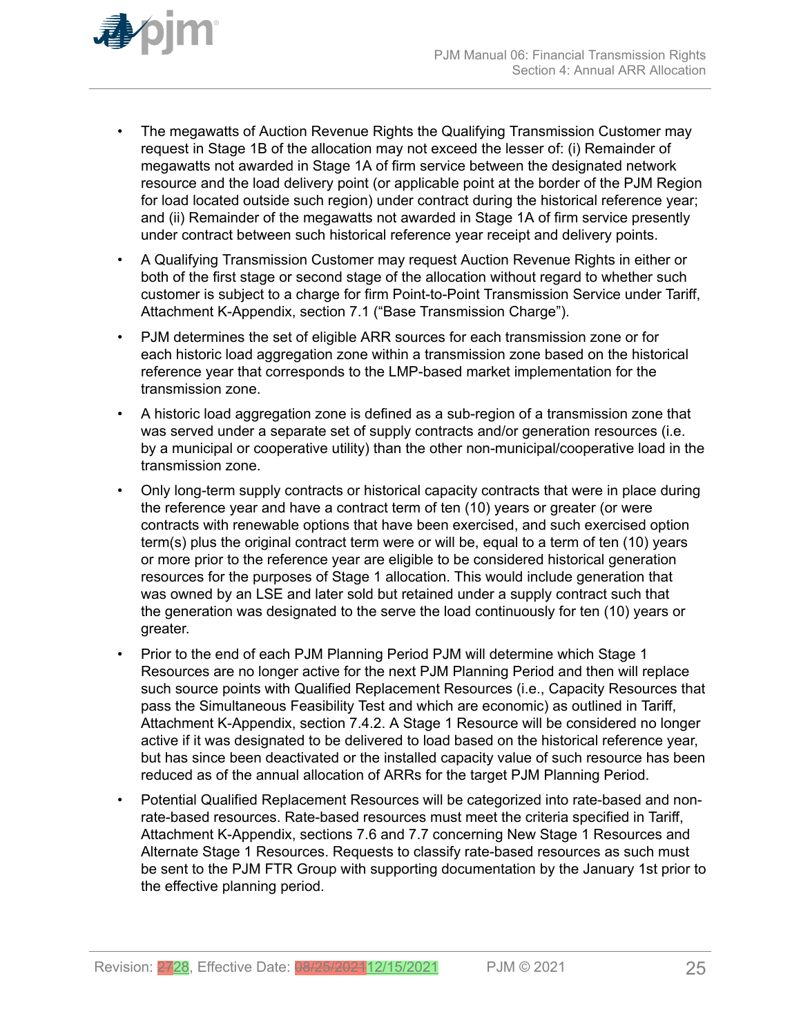- The megawatts of Auction Revenue Rights the Qualifying Transmission Customer may request in Stage 1B of the allocation may not exceed the lesser of: (i) Remainder of megawatts not awarded in Stage 1A of firm service between the designated network resource and the load delivery point (or applicable point at the border of the PJM Region for load located outside such region) under contract during the historical reference year; and (ii) Remainder of the megawatts not awarded in Stage 1A of firm service presently under contract between such historical reference year receipt and delivery points.
- A Qualifying Transmission Customer may request Auction Revenue Rights in either or both of the first stage or second stage of the allocation without regard to whether such customer is subject to a charge for firm Point-to-Point Transmission Service under Tariff, Attachment K-Appendix, section 7.1 ("Base Transmission Charge").
- PJM determines the set of eligible ARR sources for each transmission zone or for each historic load aggregation zone within a transmission zone based on the historical reference year that corresponds to the LMP-based market implementation for the transmission zone.
- A historic load aggregation zone is defined as a sub-region of a transmission zone that was served under a separate set of supply contracts and/or generation resources (i.e. by a municipal or cooperative utility) than the other non-municipal/cooperative load in the transmission zone.
- Only long-term supply contracts or historical capacity contracts that were in place during the reference year and have a contract term of ten (10) years or greater (or were contracts with renewable options that have been exercised, and such exercised option term(s) plus the original contract term were or will be, equal to a term of ten (10) years or more prior to the reference year are eligible to be considered historical generation resources for the purposes of Stage 1 allocation. This would include generation that was owned by an LSE and later sold but retained under a supply contract such that the generation was designated to the serve the load continuously for ten (10) years or greater.
- Prior to the end of each PJM Planning Period PJM will determine which Stage 1 Resources are no longer active for the next PJM Planning Period and then will replace such source points with Qualified Replacement Resources (i.e., Capacity Resources that pass the Simultaneous Feasibility Test and which are economic) as outlined in Tariff, Attachment K-Appendix, section 7.4.2. A Stage 1 Resource will be considered no longer active if it was designated to be delivered to load based on the historical reference year, but has since been deactivated or the installed capacity value of such resource has been reduced as of the annual allocation of ARRs for the target PJM Planning Period.
- Potential Qualified Replacement Resources will be categorized into rate-based and non-rate-based resources. Rate-based resources must meet the criteria specified in Tariff, Attachment K-Appendix, sections 7.6 and 7.7 concerning New Stage 1 Resources and Alternate Stage 1 Resources. Requests to classify rate-based resources as such must be sent to the PJM FTR Group with supporting documentation by the January 1st prior to the effective planning period.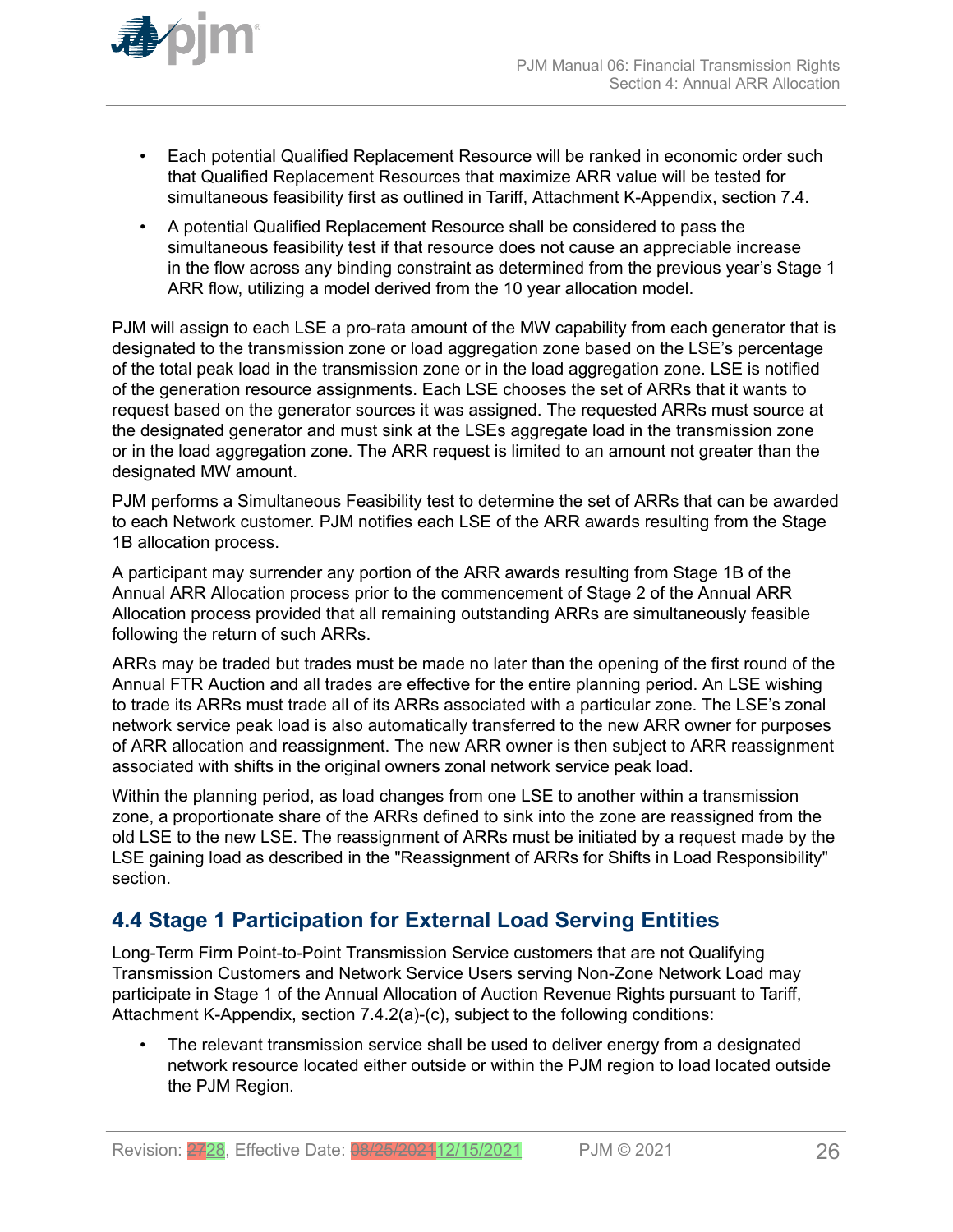- Each potential Qualified Replacement Resource will be ranked in economic order such that Qualified Replacement Resources that maximize ARR value will be tested for simultaneous feasibility first as outlined in Tariff, Attachment K-Appendix, section 7.4.
- A potential Qualified Replacement Resource shall be considered to pass the simultaneous feasibility test if that resource does not cause an appreciable increase in the flow across any binding constraint as determined from the previous year's Stage 1 ARR flow, utilizing a model derived from the 10 year allocation model.

PJM will assign to each LSE a pro-rata amount of the MW capability from each generator that is designated to the transmission zone or load aggregation zone based on the LSE's percentage of the total peak load in the transmission zone or in the load aggregation zone. LSE is notified of the generation resource assignments. Each LSE chooses the set of ARRs that it wants to request based on the generator sources it was assigned. The requested ARRs must source at the designated generator and must sink at the LSEs aggregate load in the transmission zone or in the load aggregation zone. The ARR request is limited to an amount not greater than the designated MW amount.

PJM performs a Simultaneous Feasibility test to determine the set of ARRs that can be awarded to each Network customer. PJM notifies each LSE of the ARR awards resulting from the Stage 1B allocation process.

A participant may surrender any portion of the ARR awards resulting from Stage 1B of the Annual ARR Allocation process prior to the commencement of Stage 2 of the Annual ARR Allocation process provided that all remaining outstanding ARRs are simultaneously feasible following the return of such ARRs.

ARRs may be traded but trades must be made no later than the opening of the first round of the Annual FTR Auction and all trades are effective for the entire planning period. An LSE wishing to trade its ARRs must trade all of its ARRs associated with a particular zone. The LSE's zonal network service peak load is also automatically transferred to the new ARR owner for purposes of ARR allocation and reassignment. The new ARR owner is then subject to ARR reassignment associated with shifts in the original owners zonal network service peak load.

Within the planning period, as load changes from one LSE to another within a transmission zone, a proportionate share of the ARRs defined to sink into the zone are reassigned from the old LSE to the new LSE. The reassignment of ARRs must be initiated by a request made by the LSE gaining load as described in the "Reassignment of ARRs for Shifts in Load Responsibility" section.

## 4.4 Stage 1 Participation for External Load Serving Entities

Long-Term Firm Point-to-Point Transmission Service customers that are not Qualifying Transmission Customers and Network Service Users serving Non-Zone Network Load may participate in Stage 1 of the Annual Allocation of Auction Revenue Rights pursuant to Tariff, Attachment K-Appendix, section 7.4.2(a)-(c), subject to the following conditions:

- The relevant transmission service shall be used to deliver energy from a designated network resource located either outside or within the PJM region to load located outside the PJM Region.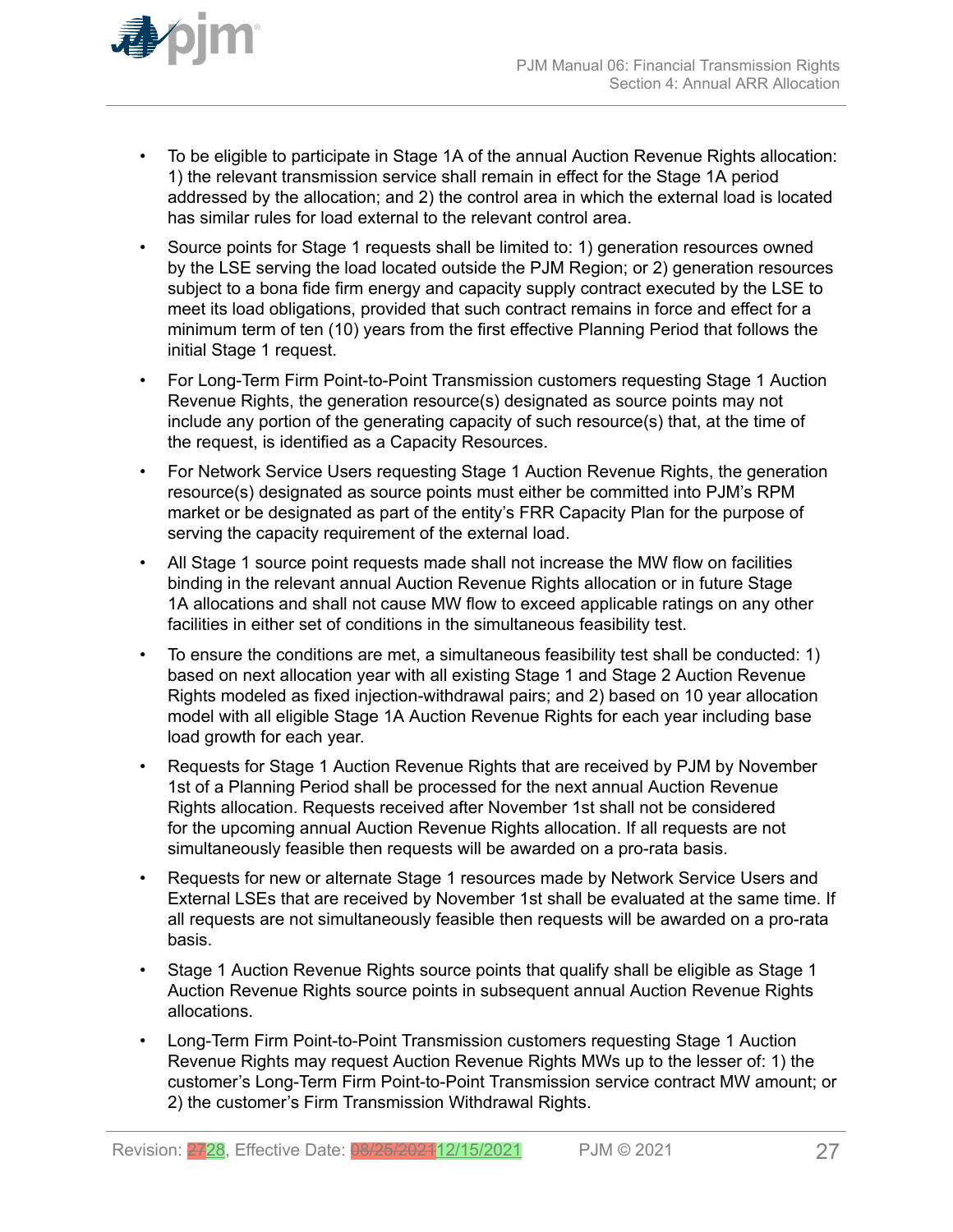- To be eligible to participate in Stage 1A of the annual Auction Revenue Rights allocation: 1) the relevant transmission service shall remain in effect for the Stage 1A period addressed by the allocation; and 2) the control area in which the external load is located has similar rules for load external to the relevant control area.
- Source points for Stage 1 requests shall be limited to: 1) generation resources owned by the LSE serving the load located outside the PJM Region; or 2) generation resources subject to a bona fide firm energy and capacity supply contract executed by the LSE to meet its load obligations, provided that such contract remains in force and effect for a minimum term of ten (10) years from the first effective Planning Period that follows the initial Stage 1 request.
- For Long-Term Firm Point-to-Point Transmission customers requesting Stage 1 Auction Revenue Rights, the generation resource(s) designated as source points may not include any portion of the generating capacity of such resource(s) that, at the time of the request, is identified as a Capacity Resources.
- For Network Service Users requesting Stage 1 Auction Revenue Rights, the generation resource(s) designated as source points must either be committed into PJM's RPM market or be designated as part of the entity's FRR Capacity Plan for the purpose of serving the capacity requirement of the external load.
- All Stage 1 source point requests made shall not increase the MW flow on facilities binding in the relevant annual Auction Revenue Rights allocation or in future Stage 1A allocations and shall not cause MW flow to exceed applicable ratings on any other facilities in either set of conditions in the simultaneous feasibility test.
- To ensure the conditions are met, a simultaneous feasibility test shall be conducted: 1) based on next allocation year with all existing Stage 1 and Stage 2 Auction Revenue Rights modeled as fixed injection-withdrawal pairs; and 2) based on 10 year allocation model with all eligible Stage 1A Auction Revenue Rights for each year including base load growth for each year.
- Requests for Stage 1 Auction Revenue Rights that are received by PJM by November 1st of a Planning Period shall be processed for the next annual Auction Revenue Rights allocation. Requests received after November 1st shall not be considered for the upcoming annual Auction Revenue Rights allocation. If all requests are not simultaneously feasible then requests will be awarded on a pro-rata basis.
- Requests for new or alternate Stage 1 resources made by Network Service Users and External LSEs that are received by November 1st shall be evaluated at the same time. If all requests are not simultaneously feasible then requests will be awarded on a pro-rata basis.
- Stage 1 Auction Revenue Rights source points that qualify shall be eligible as Stage 1 Auction Revenue Rights source points in subsequent annual Auction Revenue Rights allocations.
- Long-Term Firm Point-to-Point Transmission customers requesting Stage 1 Auction Revenue Rights may request Auction Revenue Rights MWs up to the lesser of: 1) the customer's Long-Term Firm Point-to-Point Transmission service contract MW amount; or 2) the customer's Firm Transmission Withdrawal Rights.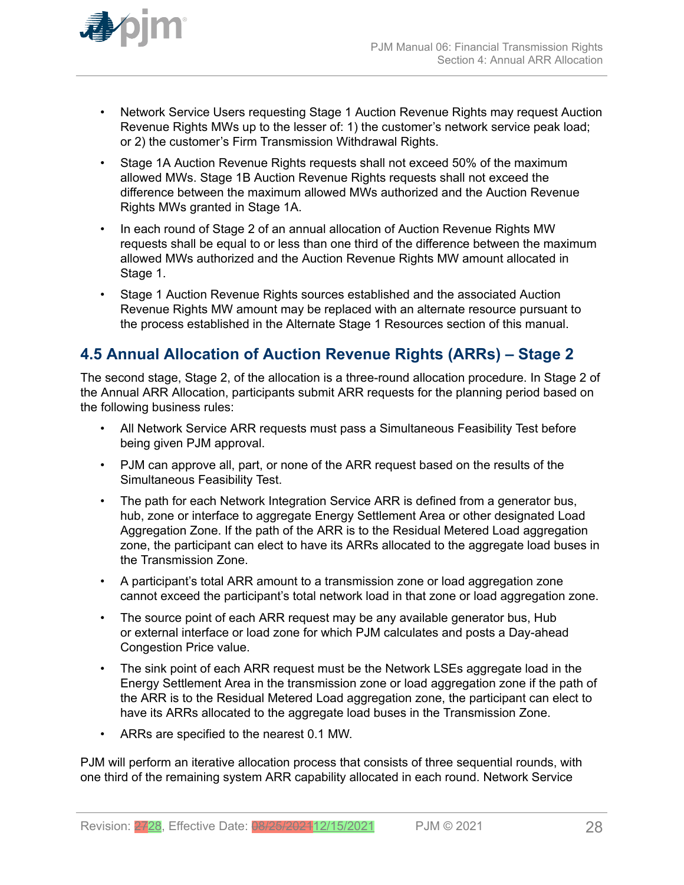- Network Service Users requesting Stage 1 Auction Revenue Rights may request Auction Revenue Rights MWs up to the lesser of: 1) the customer's network service peak load; or 2) the customer's Firm Transmission Withdrawal Rights.
- Stage 1A Auction Revenue Rights requests shall not exceed 50% of the maximum allowed MWs. Stage 1B Auction Revenue Rights requests shall not exceed the difference between the maximum allowed MWs authorized and the Auction Revenue Rights MWs granted in Stage 1A.
- In each round of Stage 2 of an annual allocation of Auction Revenue Rights MW requests shall be equal to or less than one third of the difference between the maximum allowed MWs authorized and the Auction Revenue Rights MW amount allocated in Stage 1.
- Stage 1 Auction Revenue Rights sources established and the associated Auction Revenue Rights MW amount may be replaced with an alternate resource pursuant to the process established in the Alternate Stage 1 Resources section of this manual.

## 4.5 Annual Allocation of Auction Revenue Rights (ARRs) – Stage 2

The second stage, Stage 2, of the allocation is a three-round allocation procedure. In Stage 2 of the Annual ARR Allocation, participants submit ARR requests for the planning period based on the following business rules:

- All Network Service ARR requests must pass a Simultaneous Feasibility Test before being given PJM approval.
- PJM can approve all, part, or none of the ARR request based on the results of the Simultaneous Feasibility Test.
- The path for each Network Integration Service ARR is defined from a generator bus, hub, zone or interface to aggregate Energy Settlement Area or other designated Load Aggregation Zone. If the path of the ARR is to the Residual Metered Load aggregation zone, the participant can elect to have its ARRs allocated to the aggregate load buses in the Transmission Zone.
- A participant's total ARR amount to a transmission zone or load aggregation zone cannot exceed the participant's total network load in that zone or load aggregation zone.
- The source point of each ARR request may be any available generator bus, Hub or external interface or load zone for which PJM calculates and posts a Day-ahead Congestion Price value.
- The sink point of each ARR request must be the Network LSEs aggregate load in the Energy Settlement Area in the transmission zone or load aggregation zone if the path of the ARR is to the Residual Metered Load aggregation zone, the participant can elect to have its ARRs allocated to the aggregate load buses in the Transmission Zone.
- ARRs are specified to the nearest 0.1 MW.

PJM will perform an iterative allocation process that consists of three sequential rounds, with one third of the remaining system ARR capability allocated in each round. Network Service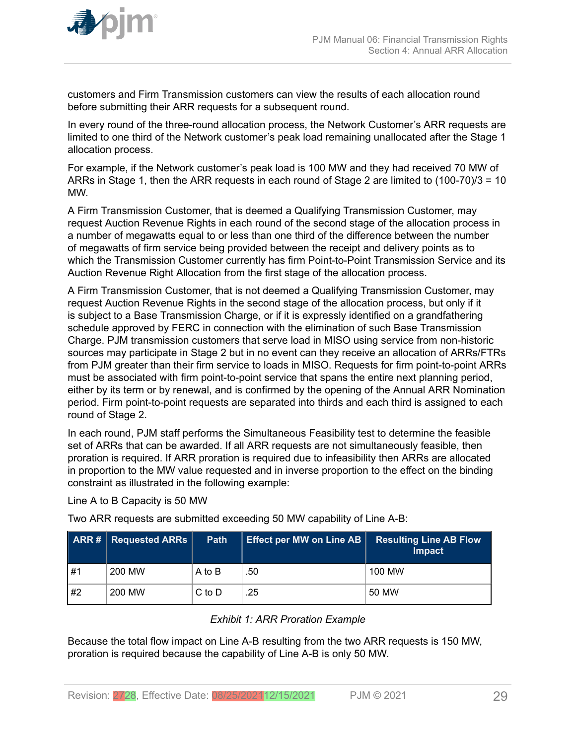customers and Firm Transmission customers can view the results of each allocation round before submitting their ARR requests for a subsequent round.

In every round of the three-round allocation process, the Network Customer's ARR requests are limited to one third of the Network customer's peak load remaining unallocated after the Stage 1 allocation process.

For example, if the Network customer's peak load is 100 MW and they had received 70 MW of ARRs in Stage 1, then the ARR requests in each round of Stage 2 are limited to (100-70)/3 = 10 MW.

A Firm Transmission Customer, that is deemed a Qualifying Transmission Customer, may request Auction Revenue Rights in each round of the second stage of the allocation process in a number of megawatts equal to or less than one third of the difference between the number of megawatts of firm service being provided between the receipt and delivery points as to which the Transmission Customer currently has firm Point-to-Point Transmission Service and its Auction Revenue Right Allocation from the first stage of the allocation process.

A Firm Transmission Customer, that is not deemed a Qualifying Transmission Customer, may request Auction Revenue Rights in the second stage of the allocation process, but only if it is subject to a Base Transmission Charge, or if it is expressly identified on a grandfathering schedule approved by FERC in connection with the elimination of such Base Transmission Charge. PJM transmission customers that serve load in MISO using service from non-historic sources may participate in Stage 2 but in no event can they receive an allocation of ARRs/FTRs from PJM greater than their firm service to loads in MISO. Requests for firm point-to-point ARRs must be associated with firm point-to-point service that spans the entire next planning period, either by its term or by renewal, and is confirmed by the opening of the Annual ARR Nomination period. Firm point-to-point requests are separated into thirds and each third is assigned to each round of Stage 2.

In each round, PJM staff performs the Simultaneous Feasibility test to determine the feasible set of ARRs that can be awarded. If all ARR requests are not simultaneously feasible, then proration is required. If ARR proration is required due to infeasibility then ARRs are allocated in proportion to the MW value requested and in inverse proportion to the effect on the binding constraint as illustrated in the following example:

Line A to B Capacity is 50 MW

Two ARR requests are submitted exceeding 50 MW capability of Line A-B:

| ARR # | Requested ARRs | Path | Effect per MW on Line AB | Resulting Line AB Flow Impact |
|---|---|---|---|---|
| #1 | 200 MW | A to B | .50 | 100 MW |
| #2 | 200 MW | C to D | .25 | 50 MW |

*Exhibit 1: ARR Proration Example*

Because the total flow impact on Line A-B resulting from the two ARR requests is 150 MW, proration is required because the capability of Line A-B is only 50 MW.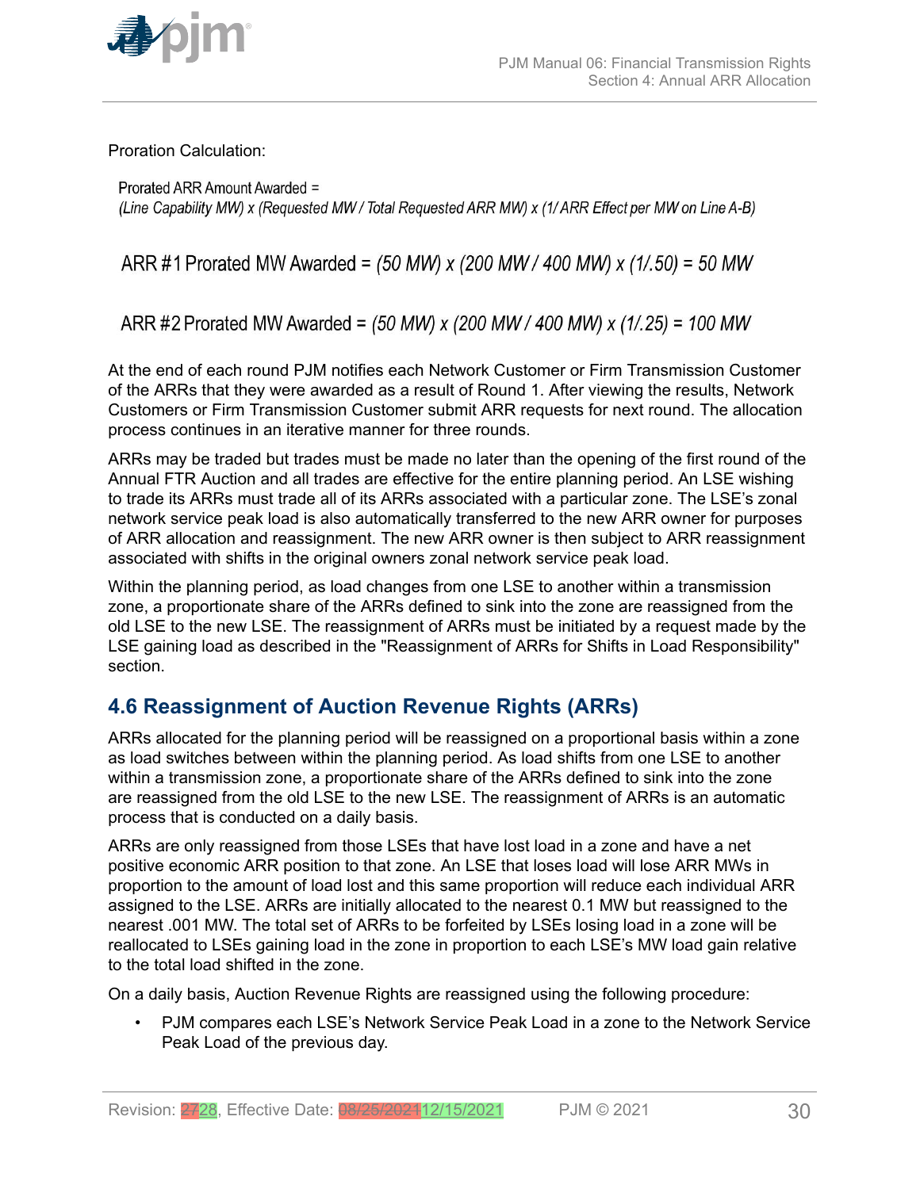Proration Calculation:

Prorated ARR Amount Awarded =
*(Line Capability MW) x (Requested MW / Total Requested ARR MW) x (1/ ARR Effect per MW on Line A-B)*

ARR #1 Prorated MW Awarded = *(50 MW) x (200 MW / 400 MW) x (1/.50) = 50 MW*

ARR #2 Prorated MW Awarded = *(50 MW) x (200 MW / 400 MW) x (1/.25) = 100 MW*

At the end of each round PJM notifies each Network Customer or Firm Transmission Customer of the ARRs that they were awarded as a result of Round 1. After viewing the results, Network Customers or Firm Transmission Customer submit ARR requests for next round. The allocation process continues in an iterative manner for three rounds.

ARRs may be traded but trades must be made no later than the opening of the first round of the Annual FTR Auction and all trades are effective for the entire planning period. An LSE wishing to trade its ARRs must trade all of its ARRs associated with a particular zone. The LSE's zonal network service peak load is also automatically transferred to the new ARR owner for purposes of ARR allocation and reassignment. The new ARR owner is then subject to ARR reassignment associated with shifts in the original owners zonal network service peak load.

Within the planning period, as load changes from one LSE to another within a transmission zone, a proportionate share of the ARRs defined to sink into the zone are reassigned from the old LSE to the new LSE. The reassignment of ARRs must be initiated by a request made by the LSE gaining load as described in the "Reassignment of ARRs for Shifts in Load Responsibility" section.

## 4.6 Reassignment of Auction Revenue Rights (ARRs)

ARRs allocated for the planning period will be reassigned on a proportional basis within a zone as load switches between within the planning period. As load shifts from one LSE to another within a transmission zone, a proportionate share of the ARRs defined to sink into the zone are reassigned from the old LSE to the new LSE. The reassignment of ARRs is an automatic process that is conducted on a daily basis.

ARRs are only reassigned from those LSEs that have lost load in a zone and have a net positive economic ARR position to that zone. An LSE that loses load will lose ARR MWs in proportion to the amount of load lost and this same proportion will reduce each individual ARR assigned to the LSE. ARRs are initially allocated to the nearest 0.1 MW but reassigned to the nearest .001 MW. The total set of ARRs to be forfeited by LSEs losing load in a zone will be reallocated to LSEs gaining load in the zone in proportion to each LSE's MW load gain relative to the total load shifted in the zone.

On a daily basis, Auction Revenue Rights are reassigned using the following procedure:

- PJM compares each LSE's Network Service Peak Load in a zone to the Network Service Peak Load of the previous day.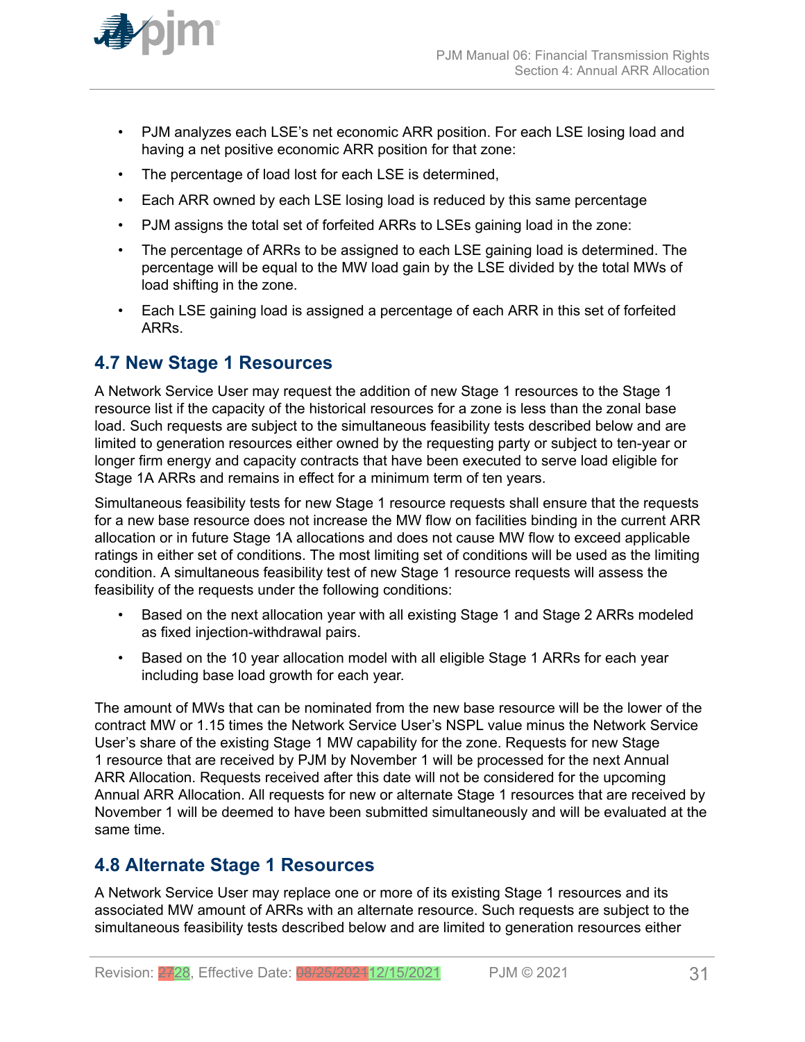- PJM analyzes each LSE's net economic ARR position. For each LSE losing load and having a net positive economic ARR position for that zone:
- The percentage of load lost for each LSE is determined,
- Each ARR owned by each LSE losing load is reduced by this same percentage
- PJM assigns the total set of forfeited ARRs to LSEs gaining load in the zone:
- The percentage of ARRs to be assigned to each LSE gaining load is determined. The percentage will be equal to the MW load gain by the LSE divided by the total MWs of load shifting in the zone.
- Each LSE gaining load is assigned a percentage of each ARR in this set of forfeited ARRs.

## 4.7 New Stage 1 Resources

A Network Service User may request the addition of new Stage 1 resources to the Stage 1 resource list if the capacity of the historical resources for a zone is less than the zonal base load. Such requests are subject to the simultaneous feasibility tests described below and are limited to generation resources either owned by the requesting party or subject to ten-year or longer firm energy and capacity contracts that have been executed to serve load eligible for Stage 1A ARRs and remains in effect for a minimum term of ten years.

Simultaneous feasibility tests for new Stage 1 resource requests shall ensure that the requests for a new base resource does not increase the MW flow on facilities binding in the current ARR allocation or in future Stage 1A allocations and does not cause MW flow to exceed applicable ratings in either set of conditions. The most limiting set of conditions will be used as the limiting condition. A simultaneous feasibility test of new Stage 1 resource requests will assess the feasibility of the requests under the following conditions:

- Based on the next allocation year with all existing Stage 1 and Stage 2 ARRs modeled as fixed injection-withdrawal pairs.
- Based on the 10 year allocation model with all eligible Stage 1 ARRs for each year including base load growth for each year.

The amount of MWs that can be nominated from the new base resource will be the lower of the contract MW or 1.15 times the Network Service User's NSPL value minus the Network Service User's share of the existing Stage 1 MW capability for the zone. Requests for new Stage 1 resource that are received by PJM by November 1 will be processed for the next Annual ARR Allocation. Requests received after this date will not be considered for the upcoming Annual ARR Allocation. All requests for new or alternate Stage 1 resources that are received by November 1 will be deemed to have been submitted simultaneously and will be evaluated at the same time.

## 4.8 Alternate Stage 1 Resources

A Network Service User may replace one or more of its existing Stage 1 resources and its associated MW amount of ARRs with an alternate resource. Such requests are subject to the simultaneous feasibility tests described below and are limited to generation resources either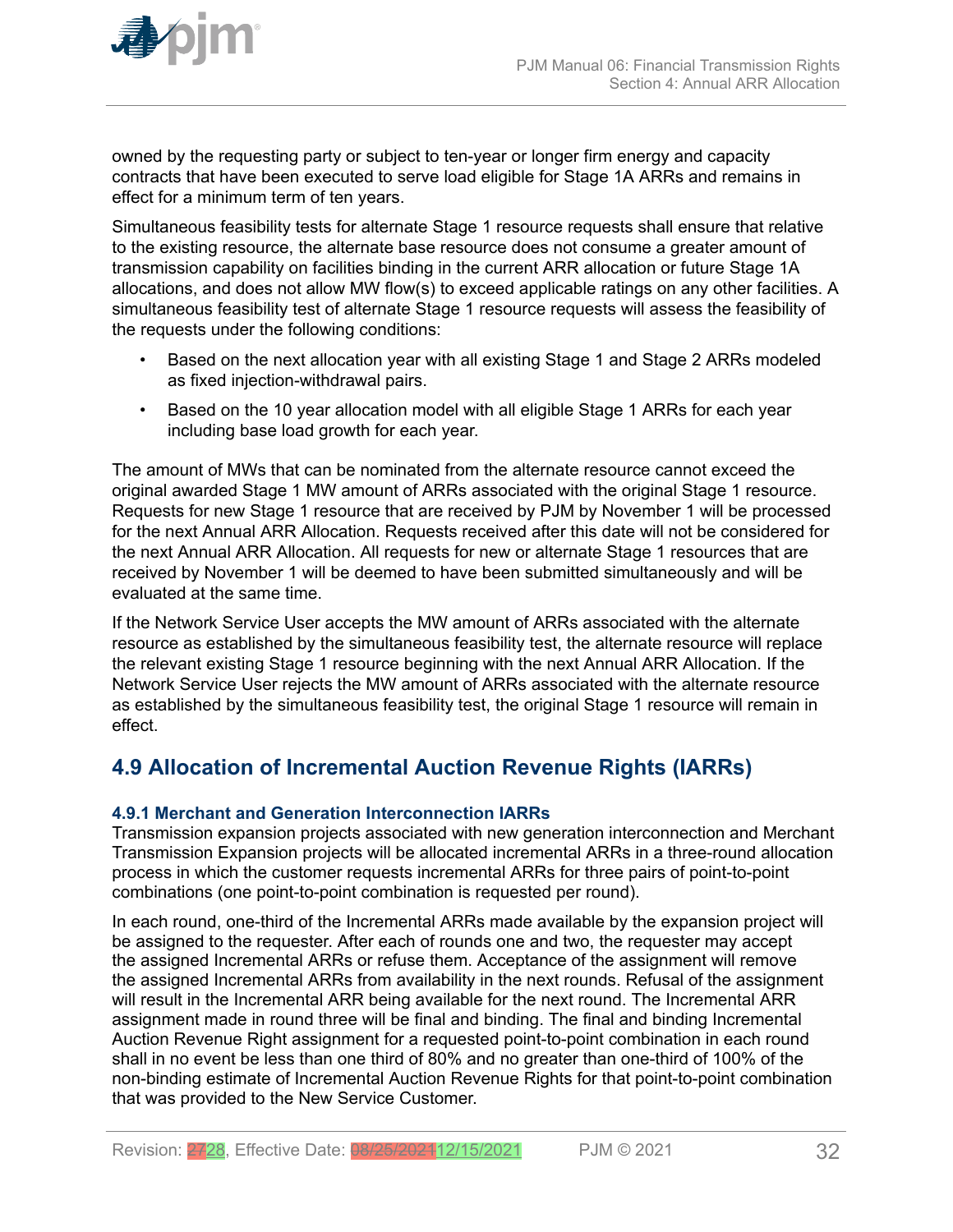owned by the requesting party or subject to ten-year or longer firm energy and capacity contracts that have been executed to serve load eligible for Stage 1A ARRs and remains in effect for a minimum term of ten years.

Simultaneous feasibility tests for alternate Stage 1 resource requests shall ensure that relative to the existing resource, the alternate base resource does not consume a greater amount of transmission capability on facilities binding in the current ARR allocation or future Stage 1A allocations, and does not allow MW flow(s) to exceed applicable ratings on any other facilities. A simultaneous feasibility test of alternate Stage 1 resource requests will assess the feasibility of the requests under the following conditions:

- Based on the next allocation year with all existing Stage 1 and Stage 2 ARRs modeled as fixed injection-withdrawal pairs.
- Based on the 10 year allocation model with all eligible Stage 1 ARRs for each year including base load growth for each year.

The amount of MWs that can be nominated from the alternate resource cannot exceed the original awarded Stage 1 MW amount of ARRs associated with the original Stage 1 resource. Requests for new Stage 1 resource that are received by PJM by November 1 will be processed for the next Annual ARR Allocation. Requests received after this date will not be considered for the next Annual ARR Allocation. All requests for new or alternate Stage 1 resources that are received by November 1 will be deemed to have been submitted simultaneously and will be evaluated at the same time.

If the Network Service User accepts the MW amount of ARRs associated with the alternate resource as established by the simultaneous feasibility test, the alternate resource will replace the relevant existing Stage 1 resource beginning with the next Annual ARR Allocation. If the Network Service User rejects the MW amount of ARRs associated with the alternate resource as established by the simultaneous feasibility test, the original Stage 1 resource will remain in effect.

## 4.9 Allocation of Incremental Auction Revenue Rights (IARRs)

### 4.9.1 Merchant and Generation Interconnection IARRs

Transmission expansion projects associated with new generation interconnection and Merchant Transmission Expansion projects will be allocated incremental ARRs in a three-round allocation process in which the customer requests incremental ARRs for three pairs of point-to-point combinations (one point-to-point combination is requested per round).

In each round, one-third of the Incremental ARRs made available by the expansion project will be assigned to the requester. After each of rounds one and two, the requester may accept the assigned Incremental ARRs or refuse them. Acceptance of the assignment will remove the assigned Incremental ARRs from availability in the next rounds. Refusal of the assignment will result in the Incremental ARR being available for the next round. The Incremental ARR assignment made in round three will be final and binding. The final and binding Incremental Auction Revenue Right assignment for a requested point-to-point combination in each round shall in no event be less than one third of 80% and no greater than one-third of 100% of the non-binding estimate of Incremental Auction Revenue Rights for that point-to-point combination that was provided to the New Service Customer.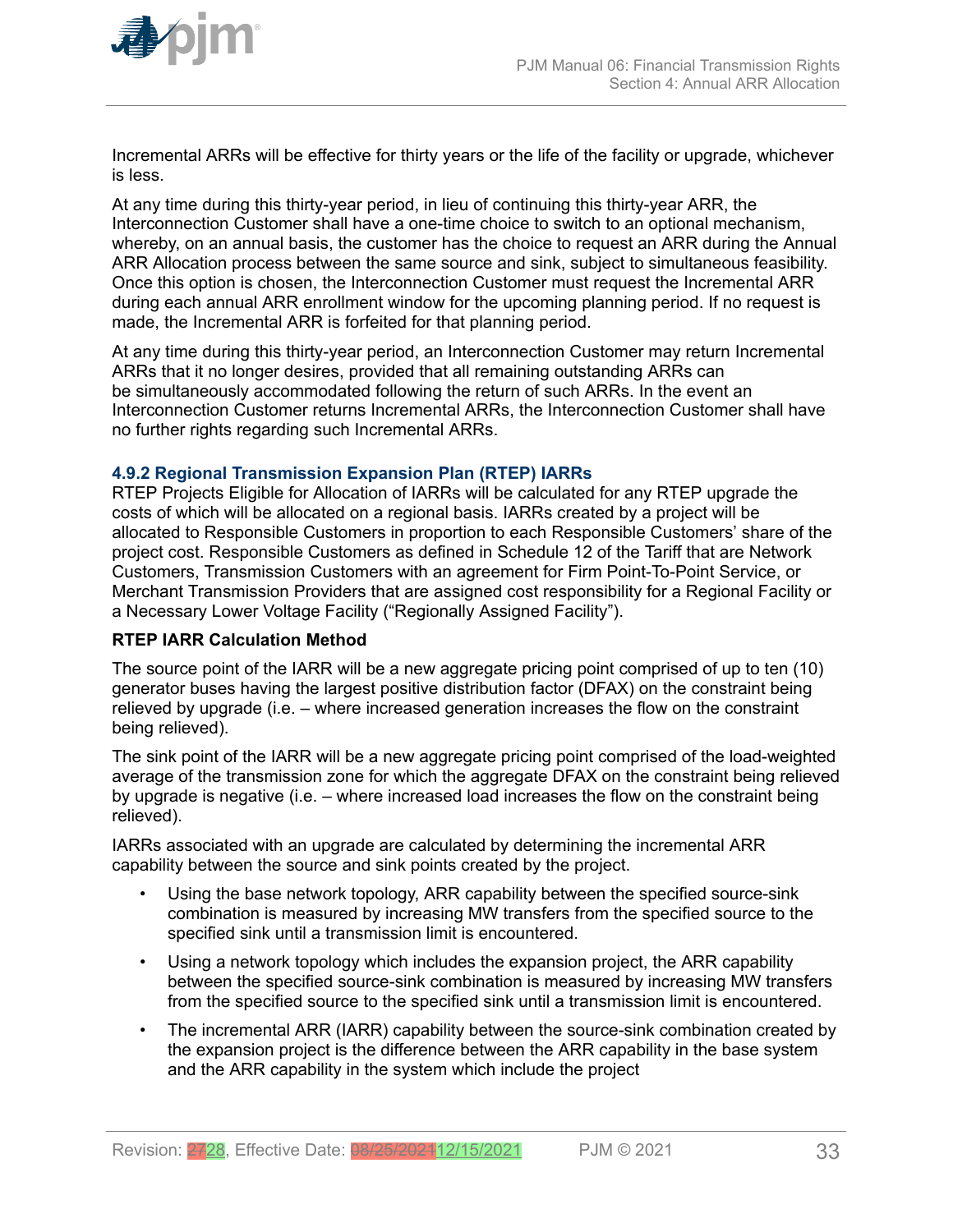Incremental ARRs will be effective for thirty years or the life of the facility or upgrade, whichever is less.

At any time during this thirty-year period, in lieu of continuing this thirty-year ARR, the Interconnection Customer shall have a one-time choice to switch to an optional mechanism, whereby, on an annual basis, the customer has the choice to request an ARR during the Annual ARR Allocation process between the same source and sink, subject to simultaneous feasibility. Once this option is chosen, the Interconnection Customer must request the Incremental ARR during each annual ARR enrollment window for the upcoming planning period. If no request is made, the Incremental ARR is forfeited for that planning period.

At any time during this thirty-year period, an Interconnection Customer may return Incremental ARRs that it no longer desires, provided that all remaining outstanding ARRs can be simultaneously accommodated following the return of such ARRs. In the event an Interconnection Customer returns Incremental ARRs, the Interconnection Customer shall have no further rights regarding such Incremental ARRs.

### 4.9.2 Regional Transmission Expansion Plan (RTEP) IARRs

RTEP Projects Eligible for Allocation of IARRs will be calculated for any RTEP upgrade the costs of which will be allocated on a regional basis. IARRs created by a project will be allocated to Responsible Customers in proportion to each Responsible Customers' share of the project cost. Responsible Customers as defined in Schedule 12 of the Tariff that are Network Customers, Transmission Customers with an agreement for Firm Point-To-Point Service, or Merchant Transmission Providers that are assigned cost responsibility for a Regional Facility or a Necessary Lower Voltage Facility ("Regionally Assigned Facility").

**RTEP IARR Calculation Method**

The source point of the IARR will be a new aggregate pricing point comprised of up to ten (10) generator buses having the largest positive distribution factor (DFAX) on the constraint being relieved by upgrade (i.e. – where increased generation increases the flow on the constraint being relieved).

The sink point of the IARR will be a new aggregate pricing point comprised of the load-weighted average of the transmission zone for which the aggregate DFAX on the constraint being relieved by upgrade is negative (i.e. – where increased load increases the flow on the constraint being relieved).

IARRs associated with an upgrade are calculated by determining the incremental ARR capability between the source and sink points created by the project.

- Using the base network topology, ARR capability between the specified source-sink combination is measured by increasing MW transfers from the specified source to the specified sink until a transmission limit is encountered.
- Using a network topology which includes the expansion project, the ARR capability between the specified source-sink combination is measured by increasing MW transfers from the specified source to the specified sink until a transmission limit is encountered.
- The incremental ARR (IARR) capability between the source-sink combination created by the expansion project is the difference between the ARR capability in the base system and the ARR capability in the system which include the project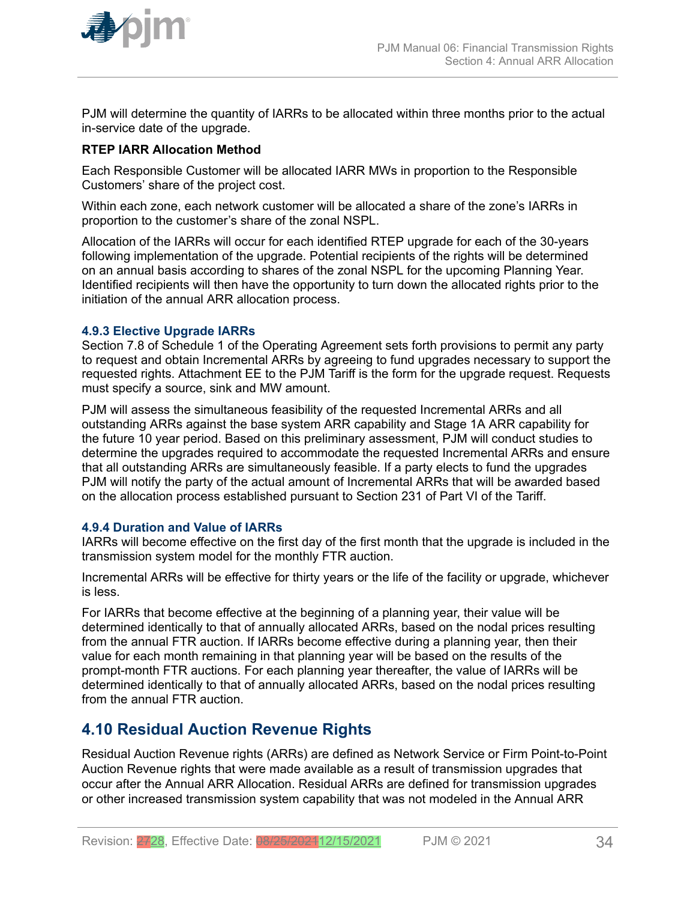PJM will determine the quantity of IARRs to be allocated within three months prior to the actual in-service date of the upgrade.

**RTEP IARR Allocation Method**

Each Responsible Customer will be allocated IARR MWs in proportion to the Responsible Customers' share of the project cost.

Within each zone, each network customer will be allocated a share of the zone's IARRs in proportion to the customer's share of the zonal NSPL.

Allocation of the IARRs will occur for each identified RTEP upgrade for each of the 30-years following implementation of the upgrade. Potential recipients of the rights will be determined on an annual basis according to shares of the zonal NSPL for the upcoming Planning Year. Identified recipients will then have the opportunity to turn down the allocated rights prior to the initiation of the annual ARR allocation process.

### 4.9.3 Elective Upgrade IARRs

Section 7.8 of Schedule 1 of the Operating Agreement sets forth provisions to permit any party to request and obtain Incremental ARRs by agreeing to fund upgrades necessary to support the requested rights. Attachment EE to the PJM Tariff is the form for the upgrade request. Requests must specify a source, sink and MW amount.

PJM will assess the simultaneous feasibility of the requested Incremental ARRs and all outstanding ARRs against the base system ARR capability and Stage 1A ARR capability for the future 10 year period. Based on this preliminary assessment, PJM will conduct studies to determine the upgrades required to accommodate the requested Incremental ARRs and ensure that all outstanding ARRs are simultaneously feasible. If a party elects to fund the upgrades PJM will notify the party of the actual amount of Incremental ARRs that will be awarded based on the allocation process established pursuant to Section 231 of Part VI of the Tariff.

### 4.9.4 Duration and Value of IARRs

IARRs will become effective on the first day of the first month that the upgrade is included in the transmission system model for the monthly FTR auction.

Incremental ARRs will be effective for thirty years or the life of the facility or upgrade, whichever is less.

For IARRs that become effective at the beginning of a planning year, their value will be determined identically to that of annually allocated ARRs, based on the nodal prices resulting from the annual FTR auction. If IARRs become effective during a planning year, then their value for each month remaining in that planning year will be based on the results of the prompt-month FTR auctions. For each planning year thereafter, the value of IARRs will be determined identically to that of annually allocated ARRs, based on the nodal prices resulting from the annual FTR auction.

## 4.10 Residual Auction Revenue Rights

Residual Auction Revenue rights (ARRs) are defined as Network Service or Firm Point-to-Point Auction Revenue rights that were made available as a result of transmission upgrades that occur after the Annual ARR Allocation. Residual ARRs are defined for transmission upgrades or other increased transmission system capability that was not modeled in the Annual ARR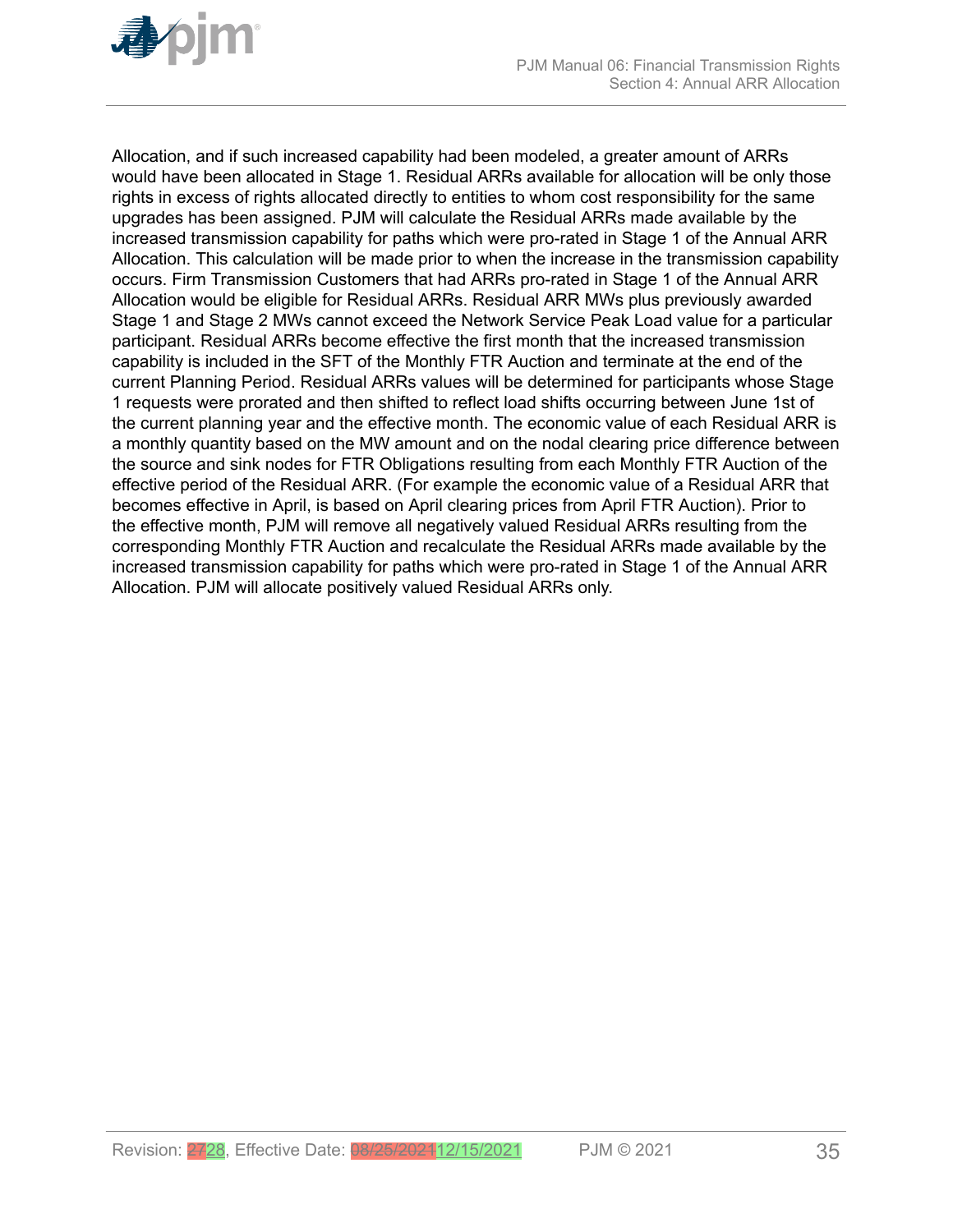Allocation, and if such increased capability had been modeled, a greater amount of ARRs would have been allocated in Stage 1. Residual ARRs available for allocation will be only those rights in excess of rights allocated directly to entities to whom cost responsibility for the same upgrades has been assigned. PJM will calculate the Residual ARRs made available by the increased transmission capability for paths which were pro-rated in Stage 1 of the Annual ARR Allocation. This calculation will be made prior to when the increase in the transmission capability occurs. Firm Transmission Customers that had ARRs pro-rated in Stage 1 of the Annual ARR Allocation would be eligible for Residual ARRs. Residual ARR MWs plus previously awarded Stage 1 and Stage 2 MWs cannot exceed the Network Service Peak Load value for a particular participant. Residual ARRs become effective the first month that the increased transmission capability is included in the SFT of the Monthly FTR Auction and terminate at the end of the current Planning Period. Residual ARRs values will be determined for participants whose Stage 1 requests were prorated and then shifted to reflect load shifts occurring between June 1st of the current planning year and the effective month. The economic value of each Residual ARR is a monthly quantity based on the MW amount and on the nodal clearing price difference between the source and sink nodes for FTR Obligations resulting from each Monthly FTR Auction of the effective period of the Residual ARR. (For example the economic value of a Residual ARR that becomes effective in April, is based on April clearing prices from April FTR Auction). Prior to the effective month, PJM will remove all negatively valued Residual ARRs resulting from the corresponding Monthly FTR Auction and recalculate the Residual ARRs made available by the increased transmission capability for paths which were pro-rated in Stage 1 of the Annual ARR Allocation. PJM will allocate positively valued Residual ARRs only.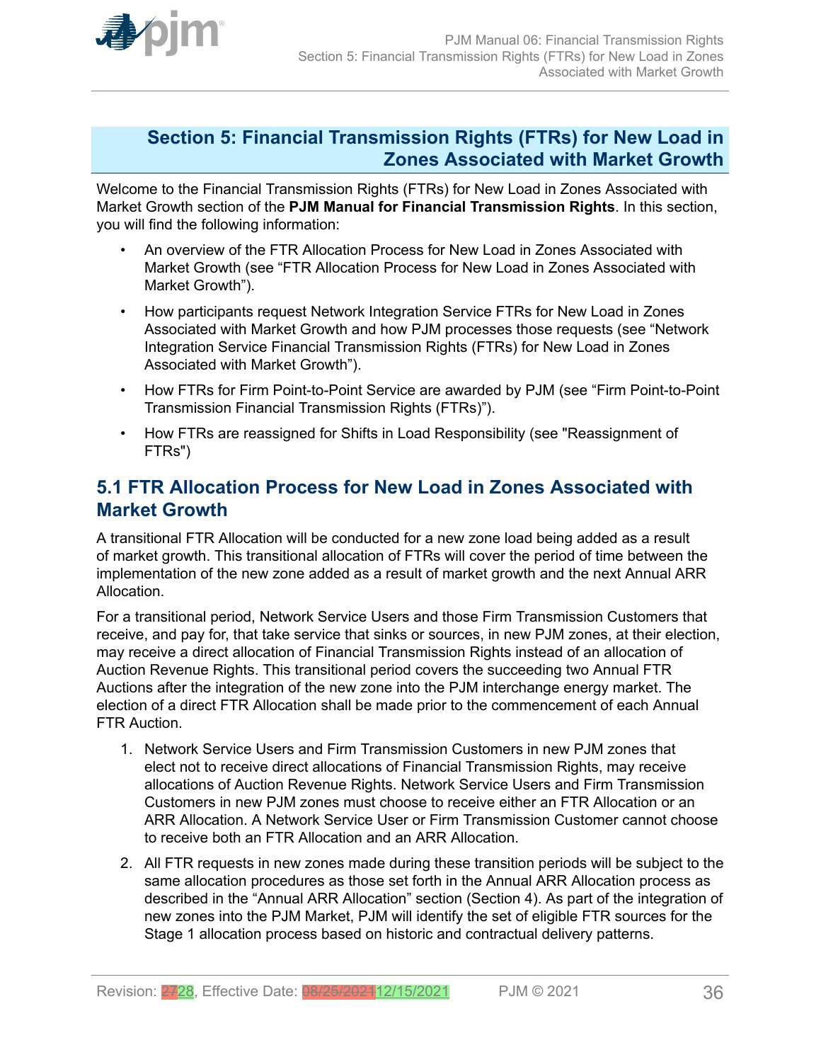# Section 5: Financial Transmission Rights (FTRs) for New Load in Zones Associated with Market Growth

Welcome to the Financial Transmission Rights (FTRs) for New Load in Zones Associated with Market Growth section of the **PJM Manual for Financial Transmission Rights**. In this section, you will find the following information:

- An overview of the FTR Allocation Process for New Load in Zones Associated with Market Growth (see "FTR Allocation Process for New Load in Zones Associated with Market Growth").
- How participants request Network Integration Service FTRs for New Load in Zones Associated with Market Growth and how PJM processes those requests (see "Network Integration Service Financial Transmission Rights (FTRs) for New Load in Zones Associated with Market Growth").
- How FTRs for Firm Point-to-Point Service are awarded by PJM (see "Firm Point-to-Point Transmission Financial Transmission Rights (FTRs)").
- How FTRs are reassigned for Shifts in Load Responsibility (see "Reassignment of FTRs")

## 5.1 FTR Allocation Process for New Load in Zones Associated with Market Growth

A transitional FTR Allocation will be conducted for a new zone load being added as a result of market growth. This transitional allocation of FTRs will cover the period of time between the implementation of the new zone added as a result of market growth and the next Annual ARR Allocation.

For a transitional period, Network Service Users and those Firm Transmission Customers that receive, and pay for, that take service that sinks or sources, in new PJM zones, at their election, may receive a direct allocation of Financial Transmission Rights instead of an allocation of Auction Revenue Rights. This transitional period covers the succeeding two Annual FTR Auctions after the integration of the new zone into the PJM interchange energy market. The election of a direct FTR Allocation shall be made prior to the commencement of each Annual FTR Auction.

1. Network Service Users and Firm Transmission Customers in new PJM zones that elect not to receive direct allocations of Financial Transmission Rights, may receive allocations of Auction Revenue Rights. Network Service Users and Firm Transmission Customers in new PJM zones must choose to receive either an FTR Allocation or an ARR Allocation. A Network Service User or Firm Transmission Customer cannot choose to receive both an FTR Allocation and an ARR Allocation.
2. All FTR requests in new zones made during these transition periods will be subject to the same allocation procedures as those set forth in the Annual ARR Allocation process as described in the "Annual ARR Allocation" section (Section 4). As part of the integration of new zones into the PJM Market, PJM will identify the set of eligible FTR sources for the Stage 1 allocation process based on historic and contractual delivery patterns.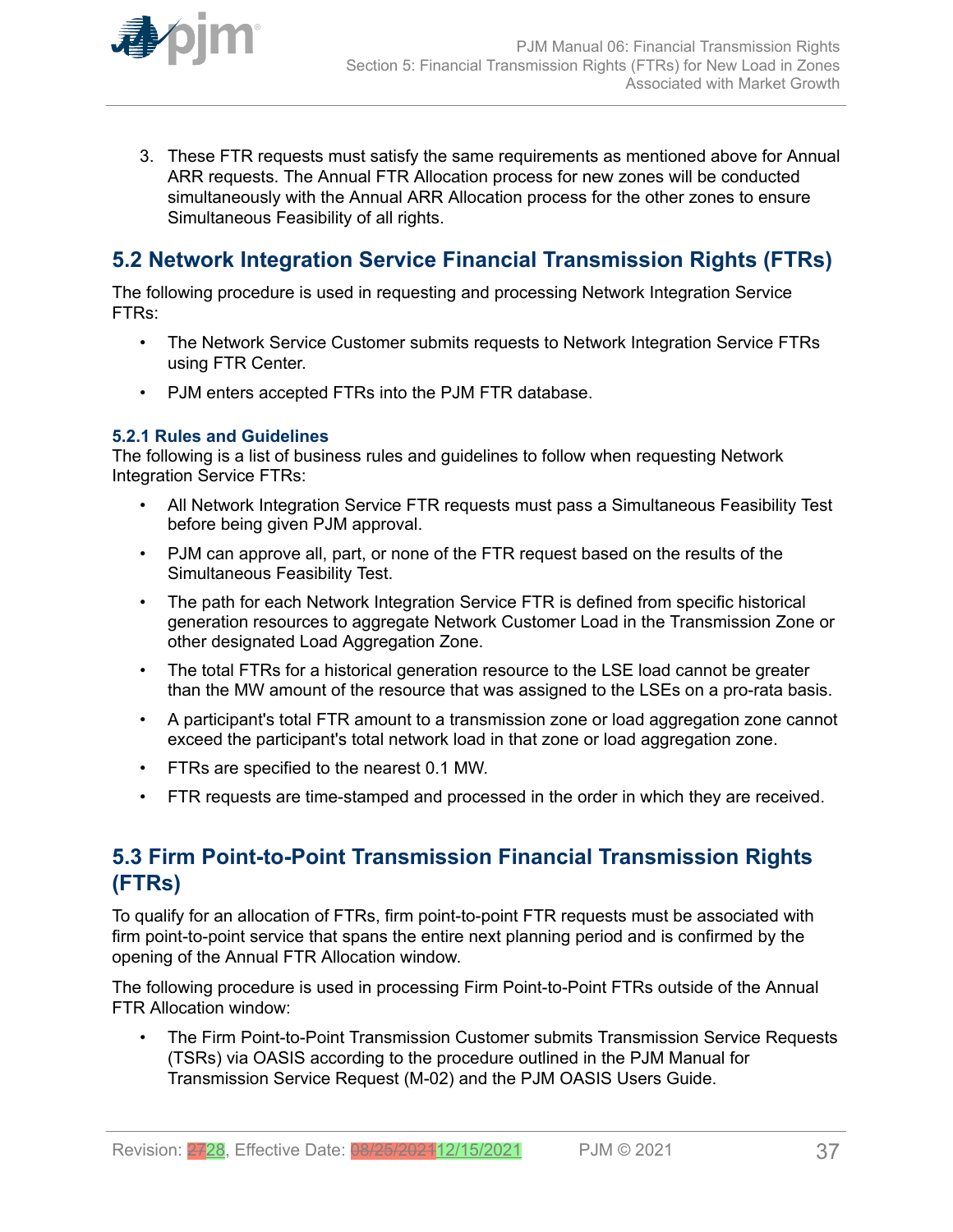3. These FTR requests must satisfy the same requirements as mentioned above for Annual ARR requests. The Annual FTR Allocation process for new zones will be conducted simultaneously with the Annual ARR Allocation process for the other zones to ensure Simultaneous Feasibility of all rights.

## 5.2 Network Integration Service Financial Transmission Rights (FTRs)

The following procedure is used in requesting and processing Network Integration Service FTRs:

- The Network Service Customer submits requests to Network Integration Service FTRs using FTR Center.
- PJM enters accepted FTRs into the PJM FTR database.

### 5.2.1 Rules and Guidelines

The following is a list of business rules and guidelines to follow when requesting Network Integration Service FTRs:

- All Network Integration Service FTR requests must pass a Simultaneous Feasibility Test before being given PJM approval.
- PJM can approve all, part, or none of the FTR request based on the results of the Simultaneous Feasibility Test.
- The path for each Network Integration Service FTR is defined from specific historical generation resources to aggregate Network Customer Load in the Transmission Zone or other designated Load Aggregation Zone.
- The total FTRs for a historical generation resource to the LSE load cannot be greater than the MW amount of the resource that was assigned to the LSEs on a pro-rata basis.
- A participant's total FTR amount to a transmission zone or load aggregation zone cannot exceed the participant's total network load in that zone or load aggregation zone.
- FTRs are specified to the nearest 0.1 MW.
- FTR requests are time-stamped and processed in the order in which they are received.

## 5.3 Firm Point-to-Point Transmission Financial Transmission Rights (FTRs)

To qualify for an allocation of FTRs, firm point-to-point FTR requests must be associated with firm point-to-point service that spans the entire next planning period and is confirmed by the opening of the Annual FTR Allocation window.

The following procedure is used in processing Firm Point-to-Point FTRs outside of the Annual FTR Allocation window:

- The Firm Point-to-Point Transmission Customer submits Transmission Service Requests (TSRs) via OASIS according to the procedure outlined in the PJM Manual for Transmission Service Request (M-02) and the PJM OASIS Users Guide.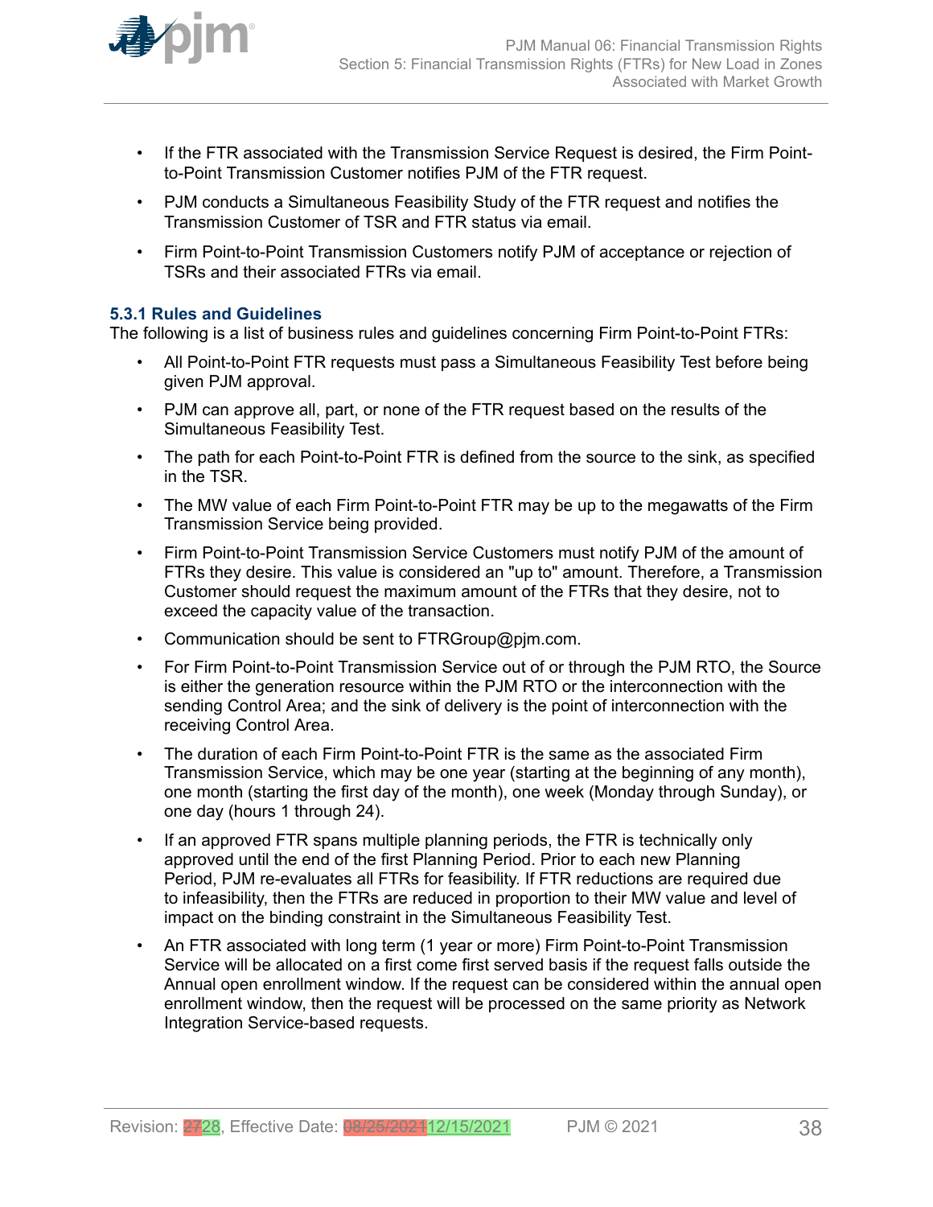- If the FTR associated with the Transmission Service Request is desired, the Firm Point-to-Point Transmission Customer notifies PJM of the FTR request.
- PJM conducts a Simultaneous Feasibility Study of the FTR request and notifies the Transmission Customer of TSR and FTR status via email.
- Firm Point-to-Point Transmission Customers notify PJM of acceptance or rejection of TSRs and their associated FTRs via email.

### 5.3.1 Rules and Guidelines

The following is a list of business rules and guidelines concerning Firm Point-to-Point FTRs:

- All Point-to-Point FTR requests must pass a Simultaneous Feasibility Test before being given PJM approval.
- PJM can approve all, part, or none of the FTR request based on the results of the Simultaneous Feasibility Test.
- The path for each Point-to-Point FTR is defined from the source to the sink, as specified in the TSR.
- The MW value of each Firm Point-to-Point FTR may be up to the megawatts of the Firm Transmission Service being provided.
- Firm Point-to-Point Transmission Service Customers must notify PJM of the amount of FTRs they desire. This value is considered an "up to" amount. Therefore, a Transmission Customer should request the maximum amount of the FTRs that they desire, not to exceed the capacity value of the transaction.
- Communication should be sent to FTRGroup@pjm.com.
- For Firm Point-to-Point Transmission Service out of or through the PJM RTO, the Source is either the generation resource within the PJM RTO or the interconnection with the sending Control Area; and the sink of delivery is the point of interconnection with the receiving Control Area.
- The duration of each Firm Point-to-Point FTR is the same as the associated Firm Transmission Service, which may be one year (starting at the beginning of any month), one month (starting the first day of the month), one week (Monday through Sunday), or one day (hours 1 through 24).
- If an approved FTR spans multiple planning periods, the FTR is technically only approved until the end of the first Planning Period. Prior to each new Planning Period, PJM re-evaluates all FTRs for feasibility. If FTR reductions are required due to infeasibility, then the FTRs are reduced in proportion to their MW value and level of impact on the binding constraint in the Simultaneous Feasibility Test.
- An FTR associated with long term (1 year or more) Firm Point-to-Point Transmission Service will be allocated on a first come first served basis if the request falls outside the Annual open enrollment window. If the request can be considered within the annual open enrollment window, then the request will be processed on the same priority as Network Integration Service-based requests.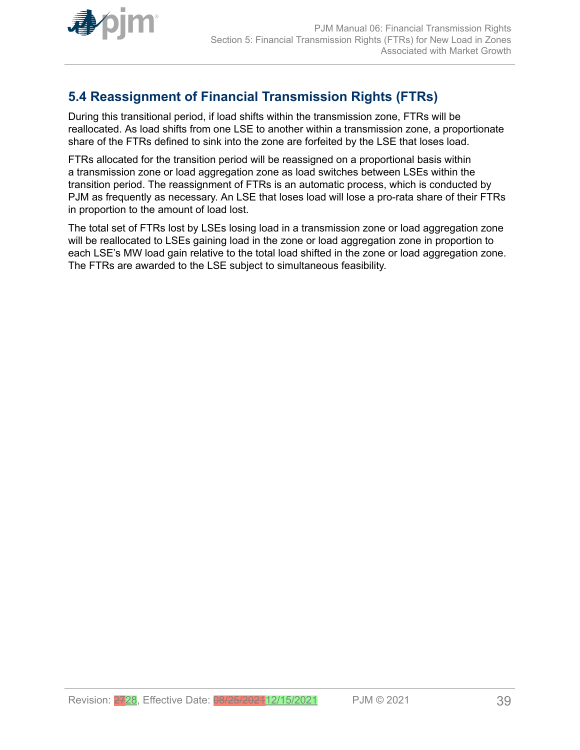## 5.4 Reassignment of Financial Transmission Rights (FTRs)

During this transitional period, if load shifts within the transmission zone, FTRs will be reallocated. As load shifts from one LSE to another within a transmission zone, a proportionate share of the FTRs defined to sink into the zone are forfeited by the LSE that loses load.

FTRs allocated for the transition period will be reassigned on a proportional basis within a transmission zone or load aggregation zone as load switches between LSEs within the transition period. The reassignment of FTRs is an automatic process, which is conducted by PJM as frequently as necessary. An LSE that loses load will lose a pro-rata share of their FTRs in proportion to the amount of load lost.

The total set of FTRs lost by LSEs losing load in a transmission zone or load aggregation zone will be reallocated to LSEs gaining load in the zone or load aggregation zone in proportion to each LSE's MW load gain relative to the total load shifted in the zone or load aggregation zone. The FTRs are awarded to the LSE subject to simultaneous feasibility.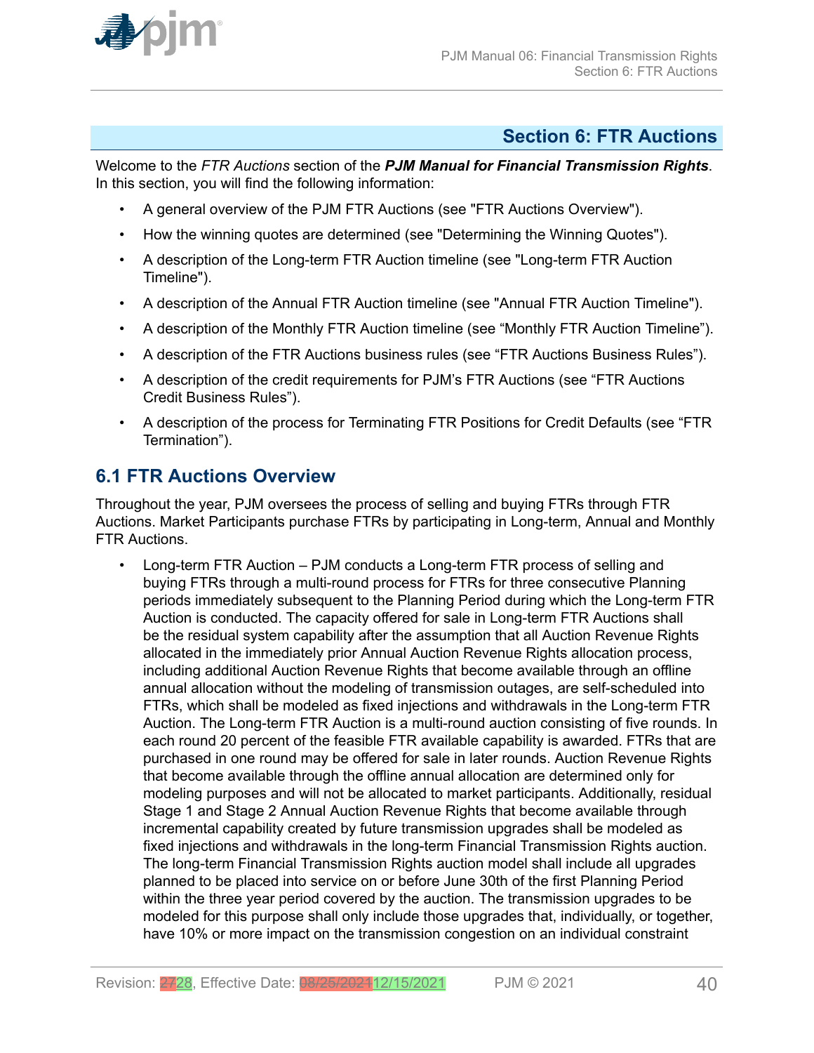# Section 6: FTR Auctions

Welcome to the *FTR Auctions* section of the ***PJM Manual for Financial Transmission Rights***. In this section, you will find the following information:

- A general overview of the PJM FTR Auctions (see "FTR Auctions Overview").
- How the winning quotes are determined (see "Determining the Winning Quotes").
- A description of the Long-term FTR Auction timeline (see "Long-term FTR Auction Timeline").
- A description of the Annual FTR Auction timeline (see "Annual FTR Auction Timeline").
- A description of the Monthly FTR Auction timeline (see "Monthly FTR Auction Timeline").
- A description of the FTR Auctions business rules (see "FTR Auctions Business Rules").
- A description of the credit requirements for PJM's FTR Auctions (see "FTR Auctions Credit Business Rules").
- A description of the process for Terminating FTR Positions for Credit Defaults (see "FTR Termination").

## 6.1 FTR Auctions Overview

Throughout the year, PJM oversees the process of selling and buying FTRs through FTR Auctions. Market Participants purchase FTRs by participating in Long-term, Annual and Monthly FTR Auctions.

- Long-term FTR Auction – PJM conducts a Long-term FTR process of selling and buying FTRs through a multi-round process for FTRs for three consecutive Planning periods immediately subsequent to the Planning Period during which the Long-term FTR Auction is conducted. The capacity offered for sale in Long-term FTR Auctions shall be the residual system capability after the assumption that all Auction Revenue Rights allocated in the immediately prior Annual Auction Revenue Rights allocation process, including additional Auction Revenue Rights that become available through an offline annual allocation without the modeling of transmission outages, are self-scheduled into FTRs, which shall be modeled as fixed injections and withdrawals in the Long-term FTR Auction. The Long-term FTR Auction is a multi-round auction consisting of five rounds. In each round 20 percent of the feasible FTR available capability is awarded. FTRs that are purchased in one round may be offered for sale in later rounds. Auction Revenue Rights that become available through the offline annual allocation are determined only for modeling purposes and will not be allocated to market participants. Additionally, residual Stage 1 and Stage 2 Annual Auction Revenue Rights that become available through incremental capability created by future transmission upgrades shall be modeled as fixed injections and withdrawals in the long-term Financial Transmission Rights auction. The long-term Financial Transmission Rights auction model shall include all upgrades planned to be placed into service on or before June 30th of the first Planning Period within the three year period covered by the auction. The transmission upgrades to be modeled for this purpose shall only include those upgrades that, individually, or together, have 10% or more impact on the transmission congestion on an individual constraint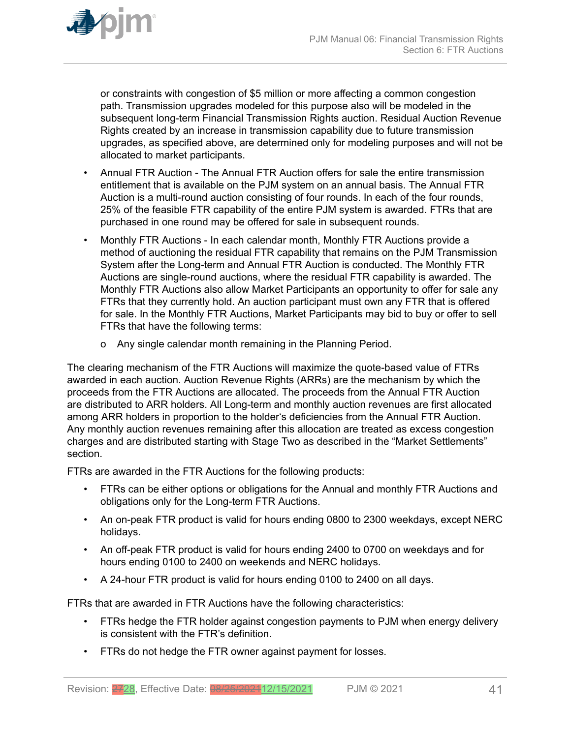or constraints with congestion of $5 million or more affecting a common congestion path. Transmission upgrades modeled for this purpose also will be modeled in the subsequent long-term Financial Transmission Rights auction. Residual Auction Revenue Rights created by an increase in transmission capability due to future transmission upgrades, as specified above, are determined only for modeling purposes and will not be allocated to market participants.

- Annual FTR Auction - The Annual FTR Auction offers for sale the entire transmission entitlement that is available on the PJM system on an annual basis. The Annual FTR Auction is a multi-round auction consisting of four rounds. In each of the four rounds, 25% of the feasible FTR capability of the entire PJM system is awarded. FTRs that are purchased in one round may be offered for sale in subsequent rounds.
- Monthly FTR Auctions - In each calendar month, Monthly FTR Auctions provide a method of auctioning the residual FTR capability that remains on the PJM Transmission System after the Long-term and Annual FTR Auction is conducted. The Monthly FTR Auctions are single-round auctions, where the residual FTR capability is awarded. The Monthly FTR Auctions also allow Market Participants an opportunity to offer for sale any FTRs that they currently hold. An auction participant must own any FTR that is offered for sale. In the Monthly FTR Auctions, Market Participants may bid to buy or offer to sell FTRs that have the following terms:
  - Any single calendar month remaining in the Planning Period.

The clearing mechanism of the FTR Auctions will maximize the quote-based value of FTRs awarded in each auction. Auction Revenue Rights (ARRs) are the mechanism by which the proceeds from the FTR Auctions are allocated. The proceeds from the Annual FTR Auction are distributed to ARR holders. All Long-term and monthly auction revenues are first allocated among ARR holders in proportion to the holder's deficiencies from the Annual FTR Auction. Any monthly auction revenues remaining after this allocation are treated as excess congestion charges and are distributed starting with Stage Two as described in the "Market Settlements" section.

FTRs are awarded in the FTR Auctions for the following products:

- FTRs can be either options or obligations for the Annual and monthly FTR Auctions and obligations only for the Long-term FTR Auctions.
- An on-peak FTR product is valid for hours ending 0800 to 2300 weekdays, except NERC holidays.
- An off-peak FTR product is valid for hours ending 2400 to 0700 on weekdays and for hours ending 0100 to 2400 on weekends and NERC holidays.
- A 24-hour FTR product is valid for hours ending 0100 to 2400 on all days.

FTRs that are awarded in FTR Auctions have the following characteristics:

- FTRs hedge the FTR holder against congestion payments to PJM when energy delivery is consistent with the FTR's definition.
- FTRs do not hedge the FTR owner against payment for losses.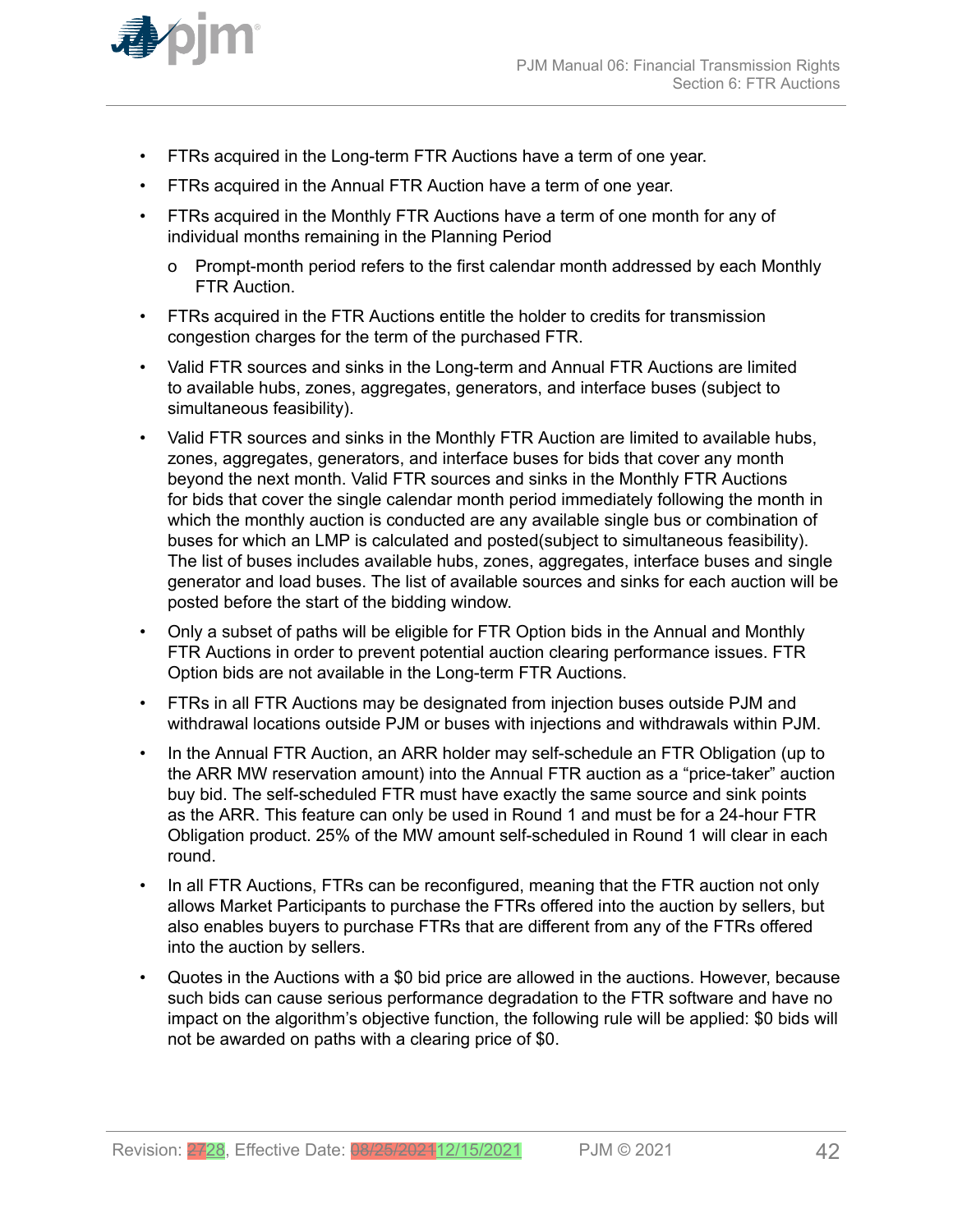- FTRs acquired in the Long-term FTR Auctions have a term of one year.
- FTRs acquired in the Annual FTR Auction have a term of one year.
- FTRs acquired in the Monthly FTR Auctions have a term of one month for any of individual months remaining in the Planning Period
  - o Prompt-month period refers to the first calendar month addressed by each Monthly FTR Auction.
- FTRs acquired in the FTR Auctions entitle the holder to credits for transmission congestion charges for the term of the purchased FTR.
- Valid FTR sources and sinks in the Long-term and Annual FTR Auctions are limited to available hubs, zones, aggregates, generators, and interface buses (subject to simultaneous feasibility).
- Valid FTR sources and sinks in the Monthly FTR Auction are limited to available hubs, zones, aggregates, generators, and interface buses for bids that cover any month beyond the next month. Valid FTR sources and sinks in the Monthly FTR Auctions for bids that cover the single calendar month period immediately following the month in which the monthly auction is conducted are any available single bus or combination of buses for which an LMP is calculated and posted(subject to simultaneous feasibility). The list of buses includes available hubs, zones, aggregates, interface buses and single generator and load buses. The list of available sources and sinks for each auction will be posted before the start of the bidding window.
- Only a subset of paths will be eligible for FTR Option bids in the Annual and Monthly FTR Auctions in order to prevent potential auction clearing performance issues. FTR Option bids are not available in the Long-term FTR Auctions.
- FTRs in all FTR Auctions may be designated from injection buses outside PJM and withdrawal locations outside PJM or buses with injections and withdrawals within PJM.
- In the Annual FTR Auction, an ARR holder may self-schedule an FTR Obligation (up to the ARR MW reservation amount) into the Annual FTR auction as a "price-taker" auction buy bid. The self-scheduled FTR must have exactly the same source and sink points as the ARR. This feature can only be used in Round 1 and must be for a 24-hour FTR Obligation product. 25% of the MW amount self-scheduled in Round 1 will clear in each round.
- In all FTR Auctions, FTRs can be reconfigured, meaning that the FTR auction not only allows Market Participants to purchase the FTRs offered into the auction by sellers, but also enables buyers to purchase FTRs that are different from any of the FTRs offered into the auction by sellers.
- Quotes in the Auctions with a $0 bid price are allowed in the auctions. However, because such bids can cause serious performance degradation to the FTR software and have no impact on the algorithm's objective function, the following rule will be applied: $0 bids will not be awarded on paths with a clearing price of $0.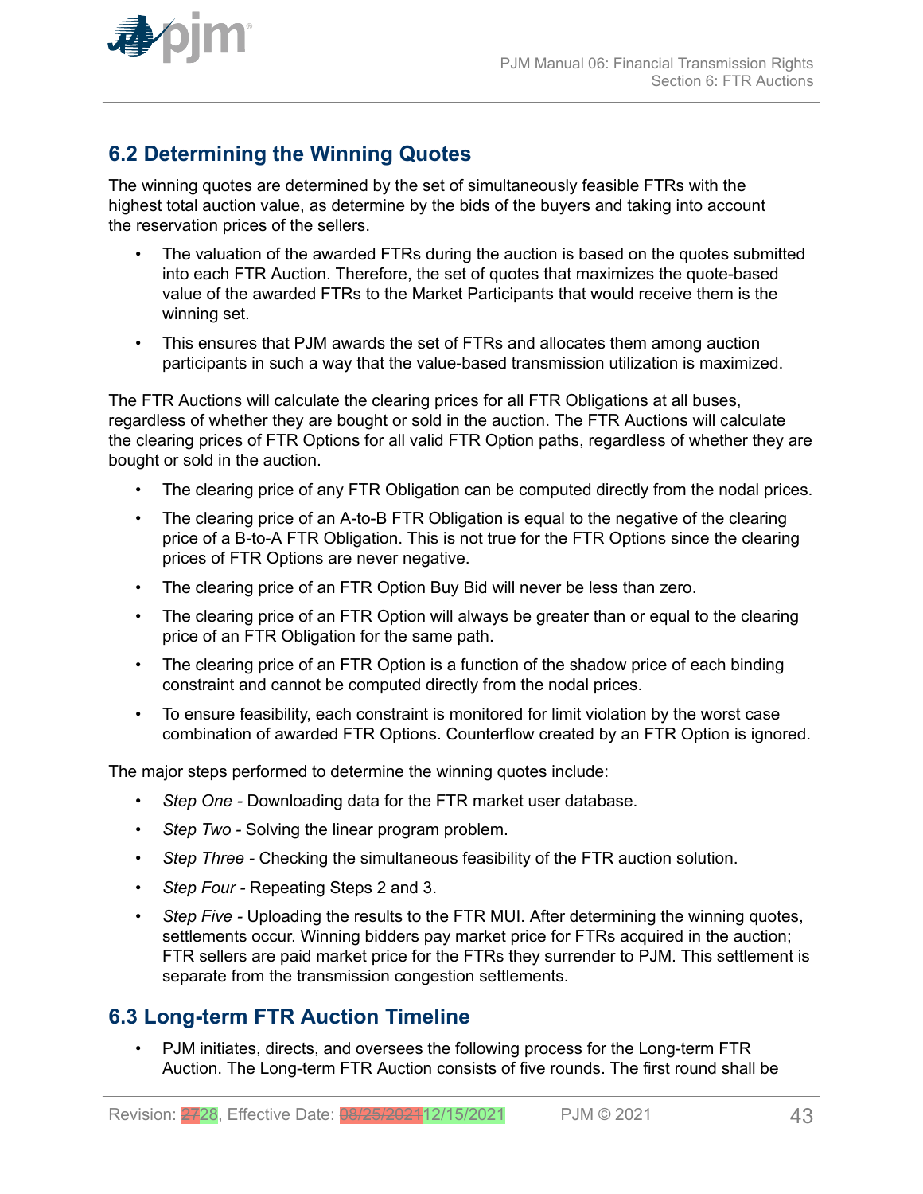## 6.2 Determining the Winning Quotes

The winning quotes are determined by the set of simultaneously feasible FTRs with the highest total auction value, as determine by the bids of the buyers and taking into account the reservation prices of the sellers.

- The valuation of the awarded FTRs during the auction is based on the quotes submitted into each FTR Auction. Therefore, the set of quotes that maximizes the quote-based value of the awarded FTRs to the Market Participants that would receive them is the winning set.
- This ensures that PJM awards the set of FTRs and allocates them among auction participants in such a way that the value-based transmission utilization is maximized.

The FTR Auctions will calculate the clearing prices for all FTR Obligations at all buses, regardless of whether they are bought or sold in the auction. The FTR Auctions will calculate the clearing prices of FTR Options for all valid FTR Option paths, regardless of whether they are bought or sold in the auction.

- The clearing price of any FTR Obligation can be computed directly from the nodal prices.
- The clearing price of an A-to-B FTR Obligation is equal to the negative of the clearing price of a B-to-A FTR Obligation. This is not true for the FTR Options since the clearing prices of FTR Options are never negative.
- The clearing price of an FTR Option Buy Bid will never be less than zero.
- The clearing price of an FTR Option will always be greater than or equal to the clearing price of an FTR Obligation for the same path.
- The clearing price of an FTR Option is a function of the shadow price of each binding constraint and cannot be computed directly from the nodal prices.
- To ensure feasibility, each constraint is monitored for limit violation by the worst case combination of awarded FTR Options. Counterflow created by an FTR Option is ignored.

The major steps performed to determine the winning quotes include:

- *Step One* - Downloading data for the FTR market user database.
- *Step Two* - Solving the linear program problem.
- *Step Three* - Checking the simultaneous feasibility of the FTR auction solution.
- *Step Four* - Repeating Steps 2 and 3.
- *Step Five* - Uploading the results to the FTR MUI. After determining the winning quotes, settlements occur. Winning bidders pay market price for FTRs acquired in the auction; FTR sellers are paid market price for the FTRs they surrender to PJM. This settlement is separate from the transmission congestion settlements.

## 6.3 Long-term FTR Auction Timeline

- PJM initiates, directs, and oversees the following process for the Long-term FTR Auction. The Long-term FTR Auction consists of five rounds. The first round shall be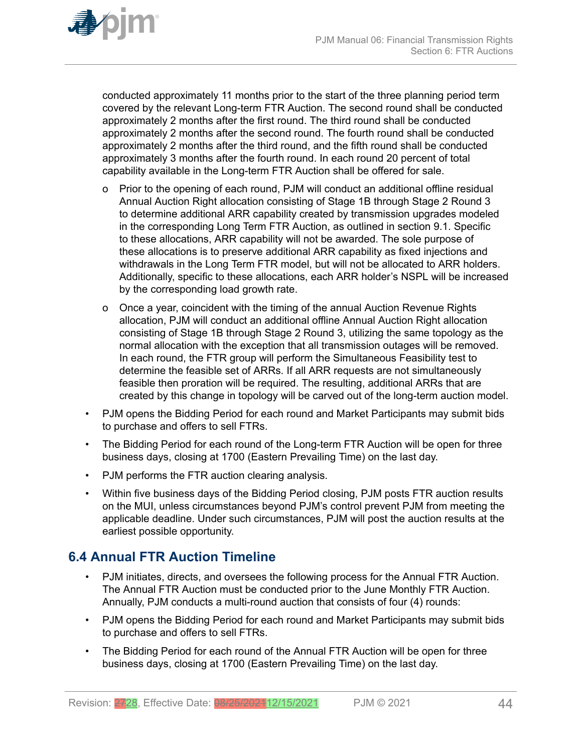conducted approximately 11 months prior to the start of the three planning period term covered by the relevant Long-term FTR Auction. The second round shall be conducted approximately 2 months after the first round. The third round shall be conducted approximately 2 months after the second round. The fourth round shall be conducted approximately 2 months after the third round, and the fifth round shall be conducted approximately 3 months after the fourth round. In each round 20 percent of total capability available in the Long-term FTR Auction shall be offered for sale.

- Prior to the opening of each round, PJM will conduct an additional offline residual Annual Auction Right allocation consisting of Stage 1B through Stage 2 Round 3 to determine additional ARR capability created by transmission upgrades modeled in the corresponding Long Term FTR Auction, as outlined in section 9.1. Specific to these allocations, ARR capability will not be awarded. The sole purpose of these allocations is to preserve additional ARR capability as fixed injections and withdrawals in the Long Term FTR model, but will not be allocated to ARR holders. Additionally, specific to these allocations, each ARR holder's NSPL will be increased by the corresponding load growth rate.
- Once a year, coincident with the timing of the annual Auction Revenue Rights allocation, PJM will conduct an additional offline Annual Auction Right allocation consisting of Stage 1B through Stage 2 Round 3, utilizing the same topology as the normal allocation with the exception that all transmission outages will be removed. In each round, the FTR group will perform the Simultaneous Feasibility test to determine the feasible set of ARRs. If all ARR requests are not simultaneously feasible then proration will be required. The resulting, additional ARRs that are created by this change in topology will be carved out of the long-term auction model.

- PJM opens the Bidding Period for each round and Market Participants may submit bids to purchase and offers to sell FTRs.
- The Bidding Period for each round of the Long-term FTR Auction will be open for three business days, closing at 1700 (Eastern Prevailing Time) on the last day.
- PJM performs the FTR auction clearing analysis.
- Within five business days of the Bidding Period closing, PJM posts FTR auction results on the MUI, unless circumstances beyond PJM's control prevent PJM from meeting the applicable deadline. Under such circumstances, PJM will post the auction results at the earliest possible opportunity.

## 6.4 Annual FTR Auction Timeline

- PJM initiates, directs, and oversees the following process for the Annual FTR Auction. The Annual FTR Auction must be conducted prior to the June Monthly FTR Auction. Annually, PJM conducts a multi-round auction that consists of four (4) rounds:
- PJM opens the Bidding Period for each round and Market Participants may submit bids to purchase and offers to sell FTRs.
- The Bidding Period for each round of the Annual FTR Auction will be open for three business days, closing at 1700 (Eastern Prevailing Time) on the last day.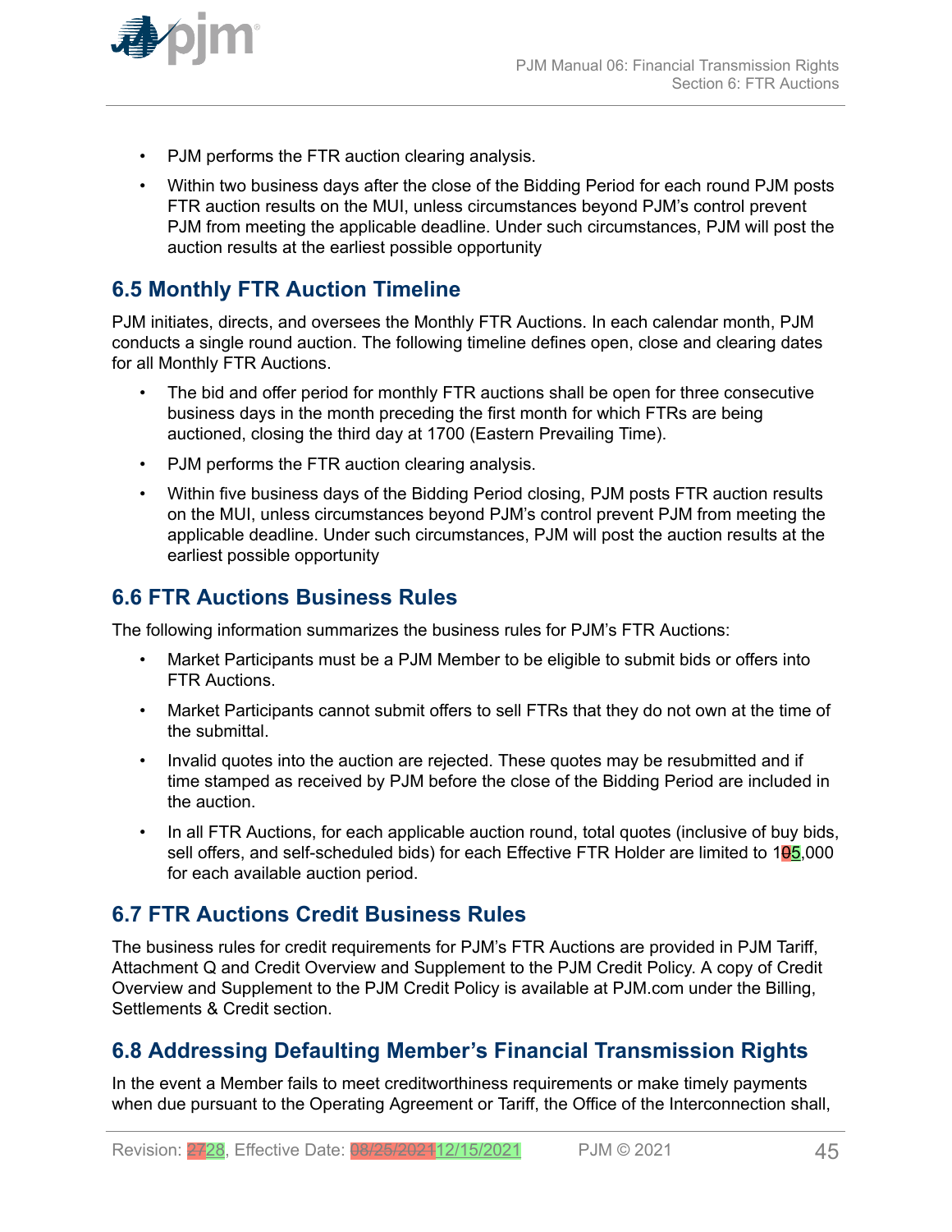- PJM performs the FTR auction clearing analysis.
- Within two business days after the close of the Bidding Period for each round PJM posts FTR auction results on the MUI, unless circumstances beyond PJM's control prevent PJM from meeting the applicable deadline. Under such circumstances, PJM will post the auction results at the earliest possible opportunity

## 6.5 Monthly FTR Auction Timeline

PJM initiates, directs, and oversees the Monthly FTR Auctions. In each calendar month, PJM conducts a single round auction. The following timeline defines open, close and clearing dates for all Monthly FTR Auctions.

- The bid and offer period for monthly FTR auctions shall be open for three consecutive business days in the month preceding the first month for which FTRs are being auctioned, closing the third day at 1700 (Eastern Prevailing Time).
- PJM performs the FTR auction clearing analysis.
- Within five business days of the Bidding Period closing, PJM posts FTR auction results on the MUI, unless circumstances beyond PJM's control prevent PJM from meeting the applicable deadline. Under such circumstances, PJM will post the auction results at the earliest possible opportunity

## 6.6 FTR Auctions Business Rules

The following information summarizes the business rules for PJM's FTR Auctions:

- Market Participants must be a PJM Member to be eligible to submit bids or offers into FTR Auctions.
- Market Participants cannot submit offers to sell FTRs that they do not own at the time of the submittal.
- Invalid quotes into the auction are rejected. These quotes may be resubmitted and if time stamped as received by PJM before the close of the Bidding Period are included in the auction.
- In all FTR Auctions, for each applicable auction round, total quotes (inclusive of buy bids, sell offers, and self-scheduled bids) for each Effective FTR Holder are limited to 1~~0~~5,000 for each available auction period.

## 6.7 FTR Auctions Credit Business Rules

The business rules for credit requirements for PJM's FTR Auctions are provided in PJM Tariff, Attachment Q and Credit Overview and Supplement to the PJM Credit Policy. A copy of Credit Overview and Supplement to the PJM Credit Policy is available at PJM.com under the Billing, Settlements & Credit section.

## 6.8 Addressing Defaulting Member's Financial Transmission Rights

In the event a Member fails to meet creditworthiness requirements or make timely payments when due pursuant to the Operating Agreement or Tariff, the Office of the Interconnection shall,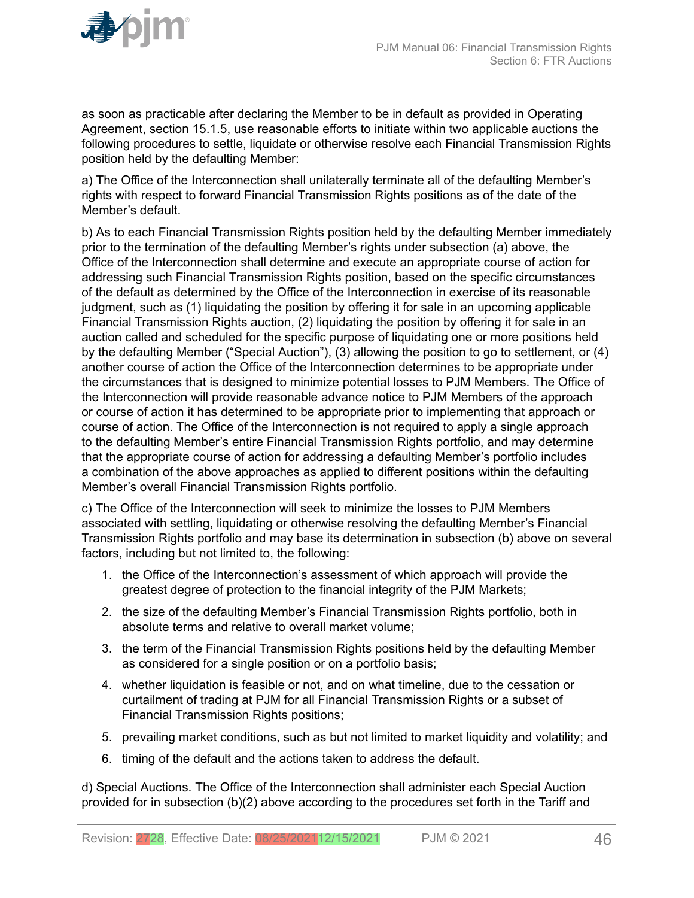as soon as practicable after declaring the Member to be in default as provided in Operating Agreement, section 15.1.5, use reasonable efforts to initiate within two applicable auctions the following procedures to settle, liquidate or otherwise resolve each Financial Transmission Rights position held by the defaulting Member:

a) The Office of the Interconnection shall unilaterally terminate all of the defaulting Member's rights with respect to forward Financial Transmission Rights positions as of the date of the Member's default.

b) As to each Financial Transmission Rights position held by the defaulting Member immediately prior to the termination of the defaulting Member's rights under subsection (a) above, the Office of the Interconnection shall determine and execute an appropriate course of action for addressing such Financial Transmission Rights position, based on the specific circumstances of the default as determined by the Office of the Interconnection in exercise of its reasonable judgment, such as (1) liquidating the position by offering it for sale in an upcoming applicable Financial Transmission Rights auction, (2) liquidating the position by offering it for sale in an auction called and scheduled for the specific purpose of liquidating one or more positions held by the defaulting Member ("Special Auction"), (3) allowing the position to go to settlement, or (4) another course of action the Office of the Interconnection determines to be appropriate under the circumstances that is designed to minimize potential losses to PJM Members. The Office of the Interconnection will provide reasonable advance notice to PJM Members of the approach or course of action it has determined to be appropriate prior to implementing that approach or course of action. The Office of the Interconnection is not required to apply a single approach to the defaulting Member's entire Financial Transmission Rights portfolio, and may determine that the appropriate course of action for addressing a defaulting Member's portfolio includes a combination of the above approaches as applied to different positions within the defaulting Member's overall Financial Transmission Rights portfolio.

c) The Office of the Interconnection will seek to minimize the losses to PJM Members associated with settling, liquidating or otherwise resolving the defaulting Member's Financial Transmission Rights portfolio and may base its determination in subsection (b) above on several factors, including but not limited to, the following:

1. the Office of the Interconnection's assessment of which approach will provide the greatest degree of protection to the financial integrity of the PJM Markets;
2. the size of the defaulting Member's Financial Transmission Rights portfolio, both in absolute terms and relative to overall market volume;
3. the term of the Financial Transmission Rights positions held by the defaulting Member as considered for a single position or on a portfolio basis;
4. whether liquidation is feasible or not, and on what timeline, due to the cessation or curtailment of trading at PJM for all Financial Transmission Rights or a subset of Financial Transmission Rights positions;
5. prevailing market conditions, such as but not limited to market liquidity and volatility; and
6. timing of the default and the actions taken to address the default.

d) Special Auctions. The Office of the Interconnection shall administer each Special Auction provided for in subsection (b)(2) above according to the procedures set forth in the Tariff and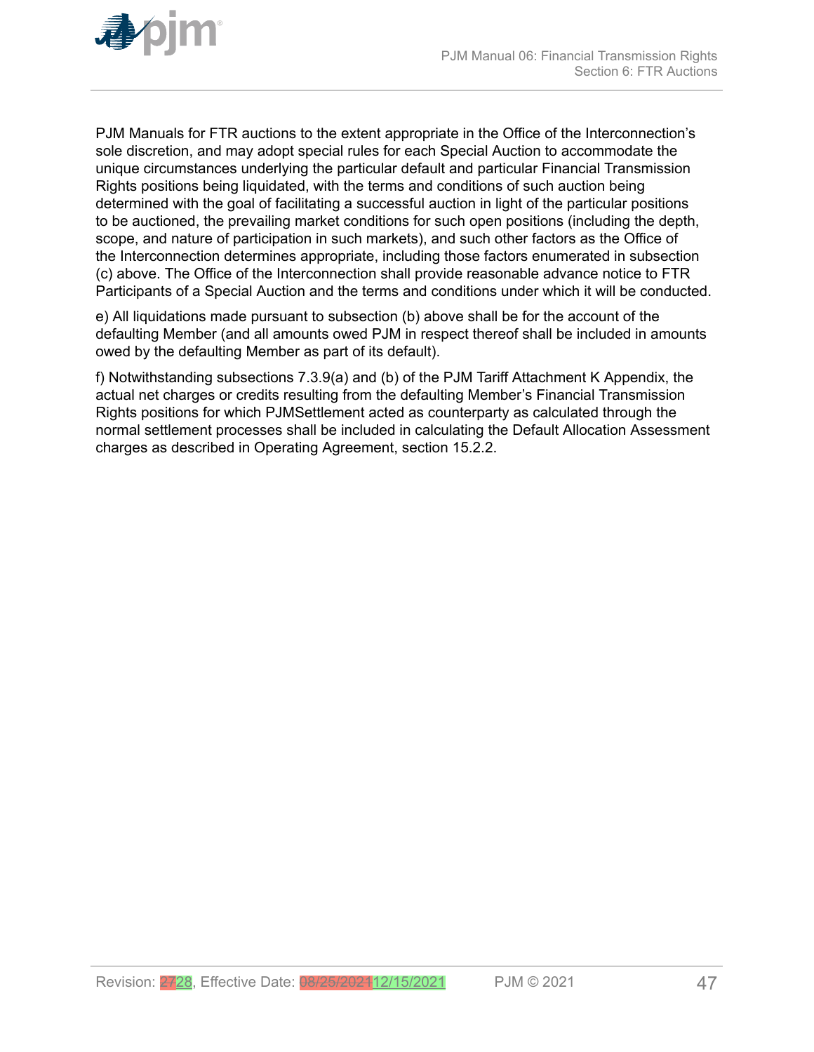PJM Manuals for FTR auctions to the extent appropriate in the Office of the Interconnection's sole discretion, and may adopt special rules for each Special Auction to accommodate the unique circumstances underlying the particular default and particular Financial Transmission Rights positions being liquidated, with the terms and conditions of such auction being determined with the goal of facilitating a successful auction in light of the particular positions to be auctioned, the prevailing market conditions for such open positions (including the depth, scope, and nature of participation in such markets), and such other factors as the Office of the Interconnection determines appropriate, including those factors enumerated in subsection (c) above. The Office of the Interconnection shall provide reasonable advance notice to FTR Participants of a Special Auction and the terms and conditions under which it will be conducted.

e) All liquidations made pursuant to subsection (b) above shall be for the account of the defaulting Member (and all amounts owed PJM in respect thereof shall be included in amounts owed by the defaulting Member as part of its default).

f) Notwithstanding subsections 7.3.9(a) and (b) of the PJM Tariff Attachment K Appendix, the actual net charges or credits resulting from the defaulting Member's Financial Transmission Rights positions for which PJMSettlement acted as counterparty as calculated through the normal settlement processes shall be included in calculating the Default Allocation Assessment charges as described in Operating Agreement, section 15.2.2.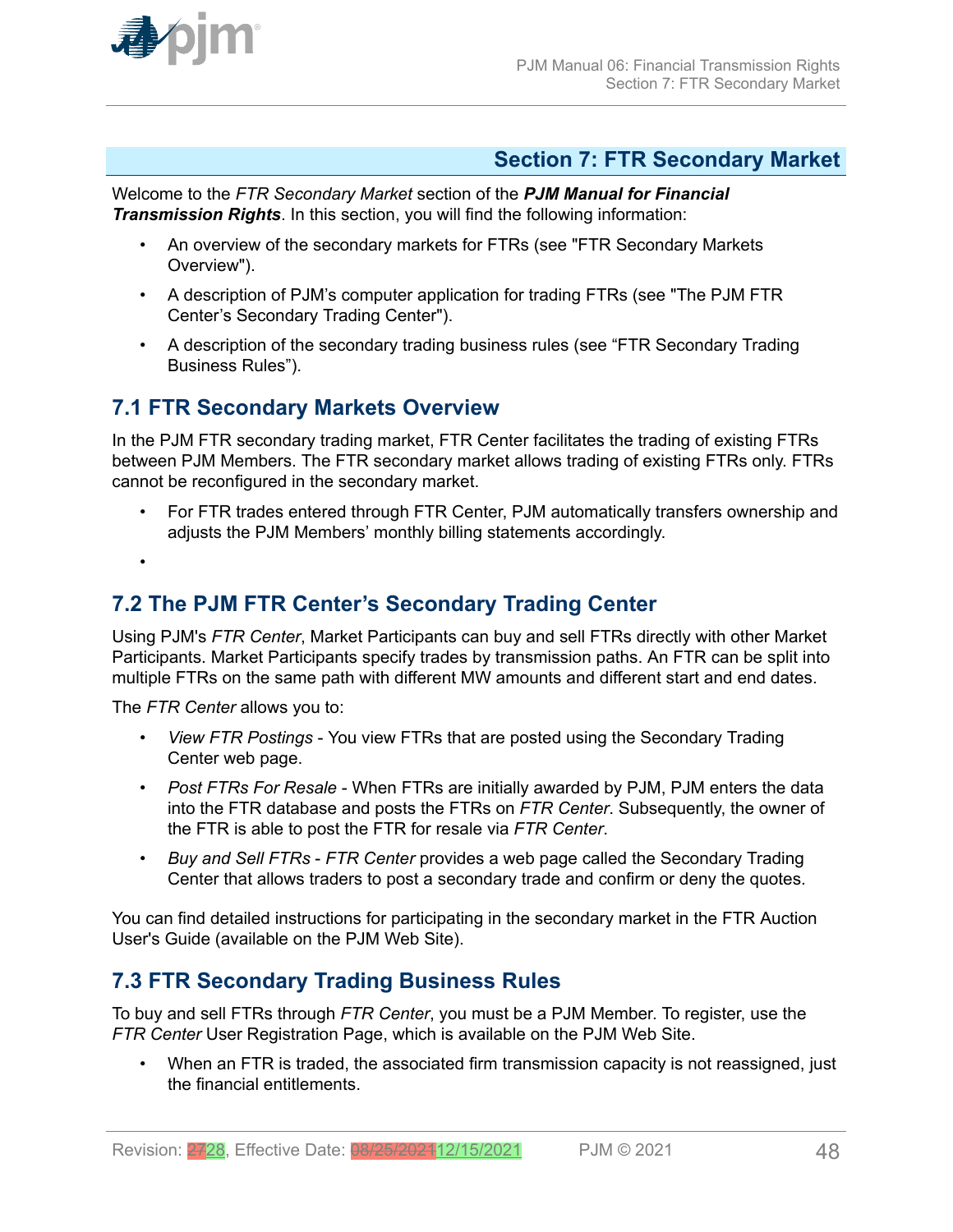## Section 7: FTR Secondary Market

Welcome to the *FTR Secondary Market* section of the ***PJM Manual for Financial Transmission Rights***. In this section, you will find the following information:

- An overview of the secondary markets for FTRs (see "FTR Secondary Markets Overview").
- A description of PJM's computer application for trading FTRs (see "The PJM FTR Center's Secondary Trading Center").
- A description of the secondary trading business rules (see "FTR Secondary Trading Business Rules").

### 7.1 FTR Secondary Markets Overview

In the PJM FTR secondary trading market, FTR Center facilitates the trading of existing FTRs between PJM Members. The FTR secondary market allows trading of existing FTRs only. FTRs cannot be reconfigured in the secondary market.

- For FTR trades entered through FTR Center, PJM automatically transfers ownership and adjusts the PJM Members' monthly billing statements accordingly.
- 

### 7.2 The PJM FTR Center's Secondary Trading Center

Using PJM's *FTR Center*, Market Participants can buy and sell FTRs directly with other Market Participants. Market Participants specify trades by transmission paths. An FTR can be split into multiple FTRs on the same path with different MW amounts and different start and end dates.

The *FTR Center* allows you to:

- *View FTR Postings* - You view FTRs that are posted using the Secondary Trading Center web page.
- *Post FTRs For Resale* - When FTRs are initially awarded by PJM, PJM enters the data into the FTR database and posts the FTRs on *FTR Center*. Subsequently, the owner of the FTR is able to post the FTR for resale via *FTR Center*.
- *Buy and Sell FTRs* - *FTR Center* provides a web page called the Secondary Trading Center that allows traders to post a secondary trade and confirm or deny the quotes.

You can find detailed instructions for participating in the secondary market in the FTR Auction User's Guide (available on the PJM Web Site).

### 7.3 FTR Secondary Trading Business Rules

To buy and sell FTRs through *FTR Center*, you must be a PJM Member. To register, use the *FTR Center* User Registration Page, which is available on the PJM Web Site.

- When an FTR is traded, the associated firm transmission capacity is not reassigned, just the financial entitlements.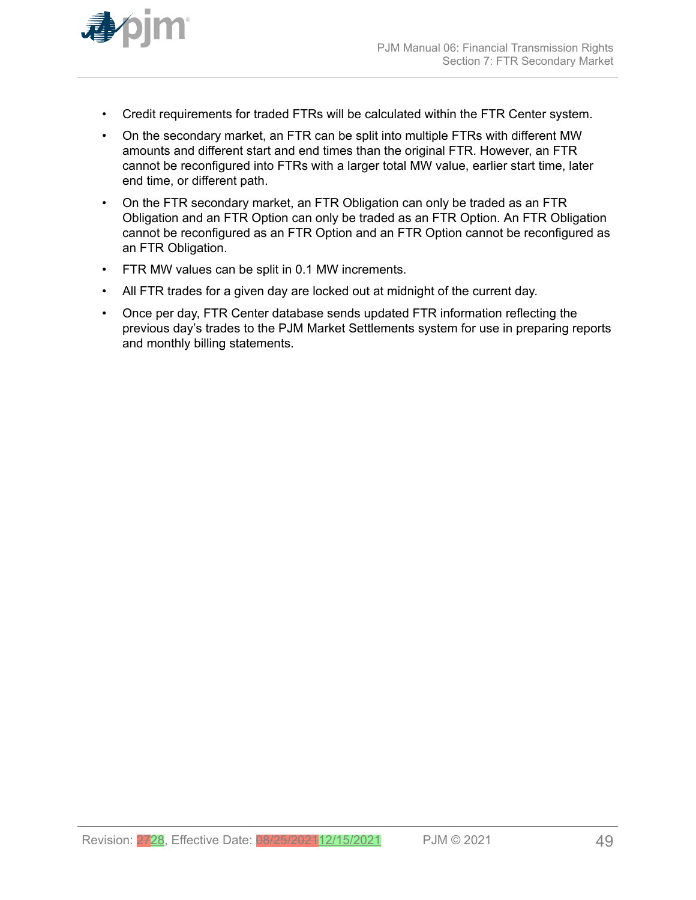- Credit requirements for traded FTRs will be calculated within the FTR Center system.
- On the secondary market, an FTR can be split into multiple FTRs with different MW amounts and different start and end times than the original FTR. However, an FTR cannot be reconfigured into FTRs with a larger total MW value, earlier start time, later end time, or different path.
- On the FTR secondary market, an FTR Obligation can only be traded as an FTR Obligation and an FTR Option can only be traded as an FTR Option. An FTR Obligation cannot be reconfigured as an FTR Option and an FTR Option cannot be reconfigured as an FTR Obligation.
- FTR MW values can be split in 0.1 MW increments.
- All FTR trades for a given day are locked out at midnight of the current day.
- Once per day, FTR Center database sends updated FTR information reflecting the previous day's trades to the PJM Market Settlements system for use in preparing reports and monthly billing statements.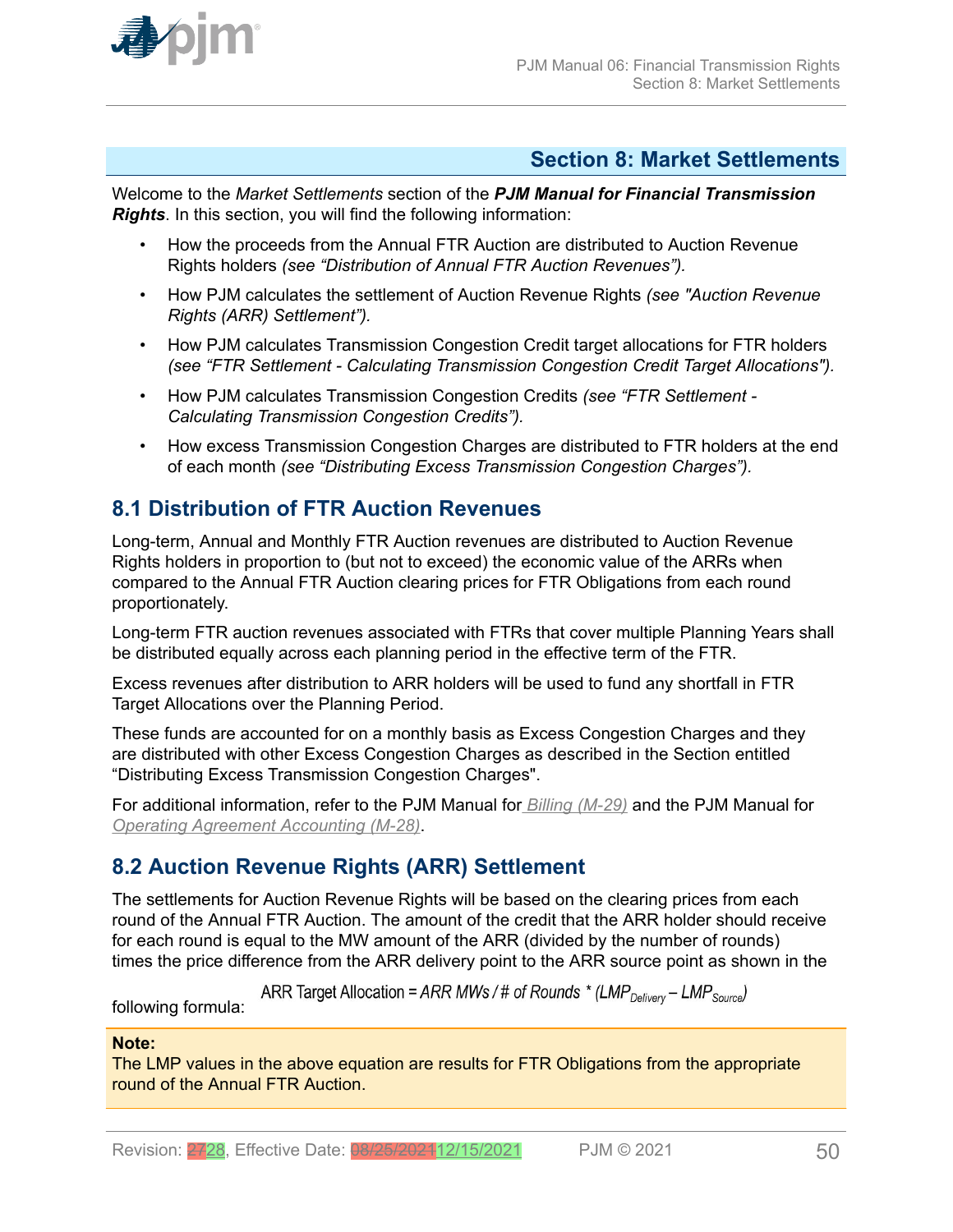# Section 8: Market Settlements

Welcome to the *Market Settlements* section of the ***PJM Manual for Financial Transmission Rights***. In this section, you will find the following information:

- How the proceeds from the Annual FTR Auction are distributed to Auction Revenue Rights holders *(see "Distribution of Annual FTR Auction Revenues").*
- How PJM calculates the settlement of Auction Revenue Rights *(see "Auction Revenue Rights (ARR) Settlement").*
- How PJM calculates Transmission Congestion Credit target allocations for FTR holders *(see "FTR Settlement - Calculating Transmission Congestion Credit Target Allocations").*
- How PJM calculates Transmission Congestion Credits *(see "FTR Settlement - Calculating Transmission Congestion Credits").*
- How excess Transmission Congestion Charges are distributed to FTR holders at the end of each month *(see "Distributing Excess Transmission Congestion Charges").*

## 8.1 Distribution of FTR Auction Revenues

Long-term, Annual and Monthly FTR Auction revenues are distributed to Auction Revenue Rights holders in proportion to (but not to exceed) the economic value of the ARRs when compared to the Annual FTR Auction clearing prices for FTR Obligations from each round proportionately.

Long-term FTR auction revenues associated with FTRs that cover multiple Planning Years shall be distributed equally across each planning period in the effective term of the FTR.

Excess revenues after distribution to ARR holders will be used to fund any shortfall in FTR Target Allocations over the Planning Period.

These funds are accounted for on a monthly basis as Excess Congestion Charges and they are distributed with other Excess Congestion Charges as described in the Section entitled "Distributing Excess Transmission Congestion Charges".

For additional information, refer to the PJM Manual for *Billing (M-29)* and the PJM Manual for *Operating Agreement Accounting (M-28)*.

## 8.2 Auction Revenue Rights (ARR) Settlement

The settlements for Auction Revenue Rights will be based on the clearing prices from each round of the Annual FTR Auction. The amount of the credit that the ARR holder should receive for each round is equal to the MW amount of the ARR (divided by the number of rounds) times the price difference from the ARR delivery point to the ARR source point as shown in the following formula:

$$\text{ARR Target Allocation} = \textit{ARR MWs / \# of Rounds} * (LMP_{Delivery} - LMP_{Source})$$

**Note:**
The LMP values in the above equation are results for FTR Obligations from the appropriate round of the Annual FTR Auction.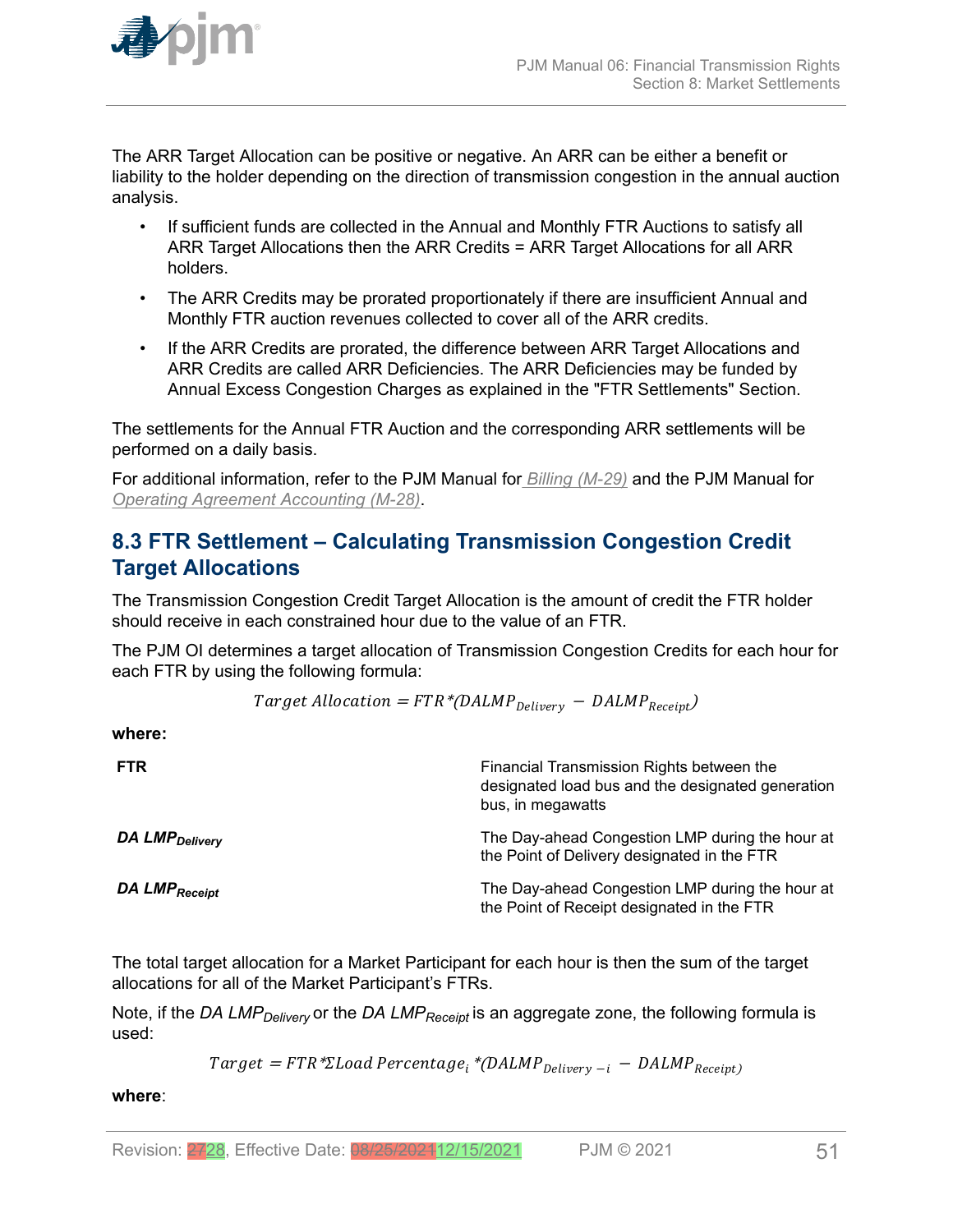The ARR Target Allocation can be positive or negative. An ARR can be either a benefit or liability to the holder depending on the direction of transmission congestion in the annual auction analysis.

- If sufficient funds are collected in the Annual and Monthly FTR Auctions to satisfy all ARR Target Allocations then the ARR Credits = ARR Target Allocations for all ARR holders.
- The ARR Credits may be prorated proportionately if there are insufficient Annual and Monthly FTR auction revenues collected to cover all of the ARR credits.
- If the ARR Credits are prorated, the difference between ARR Target Allocations and ARR Credits are called ARR Deficiencies. The ARR Deficiencies may be funded by Annual Excess Congestion Charges as explained in the "FTR Settlements" Section.

The settlements for the Annual FTR Auction and the corresponding ARR settlements will be performed on a daily basis.

For additional information, refer to the PJM Manual for Billing (M-29) and the PJM Manual for Operating Agreement Accounting (M-28).

## 8.3 FTR Settlement – Calculating Transmission Congestion Credit Target Allocations

The Transmission Congestion Credit Target Allocation is the amount of credit the FTR holder should receive in each constrained hour due to the value of an FTR.

The PJM OI determines a target allocation of Transmission Congestion Credits for each hour for each FTR by using the following formula:

$$Target\ Allocation = FTR * (DALMP_{Delivery} - DALMP_{Receipt})$$

**where:**

| | |
|---|---|
| **FTR** | Financial Transmission Rights between the designated load bus and the designated generation bus, in megawatts |
| ***DA LMP$_{Delivery}$*** | The Day-ahead Congestion LMP during the hour at the Point of Delivery designated in the FTR |
| ***DA LMP$_{Receipt}$*** | The Day-ahead Congestion LMP during the hour at the Point of Receipt designated in the FTR |

The total target allocation for a Market Participant for each hour is then the sum of the target allocations for all of the Market Participant's FTRs.

Note, if the *DA LMP$_{Delivery}$* or the *DA LMP$_{Receipt}$* is an aggregate zone, the following formula is used:

$$Target = FTR * \Sigma Load\ Percentage_i * (DALMP_{Delivery-i} - DALMP_{Receipt})$$

**where**: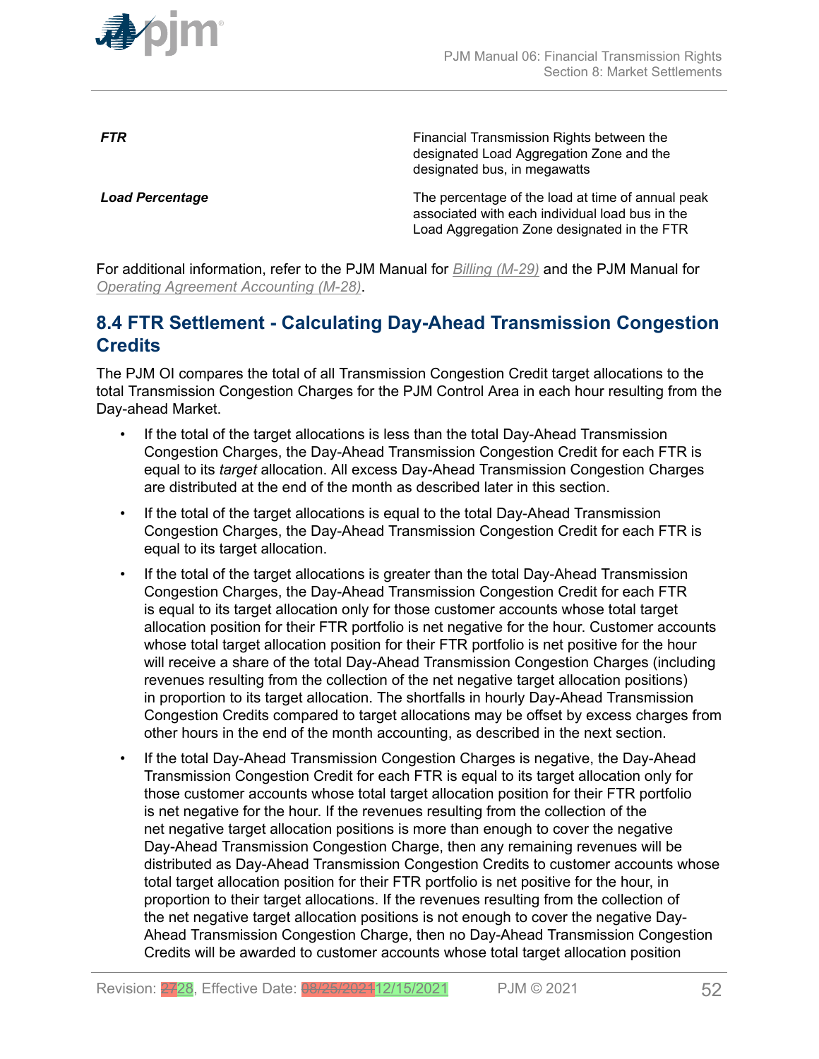| | |
|---|---|
| ***FTR*** | Financial Transmission Rights between the designated Load Aggregation Zone and the designated bus, in megawatts |
| ***Load Percentage*** | The percentage of the load at time of annual peak associated with each individual load bus in the Load Aggregation Zone designated in the FTR |

For additional information, refer to the PJM Manual for *Billing (M-29)* and the PJM Manual for *Operating Agreement Accounting (M-28)*.

## 8.4 FTR Settlement - Calculating Day-Ahead Transmission Congestion Credits

The PJM OI compares the total of all Transmission Congestion Credit target allocations to the total Transmission Congestion Charges for the PJM Control Area in each hour resulting from the Day-ahead Market.

- If the total of the target allocations is less than the total Day-Ahead Transmission Congestion Charges, the Day-Ahead Transmission Congestion Credit for each FTR is equal to its *target* allocation. All excess Day-Ahead Transmission Congestion Charges are distributed at the end of the month as described later in this section.
- If the total of the target allocations is equal to the total Day-Ahead Transmission Congestion Charges, the Day-Ahead Transmission Congestion Credit for each FTR is equal to its target allocation.
- If the total of the target allocations is greater than the total Day-Ahead Transmission Congestion Charges, the Day-Ahead Transmission Congestion Credit for each FTR is equal to its target allocation only for those customer accounts whose total target allocation position for their FTR portfolio is net negative for the hour. Customer accounts whose total target allocation position for their FTR portfolio is net positive for the hour will receive a share of the total Day-Ahead Transmission Congestion Charges (including revenues resulting from the collection of the net negative target allocation positions) in proportion to its target allocation. The shortfalls in hourly Day-Ahead Transmission Congestion Credits compared to target allocations may be offset by excess charges from other hours in the end of the month accounting, as described in the next section.
- If the total Day-Ahead Transmission Congestion Charges is negative, the Day-Ahead Transmission Congestion Credit for each FTR is equal to its target allocation only for those customer accounts whose total target allocation position for their FTR portfolio is net negative for the hour. If the revenues resulting from the collection of the net negative target allocation positions is more than enough to cover the negative Day-Ahead Transmission Congestion Charge, then any remaining revenues will be distributed as Day-Ahead Transmission Congestion Credits to customer accounts whose total target allocation position for their FTR portfolio is net positive for the hour, in proportion to their target allocations. If the revenues resulting from the collection of the net negative target allocation positions is not enough to cover the negative Day-Ahead Transmission Congestion Charge, then no Day-Ahead Transmission Congestion Credits will be awarded to customer accounts whose total target allocation position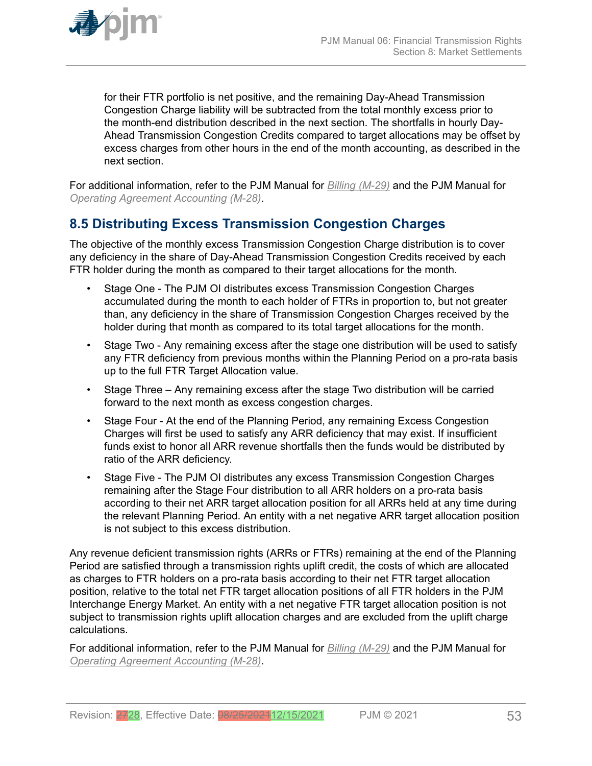for their FTR portfolio is net positive, and the remaining Day-Ahead Transmission Congestion Charge liability will be subtracted from the total monthly excess prior to the month-end distribution described in the next section. The shortfalls in hourly Day-Ahead Transmission Congestion Credits compared to target allocations may be offset by excess charges from other hours in the end of the month accounting, as described in the next section.

For additional information, refer to the PJM Manual for *Billing (M-29)* and the PJM Manual for *Operating Agreement Accounting (M-28)*.

## 8.5 Distributing Excess Transmission Congestion Charges

The objective of the monthly excess Transmission Congestion Charge distribution is to cover any deficiency in the share of Day-Ahead Transmission Congestion Credits received by each FTR holder during the month as compared to their target allocations for the month.

- Stage One - The PJM OI distributes excess Transmission Congestion Charges accumulated during the month to each holder of FTRs in proportion to, but not greater than, any deficiency in the share of Transmission Congestion Charges received by the holder during that month as compared to its total target allocations for the month.
- Stage Two - Any remaining excess after the stage one distribution will be used to satisfy any FTR deficiency from previous months within the Planning Period on a pro-rata basis up to the full FTR Target Allocation value.
- Stage Three – Any remaining excess after the stage Two distribution will be carried forward to the next month as excess congestion charges.
- Stage Four - At the end of the Planning Period, any remaining Excess Congestion Charges will first be used to satisfy any ARR deficiency that may exist. If insufficient funds exist to honor all ARR revenue shortfalls then the funds would be distributed by ratio of the ARR deficiency.
- Stage Five - The PJM OI distributes any excess Transmission Congestion Charges remaining after the Stage Four distribution to all ARR holders on a pro-rata basis according to their net ARR target allocation position for all ARRs held at any time during the relevant Planning Period. An entity with a net negative ARR target allocation position is not subject to this excess distribution.

Any revenue deficient transmission rights (ARRs or FTRs) remaining at the end of the Planning Period are satisfied through a transmission rights uplift credit, the costs of which are allocated as charges to FTR holders on a pro-rata basis according to their net FTR target allocation position, relative to the total net FTR target allocation positions of all FTR holders in the PJM Interchange Energy Market. An entity with a net negative FTR target allocation position is not subject to transmission rights uplift allocation charges and are excluded from the uplift charge calculations.

For additional information, refer to the PJM Manual for *Billing (M-29)* and the PJM Manual for *Operating Agreement Accounting (M-28)*.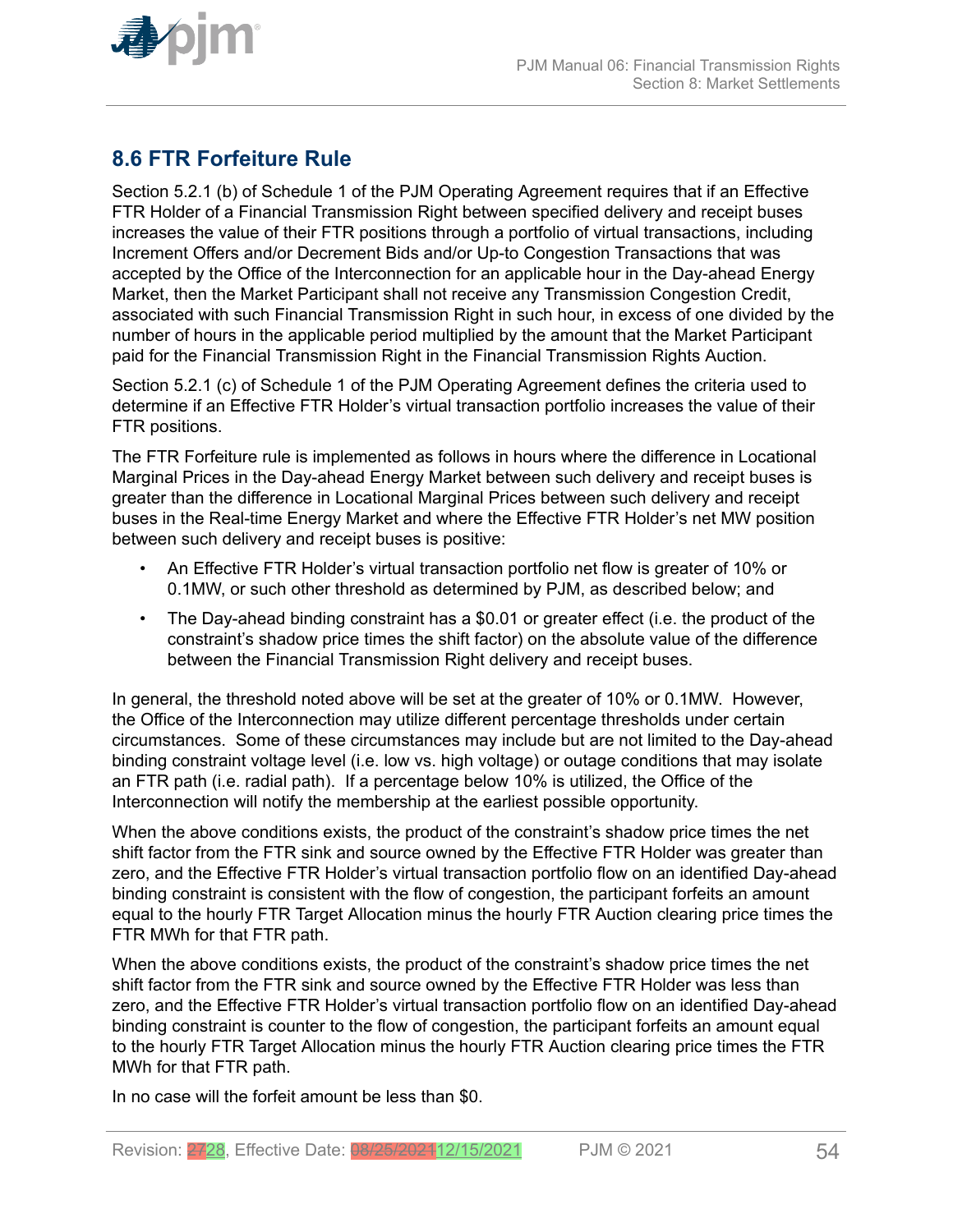## 8.6 FTR Forfeiture Rule

Section 5.2.1 (b) of Schedule 1 of the PJM Operating Agreement requires that if an Effective FTR Holder of a Financial Transmission Right between specified delivery and receipt buses increases the value of their FTR positions through a portfolio of virtual transactions, including Increment Offers and/or Decrement Bids and/or Up-to Congestion Transactions that was accepted by the Office of the Interconnection for an applicable hour in the Day-ahead Energy Market, then the Market Participant shall not receive any Transmission Congestion Credit, associated with such Financial Transmission Right in such hour, in excess of one divided by the number of hours in the applicable period multiplied by the amount that the Market Participant paid for the Financial Transmission Right in the Financial Transmission Rights Auction.

Section 5.2.1 (c) of Schedule 1 of the PJM Operating Agreement defines the criteria used to determine if an Effective FTR Holder's virtual transaction portfolio increases the value of their FTR positions.

The FTR Forfeiture rule is implemented as follows in hours where the difference in Locational Marginal Prices in the Day-ahead Energy Market between such delivery and receipt buses is greater than the difference in Locational Marginal Prices between such delivery and receipt buses in the Real-time Energy Market and where the Effective FTR Holder's net MW position between such delivery and receipt buses is positive:

- An Effective FTR Holder's virtual transaction portfolio net flow is greater of 10% or 0.1MW, or such other threshold as determined by PJM, as described below; and
- The Day-ahead binding constraint has a $0.01 or greater effect (i.e. the product of the constraint's shadow price times the shift factor) on the absolute value of the difference between the Financial Transmission Right delivery and receipt buses.

In general, the threshold noted above will be set at the greater of 10% or 0.1MW. However, the Office of the Interconnection may utilize different percentage thresholds under certain circumstances. Some of these circumstances may include but are not limited to the Day-ahead binding constraint voltage level (i.e. low vs. high voltage) or outage conditions that may isolate an FTR path (i.e. radial path). If a percentage below 10% is utilized, the Office of the Interconnection will notify the membership at the earliest possible opportunity.

When the above conditions exists, the product of the constraint's shadow price times the net shift factor from the FTR sink and source owned by the Effective FTR Holder was greater than zero, and the Effective FTR Holder's virtual transaction portfolio flow on an identified Day-ahead binding constraint is consistent with the flow of congestion, the participant forfeits an amount equal to the hourly FTR Target Allocation minus the hourly FTR Auction clearing price times the FTR MWh for that FTR path.

When the above conditions exists, the product of the constraint's shadow price times the net shift factor from the FTR sink and source owned by the Effective FTR Holder was less than zero, and the Effective FTR Holder's virtual transaction portfolio flow on an identified Day-ahead binding constraint is counter to the flow of congestion, the participant forfeits an amount equal to the hourly FTR Target Allocation minus the hourly FTR Auction clearing price times the FTR MWh for that FTR path.

In no case will the forfeit amount be less than $0.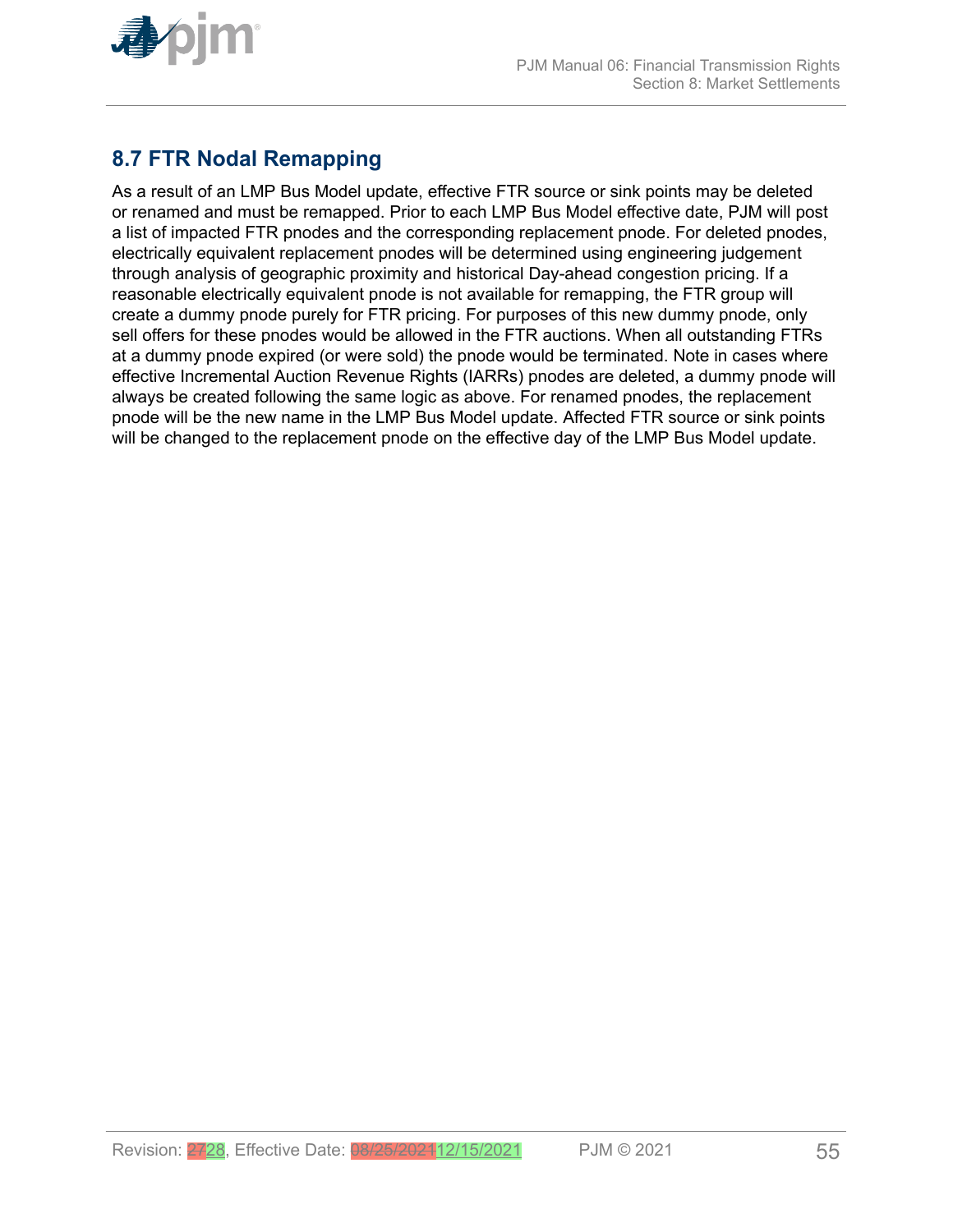## 8.7 FTR Nodal Remapping

As a result of an LMP Bus Model update, effective FTR source or sink points may be deleted or renamed and must be remapped. Prior to each LMP Bus Model effective date, PJM will post a list of impacted FTR pnodes and the corresponding replacement pnode. For deleted pnodes, electrically equivalent replacement pnodes will be determined using engineering judgement through analysis of geographic proximity and historical Day-ahead congestion pricing. If a reasonable electrically equivalent pnode is not available for remapping, the FTR group will create a dummy pnode purely for FTR pricing. For purposes of this new dummy pnode, only sell offers for these pnodes would be allowed in the FTR auctions. When all outstanding FTRs at a dummy pnode expired (or were sold) the pnode would be terminated. Note in cases where effective Incremental Auction Revenue Rights (IARRs) pnodes are deleted, a dummy pnode will always be created following the same logic as above. For renamed pnodes, the replacement pnode will be the new name in the LMP Bus Model update. Affected FTR source or sink points will be changed to the replacement pnode on the effective day of the LMP Bus Model update.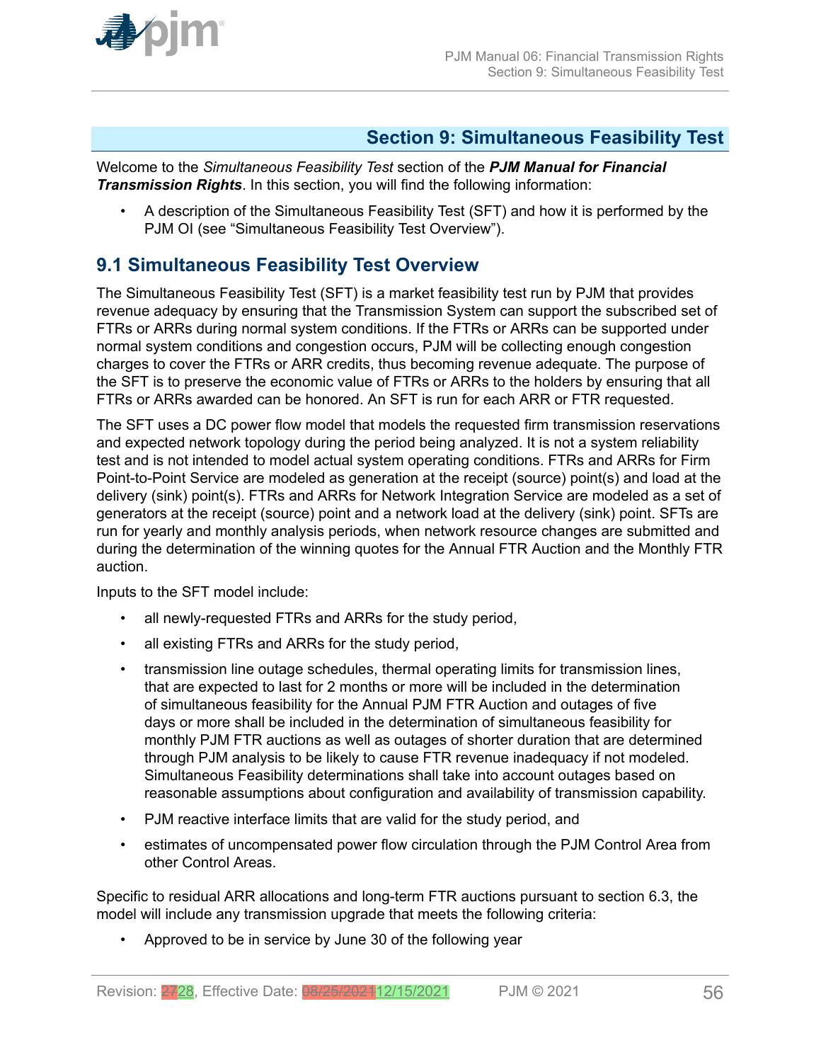# Section 9: Simultaneous Feasibility Test

Welcome to the *Simultaneous Feasibility Test* section of the ***PJM Manual for Financial Transmission Rights***. In this section, you will find the following information:

- A description of the Simultaneous Feasibility Test (SFT) and how it is performed by the PJM OI (see "Simultaneous Feasibility Test Overview").

## 9.1 Simultaneous Feasibility Test Overview

The Simultaneous Feasibility Test (SFT) is a market feasibility test run by PJM that provides revenue adequacy by ensuring that the Transmission System can support the subscribed set of FTRs or ARRs during normal system conditions. If the FTRs or ARRs can be supported under normal system conditions and congestion occurs, PJM will be collecting enough congestion charges to cover the FTRs or ARR credits, thus becoming revenue adequate. The purpose of the SFT is to preserve the economic value of FTRs or ARRs to the holders by ensuring that all FTRs or ARRs awarded can be honored. An SFT is run for each ARR or FTR requested.

The SFT uses a DC power flow model that models the requested firm transmission reservations and expected network topology during the period being analyzed. It is not a system reliability test and is not intended to model actual system operating conditions. FTRs and ARRs for Firm Point-to-Point Service are modeled as generation at the receipt (source) point(s) and load at the delivery (sink) point(s). FTRs and ARRs for Network Integration Service are modeled as a set of generators at the receipt (source) point and a network load at the delivery (sink) point. SFTs are run for yearly and monthly analysis periods, when network resource changes are submitted and during the determination of the winning quotes for the Annual FTR Auction and the Monthly FTR auction.

Inputs to the SFT model include:

- all newly-requested FTRs and ARRs for the study period,
- all existing FTRs and ARRs for the study period,
- transmission line outage schedules, thermal operating limits for transmission lines, that are expected to last for 2 months or more will be included in the determination of simultaneous feasibility for the Annual PJM FTR Auction and outages of five days or more shall be included in the determination of simultaneous feasibility for monthly PJM FTR auctions as well as outages of shorter duration that are determined through PJM analysis to be likely to cause FTR revenue inadequacy if not modeled. Simultaneous Feasibility determinations shall take into account outages based on reasonable assumptions about configuration and availability of transmission capability.
- PJM reactive interface limits that are valid for the study period, and
- estimates of uncompensated power flow circulation through the PJM Control Area from other Control Areas.

Specific to residual ARR allocations and long-term FTR auctions pursuant to section 6.3, the model will include any transmission upgrade that meets the following criteria:

- Approved to be in service by June 30 of the following year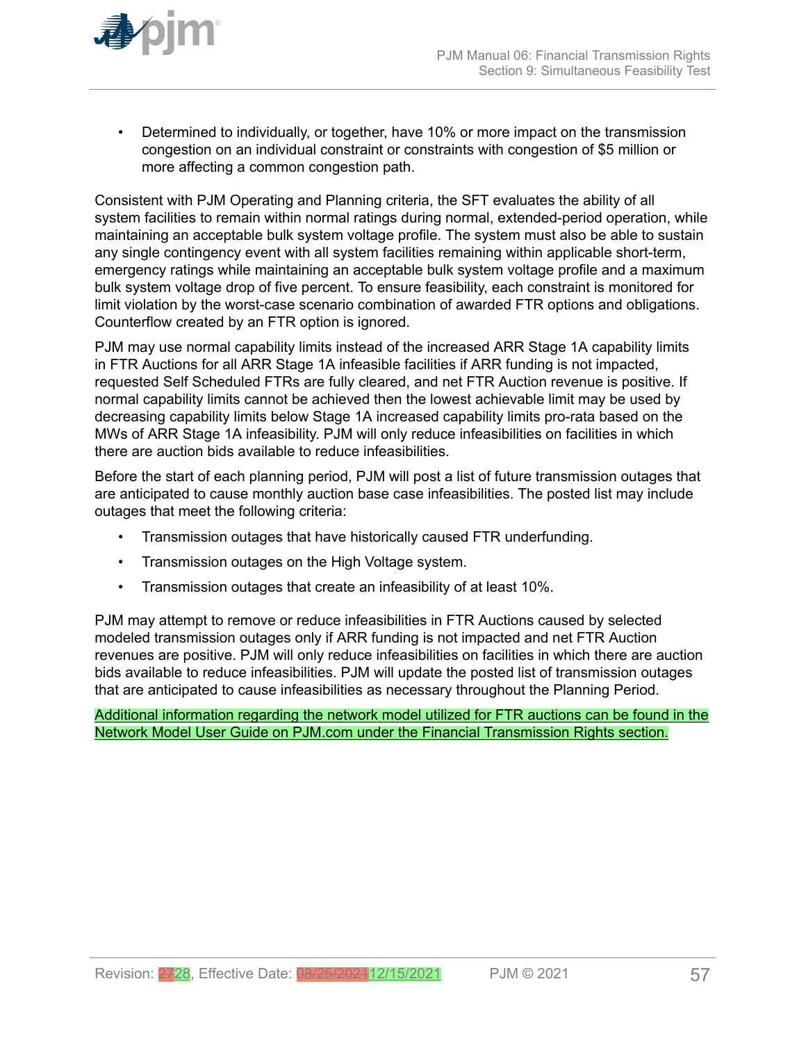- Determined to individually, or together, have 10% or more impact on the transmission congestion on an individual constraint or constraints with congestion of $5 million or more affecting a common congestion path.

Consistent with PJM Operating and Planning criteria, the SFT evaluates the ability of all system facilities to remain within normal ratings during normal, extended-period operation, while maintaining an acceptable bulk system voltage profile. The system must also be able to sustain any single contingency event with all system facilities remaining within applicable short-term, emergency ratings while maintaining an acceptable bulk system voltage profile and a maximum bulk system voltage drop of five percent. To ensure feasibility, each constraint is monitored for limit violation by the worst-case scenario combination of awarded FTR options and obligations. Counterflow created by an FTR option is ignored.

PJM may use normal capability limits instead of the increased ARR Stage 1A capability limits in FTR Auctions for all ARR Stage 1A infeasible facilities if ARR funding is not impacted, requested Self Scheduled FTRs are fully cleared, and net FTR Auction revenue is positive. If normal capability limits cannot be achieved then the lowest achievable limit may be used by decreasing capability limits below Stage 1A increased capability limits pro-rata based on the MWs of ARR Stage 1A infeasibility. PJM will only reduce infeasibilities on facilities in which there are auction bids available to reduce infeasibilities.

Before the start of each planning period, PJM will post a list of future transmission outages that are anticipated to cause monthly auction base case infeasibilities. The posted list may include outages that meet the following criteria:

- Transmission outages that have historically caused FTR underfunding.
- Transmission outages on the High Voltage system.
- Transmission outages that create an infeasibility of at least 10%.

PJM may attempt to remove or reduce infeasibilities in FTR Auctions caused by selected modeled transmission outages only if ARR funding is not impacted and net FTR Auction revenues are positive. PJM will only reduce infeasibilities on facilities in which there are auction bids available to reduce infeasibilities. PJM will update the posted list of transmission outages that are anticipated to cause infeasibilities as necessary throughout the Planning Period.

Additional information regarding the network model utilized for FTR auctions can be found in the Network Model User Guide on PJM.com under the Financial Transmission Rights section.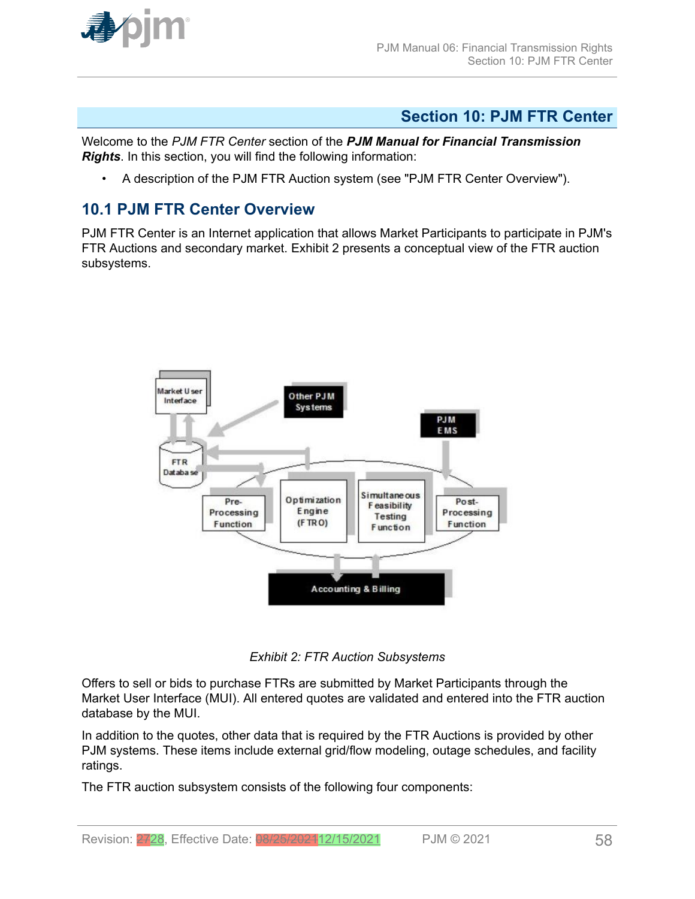## Section 10: PJM FTR Center

Welcome to the *PJM FTR Center* section of the ***PJM Manual for Financial Transmission Rights***. In this section, you will find the following information:

- A description of the PJM FTR Auction system (see "PJM FTR Center Overview").

## 10.1 PJM FTR Center Overview

PJM FTR Center is an Internet application that allows Market Participants to participate in PJM's FTR Auctions and secondary market. Exhibit 2 presents a conceptual view of the FTR auction subsystems.

*Exhibit 2: FTR Auction Subsystems*

Offers to sell or bids to purchase FTRs are submitted by Market Participants through the Market User Interface (MUI). All entered quotes are validated and entered into the FTR auction database by the MUI.

In addition to the quotes, other data that is required by the FTR Auctions is provided by other PJM systems. These items include external grid/flow modeling, outage schedules, and facility ratings.

The FTR auction subsystem consists of the following four components: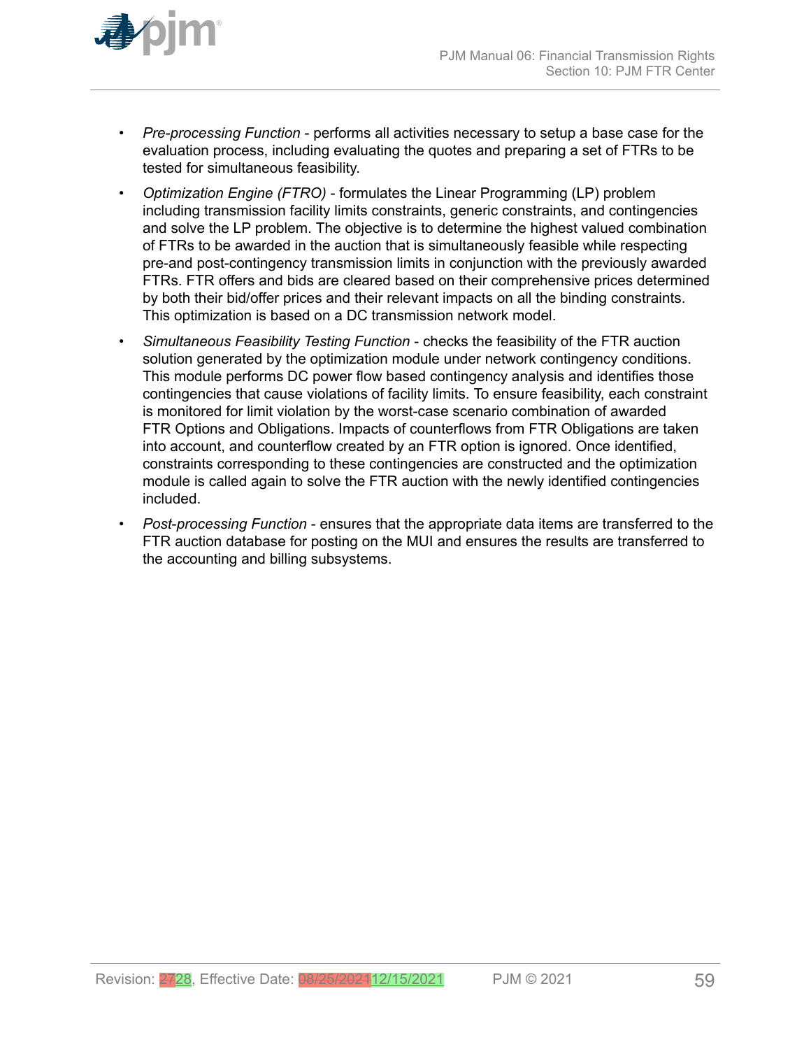- *Pre-processing Function* - performs all activities necessary to setup a base case for the evaluation process, including evaluating the quotes and preparing a set of FTRs to be tested for simultaneous feasibility.
- *Optimization Engine (FTRO)* - formulates the Linear Programming (LP) problem including transmission facility limits constraints, generic constraints, and contingencies and solve the LP problem. The objective is to determine the highest valued combination of FTRs to be awarded in the auction that is simultaneously feasible while respecting pre-and post-contingency transmission limits in conjunction with the previously awarded FTRs. FTR offers and bids are cleared based on their comprehensive prices determined by both their bid/offer prices and their relevant impacts on all the binding constraints. This optimization is based on a DC transmission network model.
- *Simultaneous Feasibility Testing Function* - checks the feasibility of the FTR auction solution generated by the optimization module under network contingency conditions. This module performs DC power flow based contingency analysis and identifies those contingencies that cause violations of facility limits. To ensure feasibility, each constraint is monitored for limit violation by the worst-case scenario combination of awarded FTR Options and Obligations. Impacts of counterflows from FTR Obligations are taken into account, and counterflow created by an FTR option is ignored. Once identified, constraints corresponding to these contingencies are constructed and the optimization module is called again to solve the FTR auction with the newly identified contingencies included.
- *Post-processing Function* - ensures that the appropriate data items are transferred to the FTR auction database for posting on the MUI and ensures the results are transferred to the accounting and billing subsystems.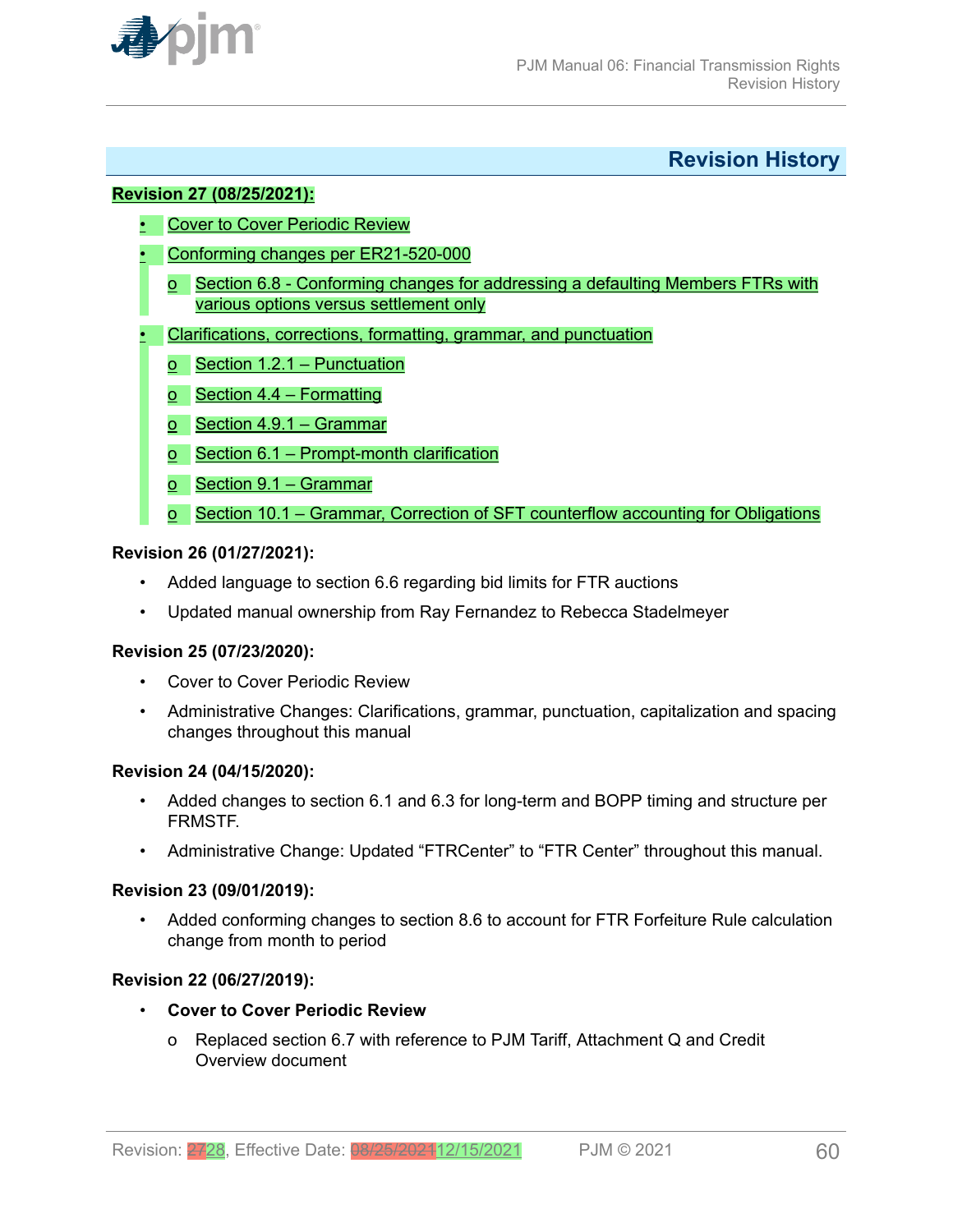## Revision History

**Revision 27 (08/25/2021):**

- Cover to Cover Periodic Review
- Conforming changes per ER21-520-000
  - Section 6.8 - Conforming changes for addressing a defaulting Members FTRs with various options versus settlement only
- Clarifications, corrections, formatting, grammar, and punctuation
  - Section 1.2.1 – Punctuation
  - Section 4.4 – Formatting
  - Section 4.9.1 – Grammar
  - Section 6.1 – Prompt-month clarification
  - Section 9.1 – Grammar
  - Section 10.1 – Grammar, Correction of SFT counterflow accounting for Obligations

**Revision 26 (01/27/2021):**

- Added language to section 6.6 regarding bid limits for FTR auctions
- Updated manual ownership from Ray Fernandez to Rebecca Stadelmeyer

**Revision 25 (07/23/2020):**

- Cover to Cover Periodic Review
- Administrative Changes: Clarifications, grammar, punctuation, capitalization and spacing changes throughout this manual

**Revision 24 (04/15/2020):**

- Added changes to section 6.1 and 6.3 for long-term and BOPP timing and structure per FRMSTF.
- Administrative Change: Updated "FTRCenter" to "FTR Center" throughout this manual.

**Revision 23 (09/01/2019):**

- Added conforming changes to section 8.6 to account for FTR Forfeiture Rule calculation change from month to period

**Revision 22 (06/27/2019):**

- **Cover to Cover Periodic Review**
  - Replaced section 6.7 with reference to PJM Tariff, Attachment Q and Credit Overview document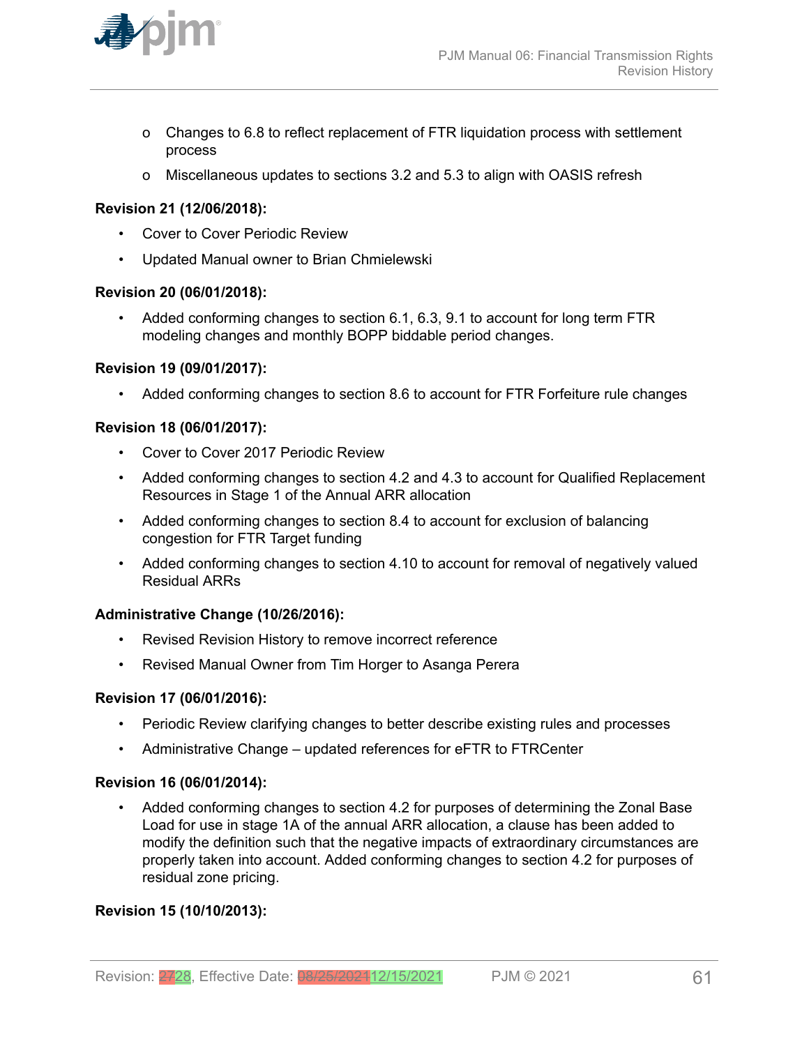- Changes to 6.8 to reflect replacement of FTR liquidation process with settlement process
- Miscellaneous updates to sections 3.2 and 5.3 to align with OASIS refresh

**Revision 21 (12/06/2018):**

- Cover to Cover Periodic Review
- Updated Manual owner to Brian Chmielewski

**Revision 20 (06/01/2018):**

- Added conforming changes to section 6.1, 6.3, 9.1 to account for long term FTR modeling changes and monthly BOPP biddable period changes.

**Revision 19 (09/01/2017):**

- Added conforming changes to section 8.6 to account for FTR Forfeiture rule changes

**Revision 18 (06/01/2017):**

- Cover to Cover 2017 Periodic Review
- Added conforming changes to section 4.2 and 4.3 to account for Qualified Replacement Resources in Stage 1 of the Annual ARR allocation
- Added conforming changes to section 8.4 to account for exclusion of balancing congestion for FTR Target funding
- Added conforming changes to section 4.10 to account for removal of negatively valued Residual ARRs

**Administrative Change (10/26/2016):**

- Revised Revision History to remove incorrect reference
- Revised Manual Owner from Tim Horger to Asanga Perera

**Revision 17 (06/01/2016):**

- Periodic Review clarifying changes to better describe existing rules and processes
- Administrative Change – updated references for eFTR to FTRCenter

**Revision 16 (06/01/2014):**

- Added conforming changes to section 4.2 for purposes of determining the Zonal Base Load for use in stage 1A of the annual ARR allocation, a clause has been added to modify the definition such that the negative impacts of extraordinary circumstances are properly taken into account. Added conforming changes to section 4.2 for purposes of residual zone pricing.

**Revision 15 (10/10/2013):**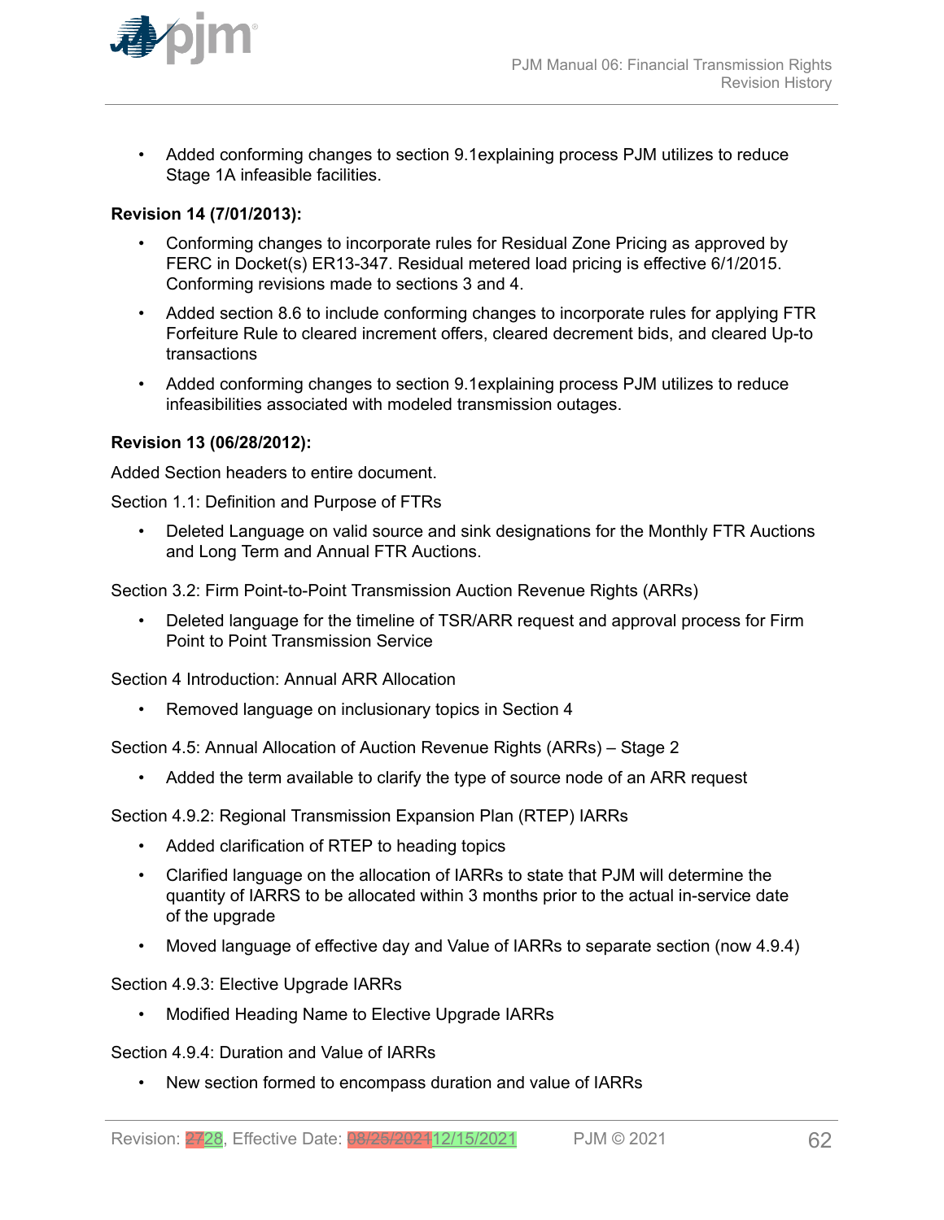- Added conforming changes to section 9.1explaining process PJM utilizes to reduce Stage 1A infeasible facilities.

**Revision 14 (7/01/2013):**

- Conforming changes to incorporate rules for Residual Zone Pricing as approved by FERC in Docket(s) ER13-347. Residual metered load pricing is effective 6/1/2015. Conforming revisions made to sections 3 and 4.
- Added section 8.6 to include conforming changes to incorporate rules for applying FTR Forfeiture Rule to cleared increment offers, cleared decrement bids, and cleared Up-to transactions
- Added conforming changes to section 9.1explaining process PJM utilizes to reduce infeasibilities associated with modeled transmission outages.

**Revision 13 (06/28/2012):**

Added Section headers to entire document.

Section 1.1: Definition and Purpose of FTRs

- Deleted Language on valid source and sink designations for the Monthly FTR Auctions and Long Term and Annual FTR Auctions.

Section 3.2: Firm Point-to-Point Transmission Auction Revenue Rights (ARRs)

- Deleted language for the timeline of TSR/ARR request and approval process for Firm Point to Point Transmission Service

Section 4 Introduction: Annual ARR Allocation

- Removed language on inclusionary topics in Section 4

Section 4.5: Annual Allocation of Auction Revenue Rights (ARRs) – Stage 2

- Added the term available to clarify the type of source node of an ARR request

Section 4.9.2: Regional Transmission Expansion Plan (RTEP) IARRs

- Added clarification of RTEP to heading topics
- Clarified language on the allocation of IARRs to state that PJM will determine the quantity of IARRS to be allocated within 3 months prior to the actual in-service date of the upgrade
- Moved language of effective day and Value of IARRs to separate section (now 4.9.4)

Section 4.9.3: Elective Upgrade IARRs

- Modified Heading Name to Elective Upgrade IARRs

Section 4.9.4: Duration and Value of IARRs

- New section formed to encompass duration and value of IARRs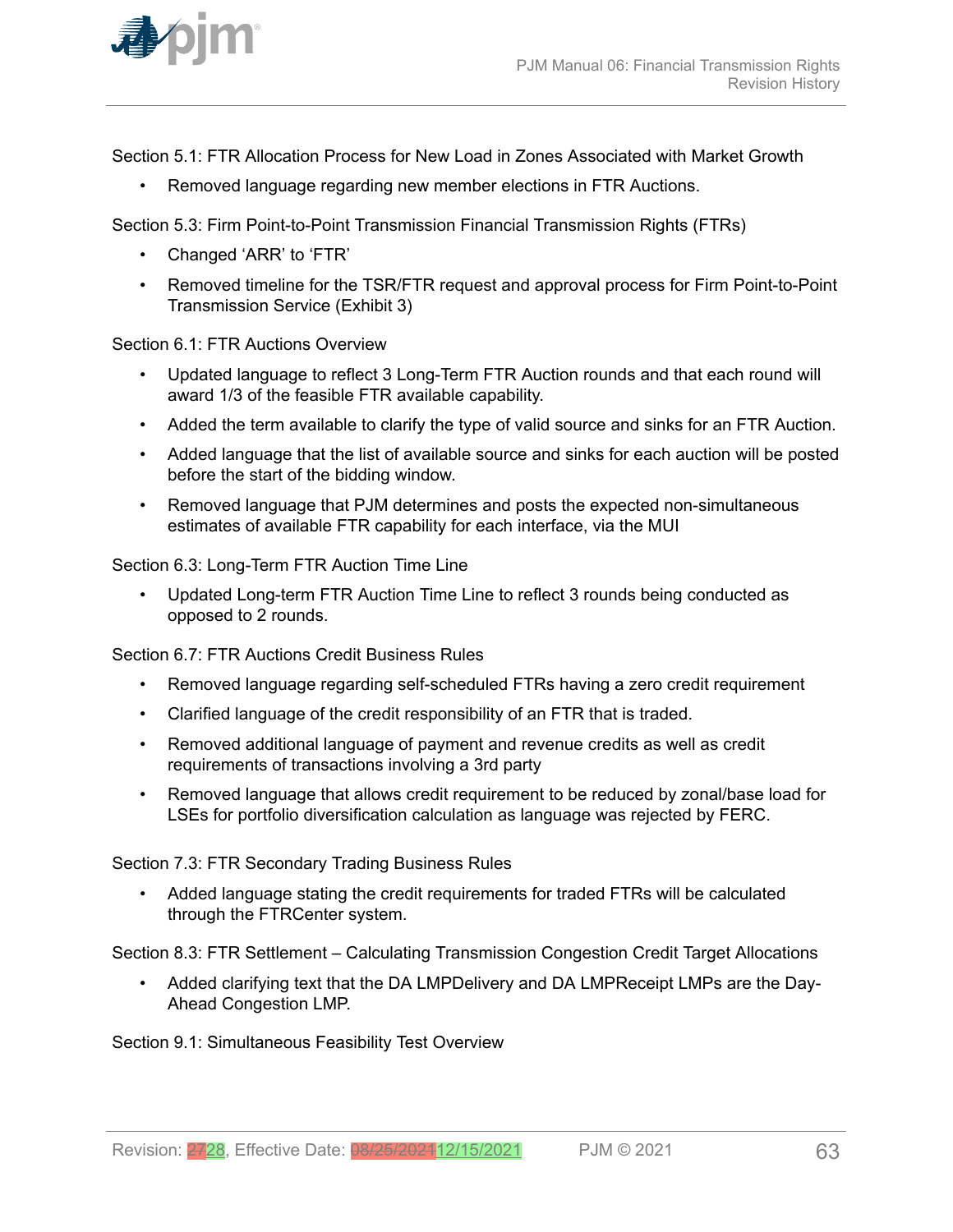Section 5.1: FTR Allocation Process for New Load in Zones Associated with Market Growth

- Removed language regarding new member elections in FTR Auctions.

Section 5.3: Firm Point-to-Point Transmission Financial Transmission Rights (FTRs)

- Changed 'ARR' to 'FTR'
- Removed timeline for the TSR/FTR request and approval process for Firm Point-to-Point Transmission Service (Exhibit 3)

Section 6.1: FTR Auctions Overview

- Updated language to reflect 3 Long-Term FTR Auction rounds and that each round will award 1/3 of the feasible FTR available capability.
- Added the term available to clarify the type of valid source and sinks for an FTR Auction.
- Added language that the list of available source and sinks for each auction will be posted before the start of the bidding window.
- Removed language that PJM determines and posts the expected non-simultaneous estimates of available FTR capability for each interface, via the MUI

Section 6.3: Long-Term FTR Auction Time Line

- Updated Long-term FTR Auction Time Line to reflect 3 rounds being conducted as opposed to 2 rounds.

Section 6.7: FTR Auctions Credit Business Rules

- Removed language regarding self-scheduled FTRs having a zero credit requirement
- Clarified language of the credit responsibility of an FTR that is traded.
- Removed additional language of payment and revenue credits as well as credit requirements of transactions involving a 3rd party
- Removed language that allows credit requirement to be reduced by zonal/base load for LSEs for portfolio diversification calculation as language was rejected by FERC.

Section 7.3: FTR Secondary Trading Business Rules

- Added language stating the credit requirements for traded FTRs will be calculated through the FTRCenter system.

Section 8.3: FTR Settlement – Calculating Transmission Congestion Credit Target Allocations

- Added clarifying text that the DA LMPDelivery and DA LMPReceipt LMPs are the Day-Ahead Congestion LMP.

Section 9.1: Simultaneous Feasibility Test Overview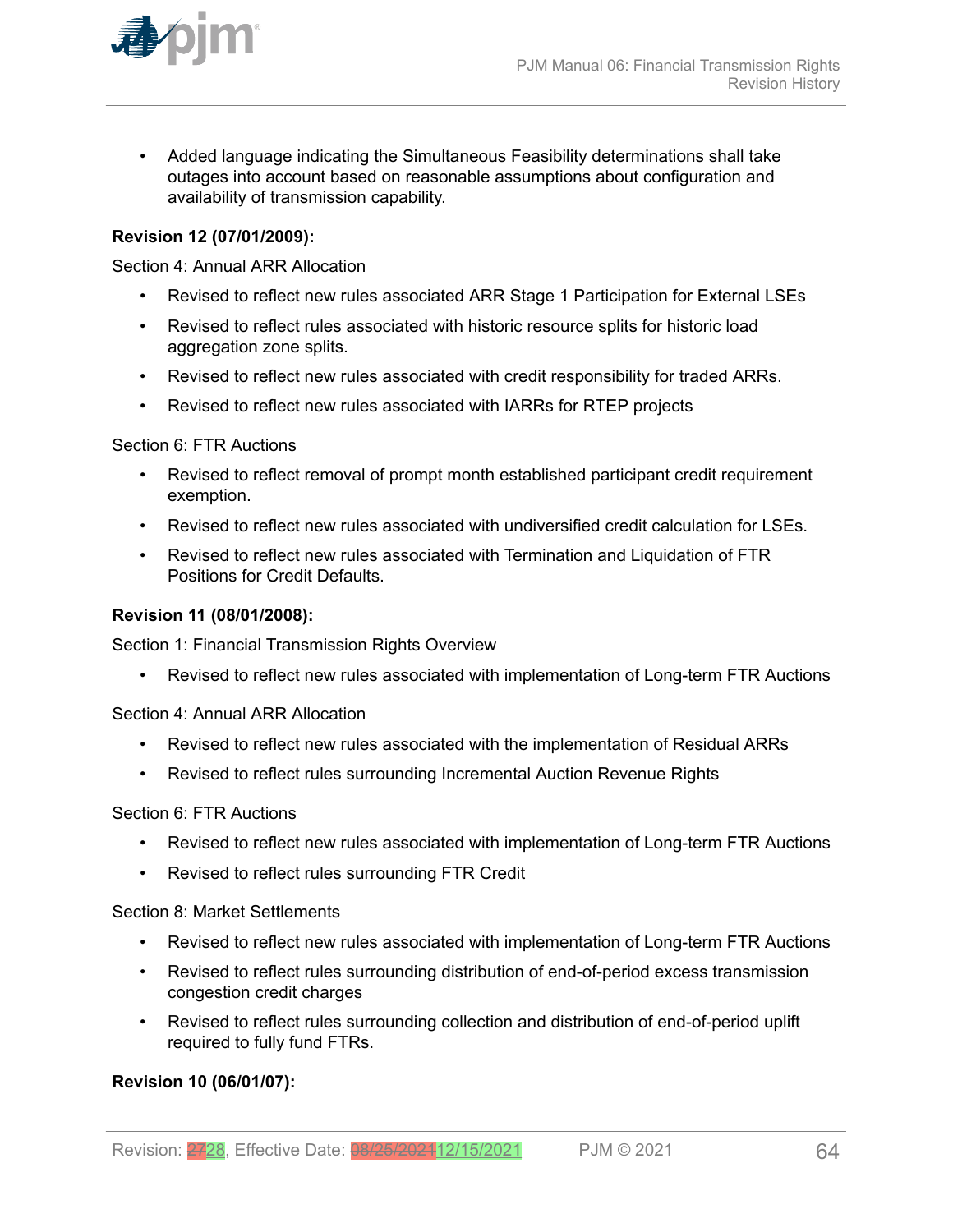- Added language indicating the Simultaneous Feasibility determinations shall take outages into account based on reasonable assumptions about configuration and availability of transmission capability.

**Revision 12 (07/01/2009):**

Section 4: Annual ARR Allocation

- Revised to reflect new rules associated ARR Stage 1 Participation for External LSEs
- Revised to reflect rules associated with historic resource splits for historic load aggregation zone splits.
- Revised to reflect new rules associated with credit responsibility for traded ARRs.
- Revised to reflect new rules associated with IARRs for RTEP projects

Section 6: FTR Auctions

- Revised to reflect removal of prompt month established participant credit requirement exemption.
- Revised to reflect new rules associated with undiversified credit calculation for LSEs.
- Revised to reflect new rules associated with Termination and Liquidation of FTR Positions for Credit Defaults.

**Revision 11 (08/01/2008):**

Section 1: Financial Transmission Rights Overview

- Revised to reflect new rules associated with implementation of Long-term FTR Auctions

Section 4: Annual ARR Allocation

- Revised to reflect new rules associated with the implementation of Residual ARRs
- Revised to reflect rules surrounding Incremental Auction Revenue Rights

Section 6: FTR Auctions

- Revised to reflect new rules associated with implementation of Long-term FTR Auctions
- Revised to reflect rules surrounding FTR Credit

Section 8: Market Settlements

- Revised to reflect new rules associated with implementation of Long-term FTR Auctions
- Revised to reflect rules surrounding distribution of end-of-period excess transmission congestion credit charges
- Revised to reflect rules surrounding collection and distribution of end-of-period uplift required to fully fund FTRs.

**Revision 10 (06/01/07):**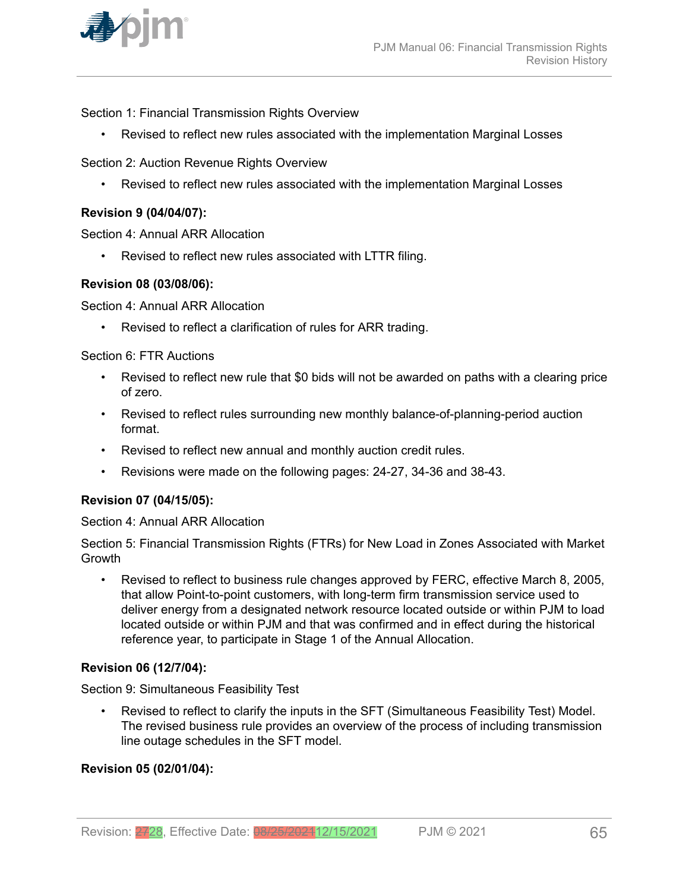Section 1: Financial Transmission Rights Overview

- Revised to reflect new rules associated with the implementation Marginal Losses

Section 2: Auction Revenue Rights Overview

- Revised to reflect new rules associated with the implementation Marginal Losses

**Revision 9 (04/04/07):**

Section 4: Annual ARR Allocation

- Revised to reflect new rules associated with LTTR filing.

**Revision 08 (03/08/06):**

Section 4: Annual ARR Allocation

- Revised to reflect a clarification of rules for ARR trading.

Section 6: FTR Auctions

- Revised to reflect new rule that $0 bids will not be awarded on paths with a clearing price of zero.
- Revised to reflect rules surrounding new monthly balance-of-planning-period auction format.
- Revised to reflect new annual and monthly auction credit rules.
- Revisions were made on the following pages: 24-27, 34-36 and 38-43.

**Revision 07 (04/15/05):**

Section 4: Annual ARR Allocation

Section 5: Financial Transmission Rights (FTRs) for New Load in Zones Associated with Market Growth

- Revised to reflect to business rule changes approved by FERC, effective March 8, 2005, that allow Point-to-point customers, with long-term firm transmission service used to deliver energy from a designated network resource located outside or within PJM to load located outside or within PJM and that was confirmed and in effect during the historical reference year, to participate in Stage 1 of the Annual Allocation.

**Revision 06 (12/7/04):**

Section 9: Simultaneous Feasibility Test

- Revised to reflect to clarify the inputs in the SFT (Simultaneous Feasibility Test) Model. The revised business rule provides an overview of the process of including transmission line outage schedules in the SFT model.

**Revision 05 (02/01/04):**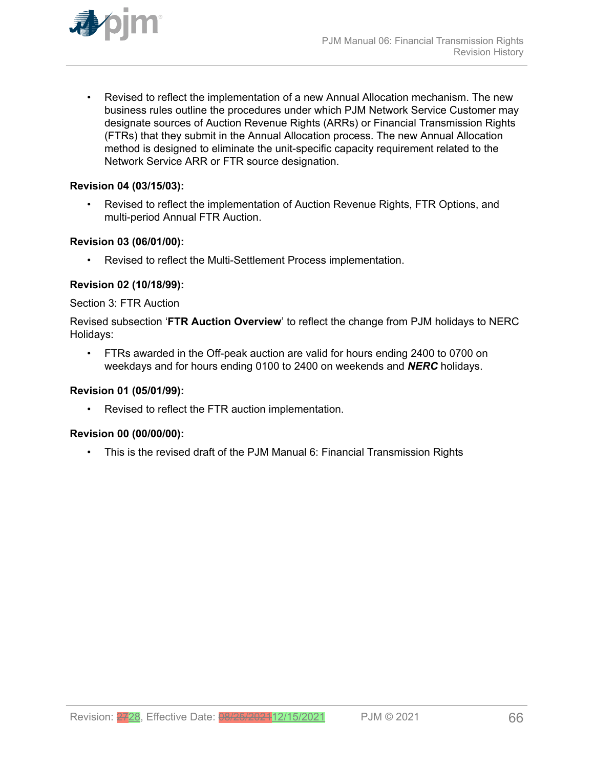- Revised to reflect the implementation of a new Annual Allocation mechanism. The new business rules outline the procedures under which PJM Network Service Customer may designate sources of Auction Revenue Rights (ARRs) or Financial Transmission Rights (FTRs) that they submit in the Annual Allocation process. The new Annual Allocation method is designed to eliminate the unit-specific capacity requirement related to the Network Service ARR or FTR source designation.

**Revision 04 (03/15/03):**

- Revised to reflect the implementation of Auction Revenue Rights, FTR Options, and multi-period Annual FTR Auction.

**Revision 03 (06/01/00):**

- Revised to reflect the Multi-Settlement Process implementation.

**Revision 02 (10/18/99):**

Section 3: FTR Auction

Revised subsection '**FTR Auction Overview**' to reflect the change from PJM holidays to NERC Holidays:

- FTRs awarded in the Off-peak auction are valid for hours ending 2400 to 0700 on weekdays and for hours ending 0100 to 2400 on weekends and ***NERC*** holidays.

**Revision 01 (05/01/99):**

- Revised to reflect the FTR auction implementation.

**Revision 00 (00/00/00):**

- This is the revised draft of the PJM Manual 6: Financial Transmission Rights